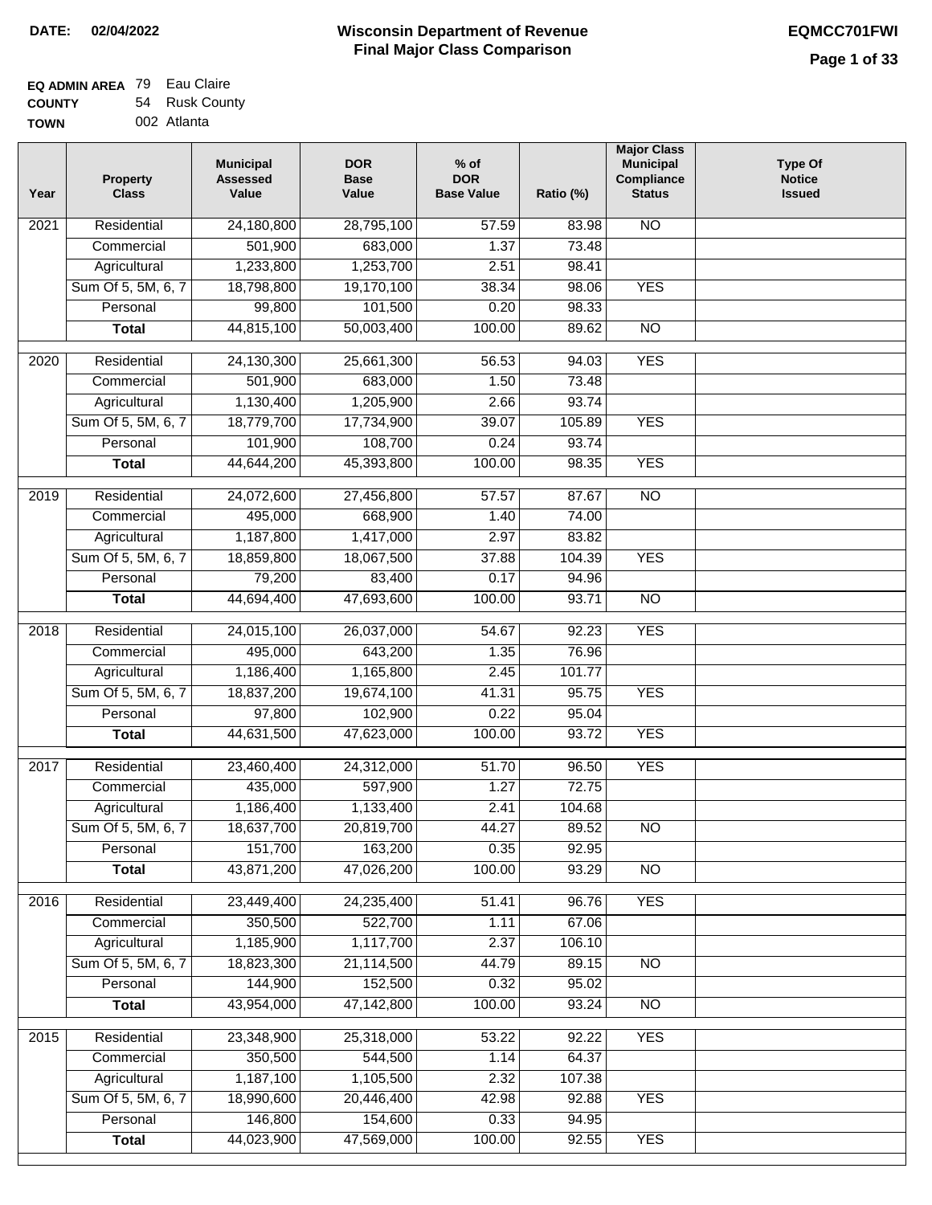**DATE: 02/04/2022**

# Wisconsin Department of Revenue
## Final Major Class Comparison

**EQMCC701FWI**

**EQ ADMIN AREA** 79 Eau Claire
**COUNTY** 54 Rusk County
**TOWN** 002 Atlanta

| Year | Property Class | Municipal Assessed Value | DOR Base Value | % of DOR Base Value | Ratio (%) | Major Class Municipal Compliance Status | Type Of Notice Issued |
|---|---|---|---|---|---|---|---|
| 2021 | Residential | 24,180,800 | 28,795,100 | 57.59 | 83.98 | NO | |
| | Commercial | 501,900 | 683,000 | 1.37 | 73.48 | | |
| | Agricultural | 1,233,800 | 1,253,700 | 2.51 | 98.41 | | |
| | Sum Of 5, 5M, 6, 7 | 18,798,800 | 19,170,100 | 38.34 | 98.06 | YES | |
| | Personal | 99,800 | 101,500 | 0.20 | 98.33 | | |
| | **Total** | 44,815,100 | 50,003,400 | 100.00 | 89.62 | NO | |
| 2020 | Residential | 24,130,300 | 25,661,300 | 56.53 | 94.03 | YES | |
| | Commercial | 501,900 | 683,000 | 1.50 | 73.48 | | |
| | Agricultural | 1,130,400 | 1,205,900 | 2.66 | 93.74 | | |
| | Sum Of 5, 5M, 6, 7 | 18,779,700 | 17,734,900 | 39.07 | 105.89 | YES | |
| | Personal | 101,900 | 108,700 | 0.24 | 93.74 | | |
| | **Total** | 44,644,200 | 45,393,800 | 100.00 | 98.35 | YES | |
| 2019 | Residential | 24,072,600 | 27,456,800 | 57.57 | 87.67 | NO | |
| | Commercial | 495,000 | 668,900 | 1.40 | 74.00 | | |
| | Agricultural | 1,187,800 | 1,417,000 | 2.97 | 83.82 | | |
| | Sum Of 5, 5M, 6, 7 | 18,859,800 | 18,067,500 | 37.88 | 104.39 | YES | |
| | Personal | 79,200 | 83,400 | 0.17 | 94.96 | | |
| | **Total** | 44,694,400 | 47,693,600 | 100.00 | 93.71 | NO | |
| 2018 | Residential | 24,015,100 | 26,037,000 | 54.67 | 92.23 | YES | |
| | Commercial | 495,000 | 643,200 | 1.35 | 76.96 | | |
| | Agricultural | 1,186,400 | 1,165,800 | 2.45 | 101.77 | | |
| | Sum Of 5, 5M, 6, 7 | 18,837,200 | 19,674,100 | 41.31 | 95.75 | YES | |
| | Personal | 97,800 | 102,900 | 0.22 | 95.04 | | |
| | **Total** | 44,631,500 | 47,623,000 | 100.00 | 93.72 | YES | |
| 2017 | Residential | 23,460,400 | 24,312,000 | 51.70 | 96.50 | YES | |
| | Commercial | 435,000 | 597,900 | 1.27 | 72.75 | | |
| | Agricultural | 1,186,400 | 1,133,400 | 2.41 | 104.68 | | |
| | Sum Of 5, 5M, 6, 7 | 18,637,700 | 20,819,700 | 44.27 | 89.52 | NO | |
| | Personal | 151,700 | 163,200 | 0.35 | 92.95 | | |
| | **Total** | 43,871,200 | 47,026,200 | 100.00 | 93.29 | NO | |
| 2016 | Residential | 23,449,400 | 24,235,400 | 51.41 | 96.76 | YES | |
| | Commercial | 350,500 | 522,700 | 1.11 | 67.06 | | |
| | Agricultural | 1,185,900 | 1,117,700 | 2.37 | 106.10 | | |
| | Sum Of 5, 5M, 6, 7 | 18,823,300 | 21,114,500 | 44.79 | 89.15 | NO | |
| | Personal | 144,900 | 152,500 | 0.32 | 95.02 | | |
| | **Total** | 43,954,000 | 47,142,800 | 100.00 | 93.24 | NO | |
| 2015 | Residential | 23,348,900 | 25,318,000 | 53.22 | 92.22 | YES | |
| | Commercial | 350,500 | 544,500 | 1.14 | 64.37 | | |
| | Agricultural | 1,187,100 | 1,105,500 | 2.32 | 107.38 | | |
| | Sum Of 5, 5M, 6, 7 | 18,990,600 | 20,446,400 | 42.98 | 92.88 | YES | |
| | Personal | 146,800 | 154,600 | 0.33 | 94.95 | | |
| | **Total** | 44,023,900 | 47,569,000 | 100.00 | 92.55 | YES | |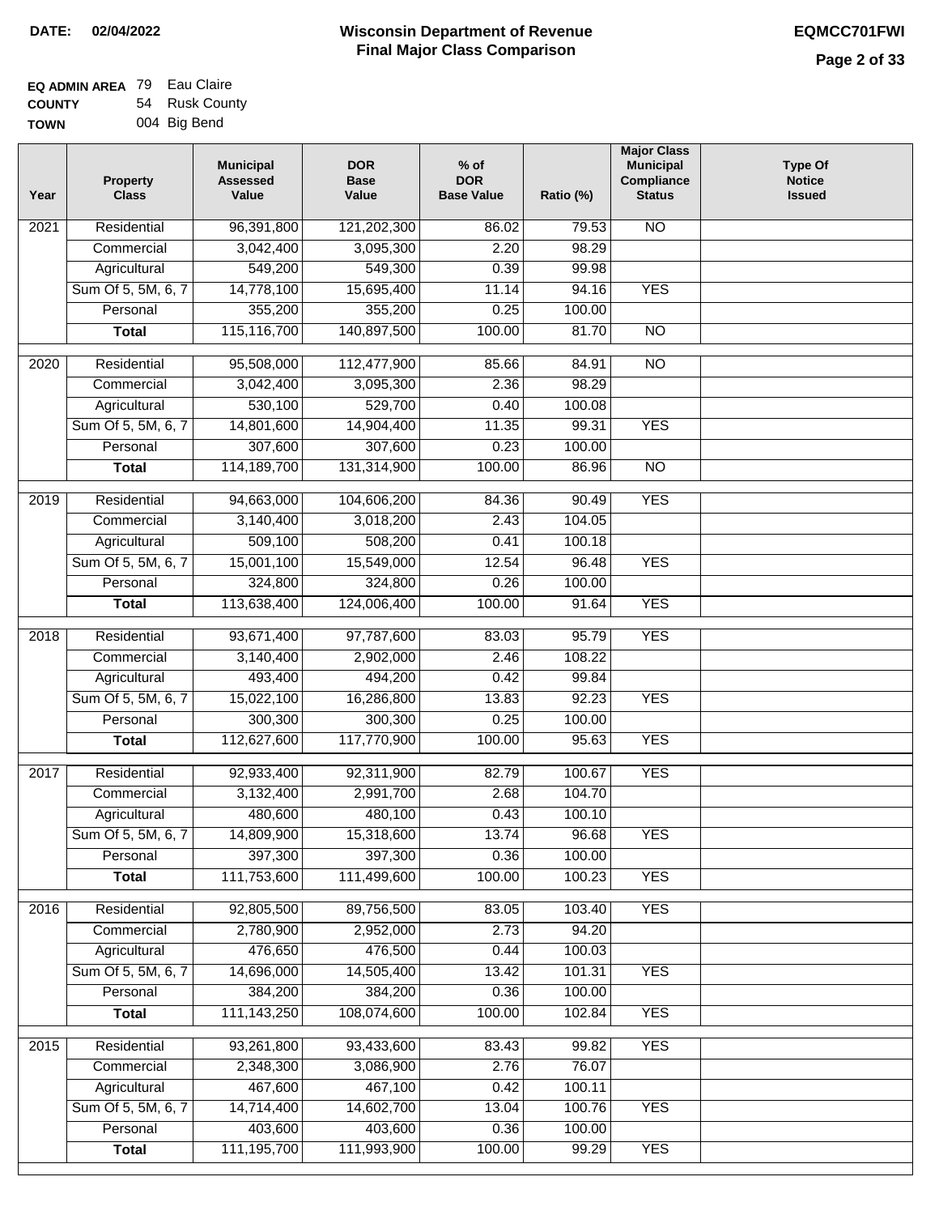**DATE: 02/04/2022**

# Wisconsin Department of Revenue
## Final Major Class Comparison

**EQMCC701FWI**

**EQ ADMIN AREA** 79 Eau Claire
**COUNTY** 54 Rusk County
**TOWN** 004 Big Bend

| Year | Property Class | Municipal Assessed Value | DOR Base Value | % of DOR Base Value | Ratio (%) | Major Class Municipal Compliance Status | Type Of Notice Issued |
|---|---|---|---|---|---|---|---|
| 2021 | Residential | 96,391,800 | 121,202,300 | 86.02 | 79.53 | NO | |
| | Commercial | 3,042,400 | 3,095,300 | 2.20 | 98.29 | | |
| | Agricultural | 549,200 | 549,300 | 0.39 | 99.98 | | |
| | Sum Of 5, 5M, 6, 7 | 14,778,100 | 15,695,400 | 11.14 | 94.16 | YES | |
| | Personal | 355,200 | 355,200 | 0.25 | 100.00 | | |
| | **Total** | 115,116,700 | 140,897,500 | 100.00 | 81.70 | NO | |
| 2020 | Residential | 95,508,000 | 112,477,900 | 85.66 | 84.91 | NO | |
| | Commercial | 3,042,400 | 3,095,300 | 2.36 | 98.29 | | |
| | Agricultural | 530,100 | 529,700 | 0.40 | 100.08 | | |
| | Sum Of 5, 5M, 6, 7 | 14,801,600 | 14,904,400 | 11.35 | 99.31 | YES | |
| | Personal | 307,600 | 307,600 | 0.23 | 100.00 | | |
| | **Total** | 114,189,700 | 131,314,900 | 100.00 | 86.96 | NO | |
| 2019 | Residential | 94,663,000 | 104,606,200 | 84.36 | 90.49 | YES | |
| | Commercial | 3,140,400 | 3,018,200 | 2.43 | 104.05 | | |
| | Agricultural | 509,100 | 508,200 | 0.41 | 100.18 | | |
| | Sum Of 5, 5M, 6, 7 | 15,001,100 | 15,549,000 | 12.54 | 96.48 | YES | |
| | Personal | 324,800 | 324,800 | 0.26 | 100.00 | | |
| | **Total** | 113,638,400 | 124,006,400 | 100.00 | 91.64 | YES | |
| 2018 | Residential | 93,671,400 | 97,787,600 | 83.03 | 95.79 | YES | |
| | Commercial | 3,140,400 | 2,902,000 | 2.46 | 108.22 | | |
| | Agricultural | 493,400 | 494,200 | 0.42 | 99.84 | | |
| | Sum Of 5, 5M, 6, 7 | 15,022,100 | 16,286,800 | 13.83 | 92.23 | YES | |
| | Personal | 300,300 | 300,300 | 0.25 | 100.00 | | |
| | **Total** | 112,627,600 | 117,770,900 | 100.00 | 95.63 | YES | |
| 2017 | Residential | 92,933,400 | 92,311,900 | 82.79 | 100.67 | YES | |
| | Commercial | 3,132,400 | 2,991,700 | 2.68 | 104.70 | | |
| | Agricultural | 480,600 | 480,100 | 0.43 | 100.10 | | |
| | Sum Of 5, 5M, 6, 7 | 14,809,900 | 15,318,600 | 13.74 | 96.68 | YES | |
| | Personal | 397,300 | 397,300 | 0.36 | 100.00 | | |
| | **Total** | 111,753,600 | 111,499,600 | 100.00 | 100.23 | YES | |
| 2016 | Residential | 92,805,500 | 89,756,500 | 83.05 | 103.40 | YES | |
| | Commercial | 2,780,900 | 2,952,000 | 2.73 | 94.20 | | |
| | Agricultural | 476,650 | 476,500 | 0.44 | 100.03 | | |
| | Sum Of 5, 5M, 6, 7 | 14,696,000 | 14,505,400 | 13.42 | 101.31 | YES | |
| | Personal | 384,200 | 384,200 | 0.36 | 100.00 | | |
| | **Total** | 111,143,250 | 108,074,600 | 100.00 | 102.84 | YES | |
| 2015 | Residential | 93,261,800 | 93,433,600 | 83.43 | 99.82 | YES | |
| | Commercial | 2,348,300 | 3,086,900 | 2.76 | 76.07 | | |
| | Agricultural | 467,600 | 467,100 | 0.42 | 100.11 | | |
| | Sum Of 5, 5M, 6, 7 | 14,714,400 | 14,602,700 | 13.04 | 100.76 | YES | |
| | Personal | 403,600 | 403,600 | 0.36 | 100.00 | | |
| | **Total** | 111,195,700 | 111,993,900 | 100.00 | 99.29 | YES | |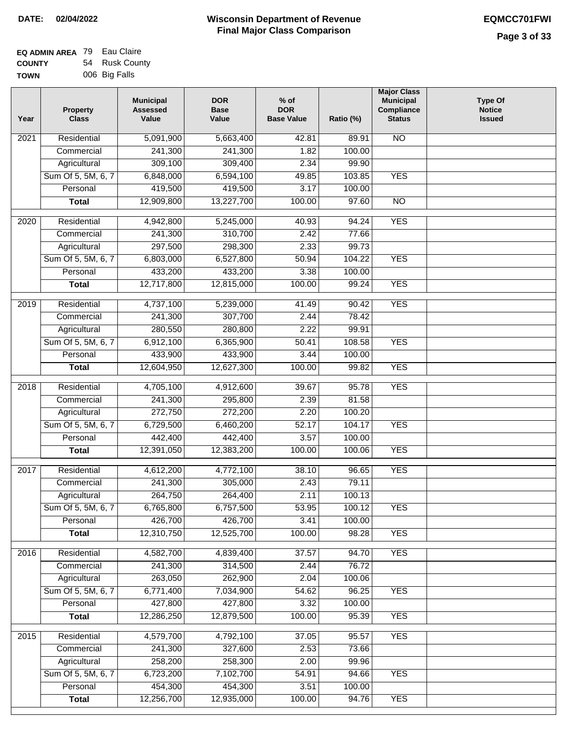**DATE: 02/04/2022**

# Wisconsin Department of Revenue
## Final Major Class Comparison

**EQMCC701FWI**

**EQ ADMIN AREA** 79 Eau Claire
**COUNTY** 54 Rusk County
**TOWN** 006 Big Falls

| Year | Property Class | Municipal Assessed Value | DOR Base Value | % of DOR Base Value | Ratio (%) | Major Class Municipal Compliance Status | Type Of Notice Issued |
|---|---|---|---|---|---|---|---|
| 2021 | Residential | 5,091,900 | 5,663,400 | 42.81 | 89.91 | NO | |
| | Commercial | 241,300 | 241,300 | 1.82 | 100.00 | | |
| | Agricultural | 309,100 | 309,400 | 2.34 | 99.90 | | |
| | Sum Of 5, 5M, 6, 7 | 6,848,000 | 6,594,100 | 49.85 | 103.85 | YES | |
| | Personal | 419,500 | 419,500 | 3.17 | 100.00 | | |
| | **Total** | 12,909,800 | 13,227,700 | 100.00 | 97.60 | NO | |
| 2020 | Residential | 4,942,800 | 5,245,000 | 40.93 | 94.24 | YES | |
| | Commercial | 241,300 | 310,700 | 2.42 | 77.66 | | |
| | Agricultural | 297,500 | 298,300 | 2.33 | 99.73 | | |
| | Sum Of 5, 5M, 6, 7 | 6,803,000 | 6,527,800 | 50.94 | 104.22 | YES | |
| | Personal | 433,200 | 433,200 | 3.38 | 100.00 | | |
| | **Total** | 12,717,800 | 12,815,000 | 100.00 | 99.24 | YES | |
| 2019 | Residential | 4,737,100 | 5,239,000 | 41.49 | 90.42 | YES | |
| | Commercial | 241,300 | 307,700 | 2.44 | 78.42 | | |
| | Agricultural | 280,550 | 280,800 | 2.22 | 99.91 | | |
| | Sum Of 5, 5M, 6, 7 | 6,912,100 | 6,365,900 | 50.41 | 108.58 | YES | |
| | Personal | 433,900 | 433,900 | 3.44 | 100.00 | | |
| | **Total** | 12,604,950 | 12,627,300 | 100.00 | 99.82 | YES | |
| 2018 | Residential | 4,705,100 | 4,912,600 | 39.67 | 95.78 | YES | |
| | Commercial | 241,300 | 295,800 | 2.39 | 81.58 | | |
| | Agricultural | 272,750 | 272,200 | 2.20 | 100.20 | | |
| | Sum Of 5, 5M, 6, 7 | 6,729,500 | 6,460,200 | 52.17 | 104.17 | YES | |
| | Personal | 442,400 | 442,400 | 3.57 | 100.00 | | |
| | **Total** | 12,391,050 | 12,383,200 | 100.00 | 100.06 | YES | |
| 2017 | Residential | 4,612,200 | 4,772,100 | 38.10 | 96.65 | YES | |
| | Commercial | 241,300 | 305,000 | 2.43 | 79.11 | | |
| | Agricultural | 264,750 | 264,400 | 2.11 | 100.13 | | |
| | Sum Of 5, 5M, 6, 7 | 6,765,800 | 6,757,500 | 53.95 | 100.12 | YES | |
| | Personal | 426,700 | 426,700 | 3.41 | 100.00 | | |
| | **Total** | 12,310,750 | 12,525,700 | 100.00 | 98.28 | YES | |
| 2016 | Residential | 4,582,700 | 4,839,400 | 37.57 | 94.70 | YES | |
| | Commercial | 241,300 | 314,500 | 2.44 | 76.72 | | |
| | Agricultural | 263,050 | 262,900 | 2.04 | 100.06 | | |
| | Sum Of 5, 5M, 6, 7 | 6,771,400 | 7,034,900 | 54.62 | 96.25 | YES | |
| | Personal | 427,800 | 427,800 | 3.32 | 100.00 | | |
| | **Total** | 12,286,250 | 12,879,500 | 100.00 | 95.39 | YES | |
| 2015 | Residential | 4,579,700 | 4,792,100 | 37.05 | 95.57 | YES | |
| | Commercial | 241,300 | 327,600 | 2.53 | 73.66 | | |
| | Agricultural | 258,200 | 258,300 | 2.00 | 99.96 | | |
| | Sum Of 5, 5M, 6, 7 | 6,723,200 | 7,102,700 | 54.91 | 94.66 | YES | |
| | Personal | 454,300 | 454,300 | 3.51 | 100.00 | | |
| | **Total** | 12,256,700 | 12,935,000 | 100.00 | 94.76 | YES | |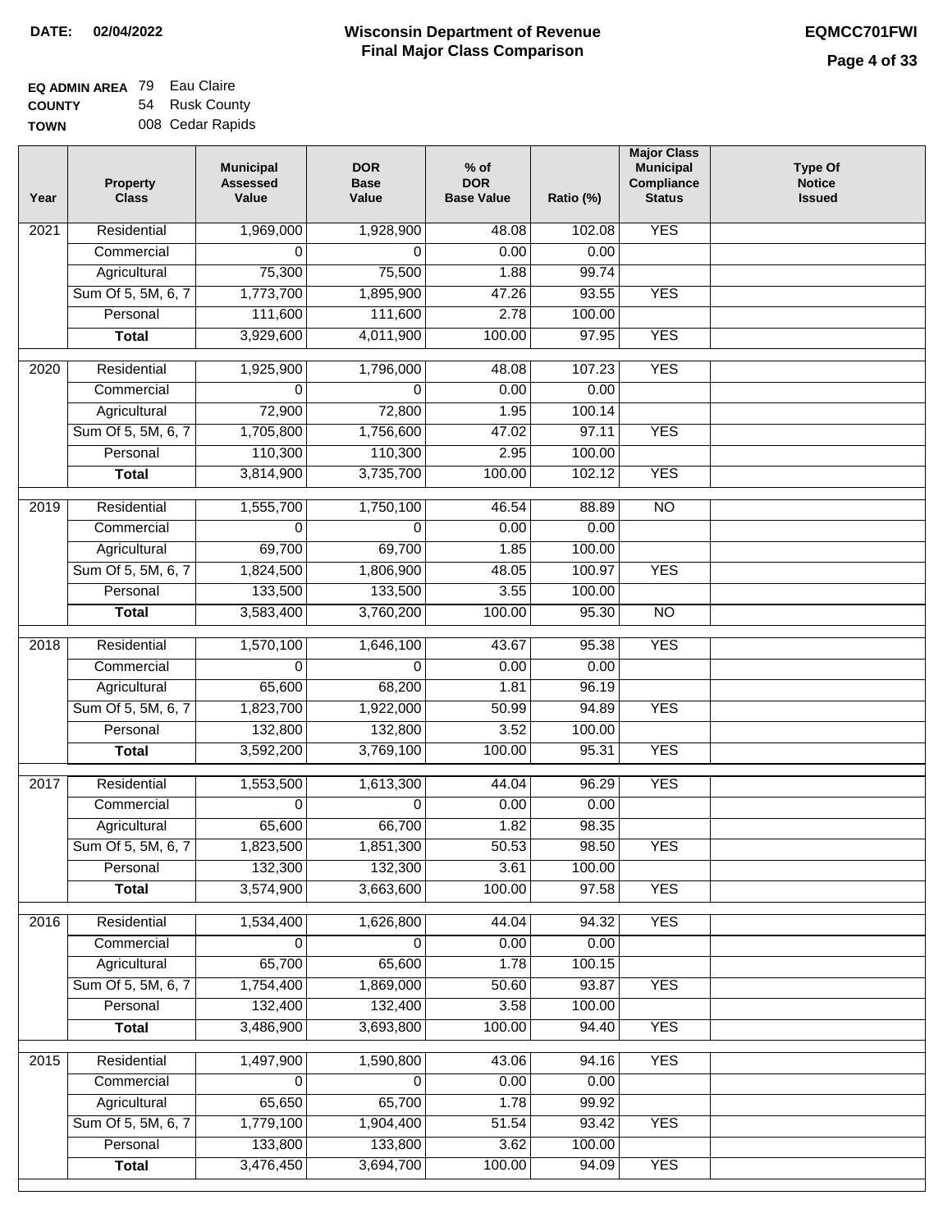**DATE:** 02/04/2022

# Wisconsin Department of Revenue
## Final Major Class Comparison

EQMCC701FWI

**EQ ADMIN AREA** 79 Eau Claire
**COUNTY** 54 Rusk County
**TOWN** 008 Cedar Rapids

| Year | Property Class | Municipal Assessed Value | DOR Base Value | % of DOR Base Value | Ratio (%) | Major Class Municipal Compliance Status | Type Of Notice Issued |
|---|---|---|---|---|---|---|---|
| 2021 | Residential | 1,969,000 | 1,928,900 | 48.08 | 102.08 | YES | |
| | Commercial | 0 | 0 | 0.00 | 0.00 | | |
| | Agricultural | 75,300 | 75,500 | 1.88 | 99.74 | | |
| | Sum Of 5, 5M, 6, 7 | 1,773,700 | 1,895,900 | 47.26 | 93.55 | YES | |
| | Personal | 111,600 | 111,600 | 2.78 | 100.00 | | |
| | **Total** | 3,929,600 | 4,011,900 | 100.00 | 97.95 | YES | |
| 2020 | Residential | 1,925,900 | 1,796,000 | 48.08 | 107.23 | YES | |
| | Commercial | 0 | 0 | 0.00 | 0.00 | | |
| | Agricultural | 72,900 | 72,800 | 1.95 | 100.14 | | |
| | Sum Of 5, 5M, 6, 7 | 1,705,800 | 1,756,600 | 47.02 | 97.11 | YES | |
| | Personal | 110,300 | 110,300 | 2.95 | 100.00 | | |
| | **Total** | 3,814,900 | 3,735,700 | 100.00 | 102.12 | YES | |
| 2019 | Residential | 1,555,700 | 1,750,100 | 46.54 | 88.89 | NO | |
| | Commercial | 0 | 0 | 0.00 | 0.00 | | |
| | Agricultural | 69,700 | 69,700 | 1.85 | 100.00 | | |
| | Sum Of 5, 5M, 6, 7 | 1,824,500 | 1,806,900 | 48.05 | 100.97 | YES | |
| | Personal | 133,500 | 133,500 | 3.55 | 100.00 | | |
| | **Total** | 3,583,400 | 3,760,200 | 100.00 | 95.30 | NO | |
| 2018 | Residential | 1,570,100 | 1,646,100 | 43.67 | 95.38 | YES | |
| | Commercial | 0 | 0 | 0.00 | 0.00 | | |
| | Agricultural | 65,600 | 68,200 | 1.81 | 96.19 | | |
| | Sum Of 5, 5M, 6, 7 | 1,823,700 | 1,922,000 | 50.99 | 94.89 | YES | |
| | Personal | 132,800 | 132,800 | 3.52 | 100.00 | | |
| | **Total** | 3,592,200 | 3,769,100 | 100.00 | 95.31 | YES | |
| 2017 | Residential | 1,553,500 | 1,613,300 | 44.04 | 96.29 | YES | |
| | Commercial | 0 | 0 | 0.00 | 0.00 | | |
| | Agricultural | 65,600 | 66,700 | 1.82 | 98.35 | | |
| | Sum Of 5, 5M, 6, 7 | 1,823,500 | 1,851,300 | 50.53 | 98.50 | YES | |
| | Personal | 132,300 | 132,300 | 3.61 | 100.00 | | |
| | **Total** | 3,574,900 | 3,663,600 | 100.00 | 97.58 | YES | |
| 2016 | Residential | 1,534,400 | 1,626,800 | 44.04 | 94.32 | YES | |
| | Commercial | 0 | 0 | 0.00 | 0.00 | | |
| | Agricultural | 65,700 | 65,600 | 1.78 | 100.15 | | |
| | Sum Of 5, 5M, 6, 7 | 1,754,400 | 1,869,000 | 50.60 | 93.87 | YES | |
| | Personal | 132,400 | 132,400 | 3.58 | 100.00 | | |
| | **Total** | 3,486,900 | 3,693,800 | 100.00 | 94.40 | YES | |
| 2015 | Residential | 1,497,900 | 1,590,800 | 43.06 | 94.16 | YES | |
| | Commercial | 0 | 0 | 0.00 | 0.00 | | |
| | Agricultural | 65,650 | 65,700 | 1.78 | 99.92 | | |
| | Sum Of 5, 5M, 6, 7 | 1,779,100 | 1,904,400 | 51.54 | 93.42 | YES | |
| | Personal | 133,800 | 133,800 | 3.62 | 100.00 | | |
| | **Total** | 3,476,450 | 3,694,700 | 100.00 | 94.09 | YES | |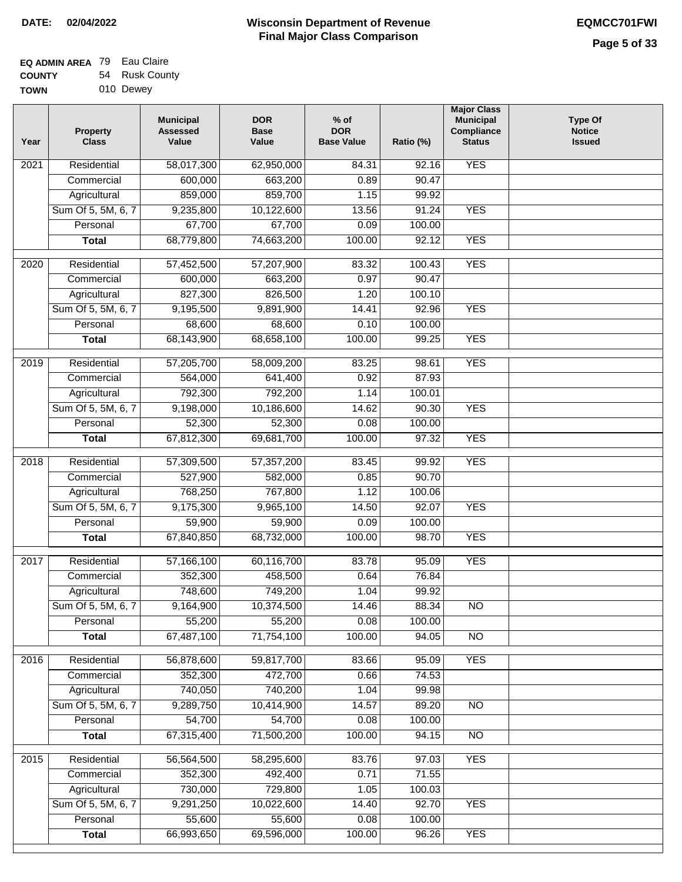**DATE:** 02/04/2022

# Wisconsin Department of Revenue
## Final Major Class Comparison

**EQMCC701FWI**

**EQ ADMIN AREA** 79 Eau Claire
**COUNTY** 54 Rusk County
**TOWN** 010 Dewey

| Year | Property Class | Municipal Assessed Value | DOR Base Value | % of DOR Base Value | Ratio (%) | Major Class Municipal Compliance Status | Type Of Notice Issued |
|---|---|---|---|---|---|---|---|
| 2021 | Residential | 58,017,300 | 62,950,000 | 84.31 | 92.16 | YES | |
| | Commercial | 600,000 | 663,200 | 0.89 | 90.47 | | |
| | Agricultural | 859,000 | 859,700 | 1.15 | 99.92 | | |
| | Sum Of 5, 5M, 6, 7 | 9,235,800 | 10,122,600 | 13.56 | 91.24 | YES | |
| | Personal | 67,700 | 67,700 | 0.09 | 100.00 | | |
| | **Total** | 68,779,800 | 74,663,200 | 100.00 | 92.12 | YES | |
| 2020 | Residential | 57,452,500 | 57,207,900 | 83.32 | 100.43 | YES | |
| | Commercial | 600,000 | 663,200 | 0.97 | 90.47 | | |
| | Agricultural | 827,300 | 826,500 | 1.20 | 100.10 | | |
| | Sum Of 5, 5M, 6, 7 | 9,195,500 | 9,891,900 | 14.41 | 92.96 | YES | |
| | Personal | 68,600 | 68,600 | 0.10 | 100.00 | | |
| | **Total** | 68,143,900 | 68,658,100 | 100.00 | 99.25 | YES | |
| 2019 | Residential | 57,205,700 | 58,009,200 | 83.25 | 98.61 | YES | |
| | Commercial | 564,000 | 641,400 | 0.92 | 87.93 | | |
| | Agricultural | 792,300 | 792,200 | 1.14 | 100.01 | | |
| | Sum Of 5, 5M, 6, 7 | 9,198,000 | 10,186,600 | 14.62 | 90.30 | YES | |
| | Personal | 52,300 | 52,300 | 0.08 | 100.00 | | |
| | **Total** | 67,812,300 | 69,681,700 | 100.00 | 97.32 | YES | |
| 2018 | Residential | 57,309,500 | 57,357,200 | 83.45 | 99.92 | YES | |
| | Commercial | 527,900 | 582,000 | 0.85 | 90.70 | | |
| | Agricultural | 768,250 | 767,800 | 1.12 | 100.06 | | |
| | Sum Of 5, 5M, 6, 7 | 9,175,300 | 9,965,100 | 14.50 | 92.07 | YES | |
| | Personal | 59,900 | 59,900 | 0.09 | 100.00 | | |
| | **Total** | 67,840,850 | 68,732,000 | 100.00 | 98.70 | YES | |
| 2017 | Residential | 57,166,100 | 60,116,700 | 83.78 | 95.09 | YES | |
| | Commercial | 352,300 | 458,500 | 0.64 | 76.84 | | |
| | Agricultural | 748,600 | 749,200 | 1.04 | 99.92 | | |
| | Sum Of 5, 5M, 6, 7 | 9,164,900 | 10,374,500 | 14.46 | 88.34 | NO | |
| | Personal | 55,200 | 55,200 | 0.08 | 100.00 | | |
| | **Total** | 67,487,100 | 71,754,100 | 100.00 | 94.05 | NO | |
| 2016 | Residential | 56,878,600 | 59,817,700 | 83.66 | 95.09 | YES | |
| | Commercial | 352,300 | 472,700 | 0.66 | 74.53 | | |
| | Agricultural | 740,050 | 740,200 | 1.04 | 99.98 | | |
| | Sum Of 5, 5M, 6, 7 | 9,289,750 | 10,414,900 | 14.57 | 89.20 | NO | |
| | Personal | 54,700 | 54,700 | 0.08 | 100.00 | | |
| | **Total** | 67,315,400 | 71,500,200 | 100.00 | 94.15 | NO | |
| 2015 | Residential | 56,564,500 | 58,295,600 | 83.76 | 97.03 | YES | |
| | Commercial | 352,300 | 492,400 | 0.71 | 71.55 | | |
| | Agricultural | 730,000 | 729,800 | 1.05 | 100.03 | | |
| | Sum Of 5, 5M, 6, 7 | 9,291,250 | 10,022,600 | 14.40 | 92.70 | YES | |
| | Personal | 55,600 | 55,600 | 0.08 | 100.00 | | |
| | **Total** | 66,993,650 | 69,596,000 | 100.00 | 96.26 | YES | |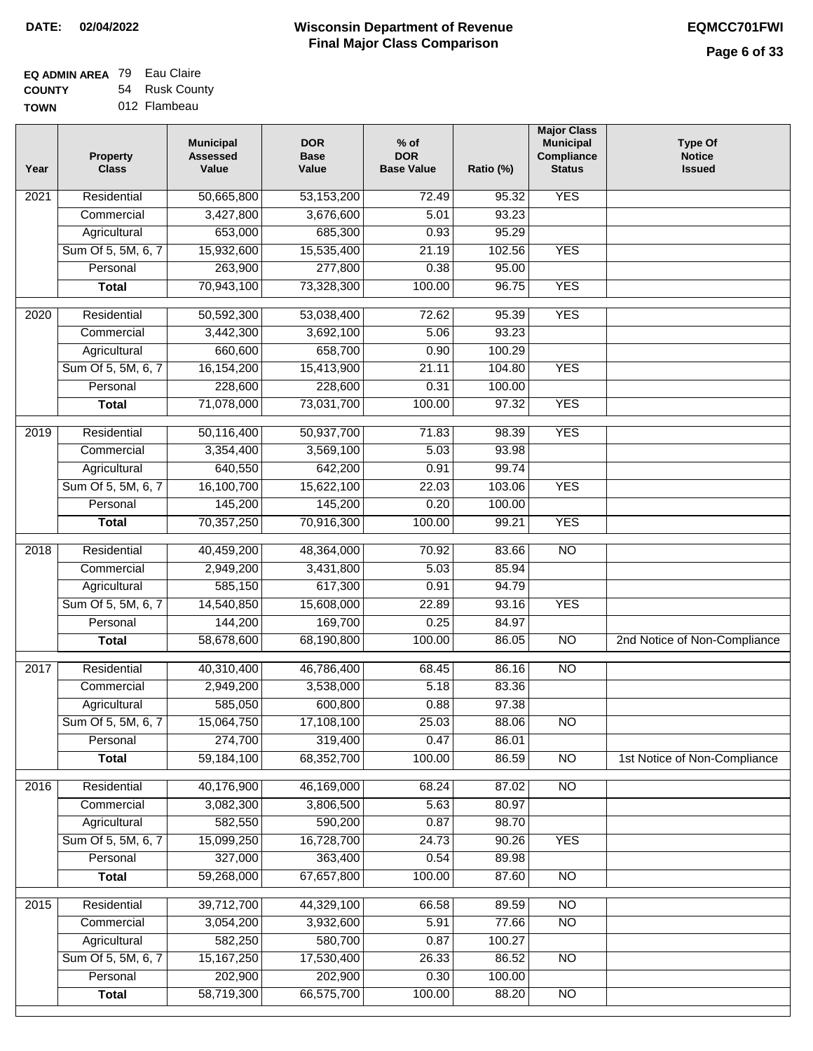**DATE:** 02/04/2022

# Wisconsin Department of Revenue
## Final Major Class Comparison

**EQMCC701FWI**

**EQ ADMIN AREA** 79 Eau Claire
**COUNTY** 54 Rusk County
**TOWN** 012 Flambeau

| Year | Property Class | Municipal Assessed Value | DOR Base Value | % of DOR Base Value | Ratio (%) | Major Class Municipal Compliance Status | Type Of Notice Issued |
|---|---|---|---|---|---|---|---|
| 2021 | Residential | 50,665,800 | 53,153,200 | 72.49 | 95.32 | YES | |
| | Commercial | 3,427,800 | 3,676,600 | 5.01 | 93.23 | | |
| | Agricultural | 653,000 | 685,300 | 0.93 | 95.29 | | |
| | Sum Of 5, 5M, 6, 7 | 15,932,600 | 15,535,400 | 21.19 | 102.56 | YES | |
| | Personal | 263,900 | 277,800 | 0.38 | 95.00 | | |
| | **Total** | 70,943,100 | 73,328,300 | 100.00 | 96.75 | YES | |
| 2020 | Residential | 50,592,300 | 53,038,400 | 72.62 | 95.39 | YES | |
| | Commercial | 3,442,300 | 3,692,100 | 5.06 | 93.23 | | |
| | Agricultural | 660,600 | 658,700 | 0.90 | 100.29 | | |
| | Sum Of 5, 5M, 6, 7 | 16,154,200 | 15,413,900 | 21.11 | 104.80 | YES | |
| | Personal | 228,600 | 228,600 | 0.31 | 100.00 | | |
| | **Total** | 71,078,000 | 73,031,700 | 100.00 | 97.32 | YES | |
| 2019 | Residential | 50,116,400 | 50,937,700 | 71.83 | 98.39 | YES | |
| | Commercial | 3,354,400 | 3,569,100 | 5.03 | 93.98 | | |
| | Agricultural | 640,550 | 642,200 | 0.91 | 99.74 | | |
| | Sum Of 5, 5M, 6, 7 | 16,100,700 | 15,622,100 | 22.03 | 103.06 | YES | |
| | Personal | 145,200 | 145,200 | 0.20 | 100.00 | | |
| | **Total** | 70,357,250 | 70,916,300 | 100.00 | 99.21 | YES | |
| 2018 | Residential | 40,459,200 | 48,364,000 | 70.92 | 83.66 | NO | |
| | Commercial | 2,949,200 | 3,431,800 | 5.03 | 85.94 | | |
| | Agricultural | 585,150 | 617,300 | 0.91 | 94.79 | | |
| | Sum Of 5, 5M, 6, 7 | 14,540,850 | 15,608,000 | 22.89 | 93.16 | YES | |
| | Personal | 144,200 | 169,700 | 0.25 | 84.97 | | |
| | **Total** | 58,678,600 | 68,190,800 | 100.00 | 86.05 | NO | 2nd Notice of Non-Compliance |
| 2017 | Residential | 40,310,400 | 46,786,400 | 68.45 | 86.16 | NO | |
| | Commercial | 2,949,200 | 3,538,000 | 5.18 | 83.36 | | |
| | Agricultural | 585,050 | 600,800 | 0.88 | 97.38 | | |
| | Sum Of 5, 5M, 6, 7 | 15,064,750 | 17,108,100 | 25.03 | 88.06 | NO | |
| | Personal | 274,700 | 319,400 | 0.47 | 86.01 | | |
| | **Total** | 59,184,100 | 68,352,700 | 100.00 | 86.59 | NO | 1st Notice of Non-Compliance |
| 2016 | Residential | 40,176,900 | 46,169,000 | 68.24 | 87.02 | NO | |
| | Commercial | 3,082,300 | 3,806,500 | 5.63 | 80.97 | | |
| | Agricultural | 582,550 | 590,200 | 0.87 | 98.70 | | |
| | Sum Of 5, 5M, 6, 7 | 15,099,250 | 16,728,700 | 24.73 | 90.26 | YES | |
| | Personal | 327,000 | 363,400 | 0.54 | 89.98 | | |
| | **Total** | 59,268,000 | 67,657,800 | 100.00 | 87.60 | NO | |
| 2015 | Residential | 39,712,700 | 44,329,100 | 66.58 | 89.59 | NO | |
| | Commercial | 3,054,200 | 3,932,600 | 5.91 | 77.66 | NO | |
| | Agricultural | 582,250 | 580,700 | 0.87 | 100.27 | | |
| | Sum Of 5, 5M, 6, 7 | 15,167,250 | 17,530,400 | 26.33 | 86.52 | NO | |
| | Personal | 202,900 | 202,900 | 0.30 | 100.00 | | |
| | **Total** | 58,719,300 | 66,575,700 | 100.00 | 88.20 | NO | |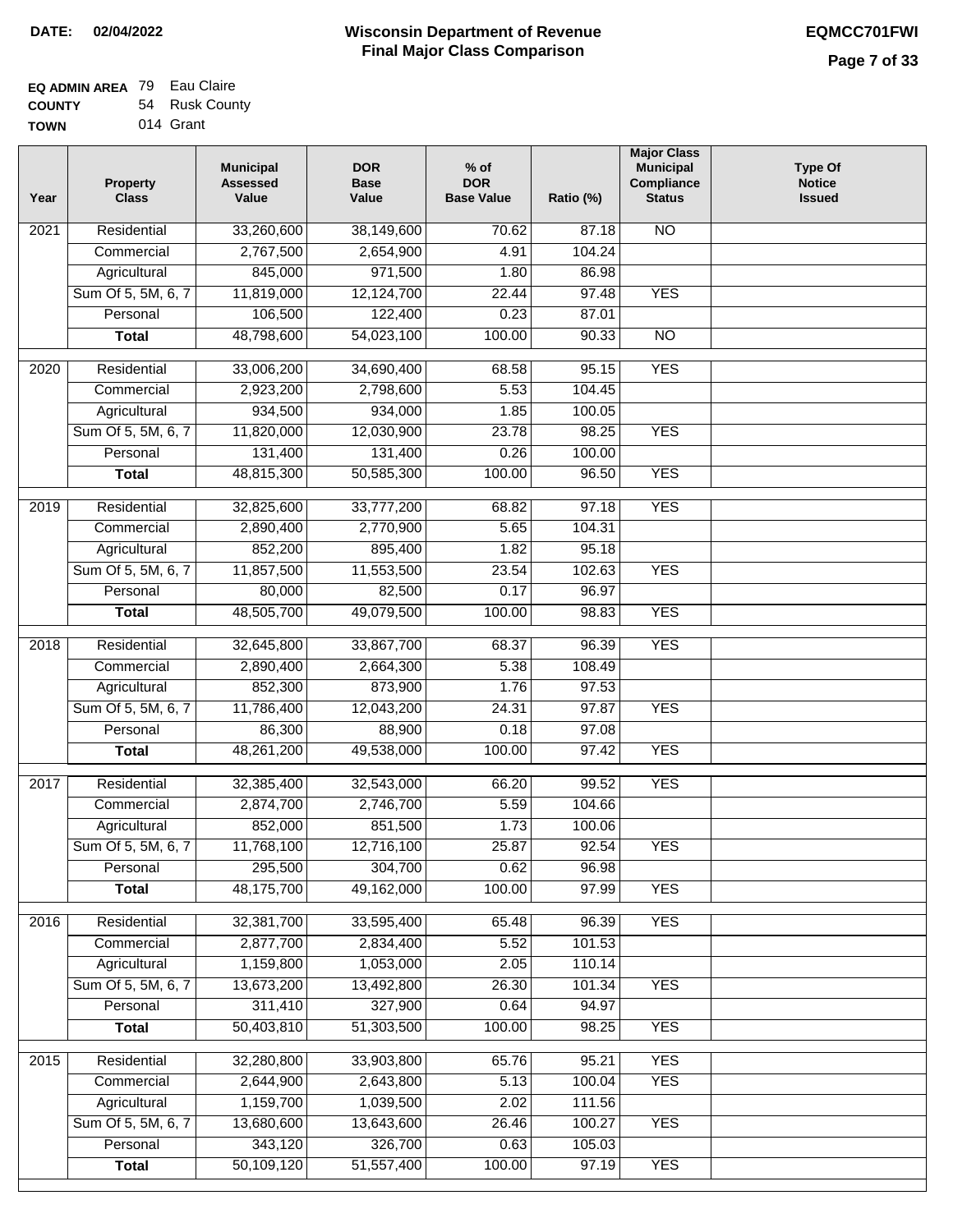**DATE:** 02/04/2022

# Wisconsin Department of Revenue
## Final Major Class Comparison

**EQMCC701FWI**

**EQ ADMIN AREA** 79 Eau Claire
**COUNTY** 54 Rusk County
**TOWN** 014 Grant

| Year | Property Class | Municipal Assessed Value | DOR Base Value | % of DOR Base Value | Ratio (%) | Major Class Municipal Compliance Status | Type Of Notice Issued |
|---|---|---|---|---|---|---|---|
| 2021 | Residential | 33,260,600 | 38,149,600 | 70.62 | 87.18 | NO | |
| | Commercial | 2,767,500 | 2,654,900 | 4.91 | 104.24 | | |
| | Agricultural | 845,000 | 971,500 | 1.80 | 86.98 | | |
| | Sum Of 5, 5M, 6, 7 | 11,819,000 | 12,124,700 | 22.44 | 97.48 | YES | |
| | Personal | 106,500 | 122,400 | 0.23 | 87.01 | | |
| | **Total** | 48,798,600 | 54,023,100 | 100.00 | 90.33 | NO | |
| 2020 | Residential | 33,006,200 | 34,690,400 | 68.58 | 95.15 | YES | |
| | Commercial | 2,923,200 | 2,798,600 | 5.53 | 104.45 | | |
| | Agricultural | 934,500 | 934,000 | 1.85 | 100.05 | | |
| | Sum Of 5, 5M, 6, 7 | 11,820,000 | 12,030,900 | 23.78 | 98.25 | YES | |
| | Personal | 131,400 | 131,400 | 0.26 | 100.00 | | |
| | **Total** | 48,815,300 | 50,585,300 | 100.00 | 96.50 | YES | |
| 2019 | Residential | 32,825,600 | 33,777,200 | 68.82 | 97.18 | YES | |
| | Commercial | 2,890,400 | 2,770,900 | 5.65 | 104.31 | | |
| | Agricultural | 852,200 | 895,400 | 1.82 | 95.18 | | |
| | Sum Of 5, 5M, 6, 7 | 11,857,500 | 11,553,500 | 23.54 | 102.63 | YES | |
| | Personal | 80,000 | 82,500 | 0.17 | 96.97 | | |
| | **Total** | 48,505,700 | 49,079,500 | 100.00 | 98.83 | YES | |
| 2018 | Residential | 32,645,800 | 33,867,700 | 68.37 | 96.39 | YES | |
| | Commercial | 2,890,400 | 2,664,300 | 5.38 | 108.49 | | |
| | Agricultural | 852,300 | 873,900 | 1.76 | 97.53 | | |
| | Sum Of 5, 5M, 6, 7 | 11,786,400 | 12,043,200 | 24.31 | 97.87 | YES | |
| | Personal | 86,300 | 88,900 | 0.18 | 97.08 | | |
| | **Total** | 48,261,200 | 49,538,000 | 100.00 | 97.42 | YES | |
| 2017 | Residential | 32,385,400 | 32,543,000 | 66.20 | 99.52 | YES | |
| | Commercial | 2,874,700 | 2,746,700 | 5.59 | 104.66 | | |
| | Agricultural | 852,000 | 851,500 | 1.73 | 100.06 | | |
| | Sum Of 5, 5M, 6, 7 | 11,768,100 | 12,716,100 | 25.87 | 92.54 | YES | |
| | Personal | 295,500 | 304,700 | 0.62 | 96.98 | | |
| | **Total** | 48,175,700 | 49,162,000 | 100.00 | 97.99 | YES | |
| 2016 | Residential | 32,381,700 | 33,595,400 | 65.48 | 96.39 | YES | |
| | Commercial | 2,877,700 | 2,834,400 | 5.52 | 101.53 | | |
| | Agricultural | 1,159,800 | 1,053,000 | 2.05 | 110.14 | | |
| | Sum Of 5, 5M, 6, 7 | 13,673,200 | 13,492,800 | 26.30 | 101.34 | YES | |
| | Personal | 311,410 | 327,900 | 0.64 | 94.97 | | |
| | **Total** | 50,403,810 | 51,303,500 | 100.00 | 98.25 | YES | |
| 2015 | Residential | 32,280,800 | 33,903,800 | 65.76 | 95.21 | YES | |
| | Commercial | 2,644,900 | 2,643,800 | 5.13 | 100.04 | YES | |
| | Agricultural | 1,159,700 | 1,039,500 | 2.02 | 111.56 | | |
| | Sum Of 5, 5M, 6, 7 | 13,680,600 | 13,643,600 | 26.46 | 100.27 | YES | |
| | Personal | 343,120 | 326,700 | 0.63 | 105.03 | | |
| | **Total** | 50,109,120 | 51,557,400 | 100.00 | 97.19 | YES | |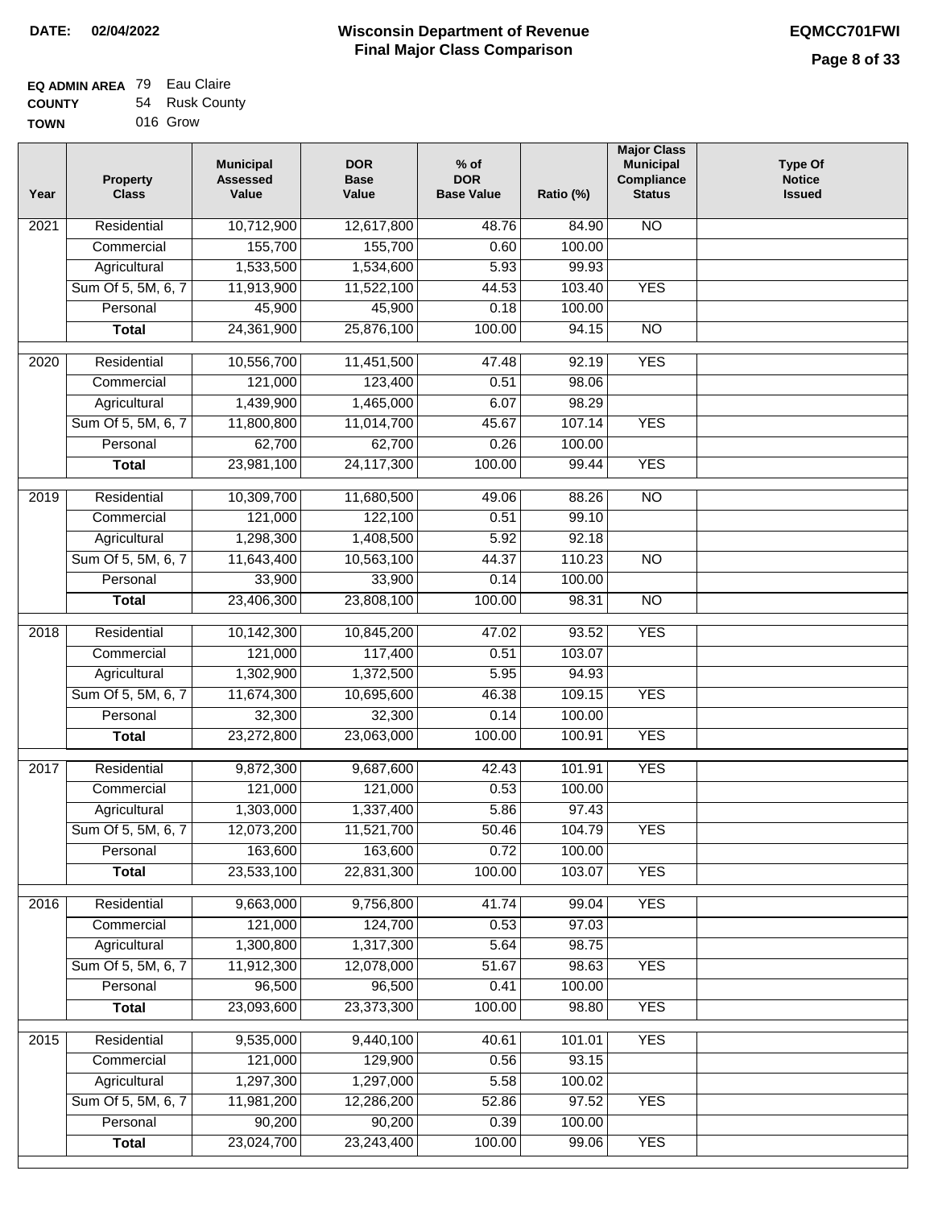**DATE:** 02/04/2022

# Wisconsin Department of Revenue
## Final Major Class Comparison

**EQMCC701FWI**

**EQ ADMIN AREA** 79 Eau Claire
**COUNTY** 54 Rusk County
**TOWN** 016 Grow

| Year | Property Class | Municipal Assessed Value | DOR Base Value | % of DOR Base Value | Ratio (%) | Major Class Municipal Compliance Status | Type Of Notice Issued |
|---|---|---|---|---|---|---|---|
| 2021 | Residential | 10,712,900 | 12,617,800 | 48.76 | 84.90 | NO | |
| | Commercial | 155,700 | 155,700 | 0.60 | 100.00 | | |
| | Agricultural | 1,533,500 | 1,534,600 | 5.93 | 99.93 | | |
| | Sum Of 5, 5M, 6, 7 | 11,913,900 | 11,522,100 | 44.53 | 103.40 | YES | |
| | Personal | 45,900 | 45,900 | 0.18 | 100.00 | | |
| | **Total** | 24,361,900 | 25,876,100 | 100.00 | 94.15 | NO | |
| 2020 | Residential | 10,556,700 | 11,451,500 | 47.48 | 92.19 | YES | |
| | Commercial | 121,000 | 123,400 | 0.51 | 98.06 | | |
| | Agricultural | 1,439,900 | 1,465,000 | 6.07 | 98.29 | | |
| | Sum Of 5, 5M, 6, 7 | 11,800,800 | 11,014,700 | 45.67 | 107.14 | YES | |
| | Personal | 62,700 | 62,700 | 0.26 | 100.00 | | |
| | **Total** | 23,981,100 | 24,117,300 | 100.00 | 99.44 | YES | |
| 2019 | Residential | 10,309,700 | 11,680,500 | 49.06 | 88.26 | NO | |
| | Commercial | 121,000 | 122,100 | 0.51 | 99.10 | | |
| | Agricultural | 1,298,300 | 1,408,500 | 5.92 | 92.18 | | |
| | Sum Of 5, 5M, 6, 7 | 11,643,400 | 10,563,100 | 44.37 | 110.23 | NO | |
| | Personal | 33,900 | 33,900 | 0.14 | 100.00 | | |
| | **Total** | 23,406,300 | 23,808,100 | 100.00 | 98.31 | NO | |
| 2018 | Residential | 10,142,300 | 10,845,200 | 47.02 | 93.52 | YES | |
| | Commercial | 121,000 | 117,400 | 0.51 | 103.07 | | |
| | Agricultural | 1,302,900 | 1,372,500 | 5.95 | 94.93 | | |
| | Sum Of 5, 5M, 6, 7 | 11,674,300 | 10,695,600 | 46.38 | 109.15 | YES | |
| | Personal | 32,300 | 32,300 | 0.14 | 100.00 | | |
| | **Total** | 23,272,800 | 23,063,000 | 100.00 | 100.91 | YES | |
| 2017 | Residential | 9,872,300 | 9,687,600 | 42.43 | 101.91 | YES | |
| | Commercial | 121,000 | 121,000 | 0.53 | 100.00 | | |
| | Agricultural | 1,303,000 | 1,337,400 | 5.86 | 97.43 | | |
| | Sum Of 5, 5M, 6, 7 | 12,073,200 | 11,521,700 | 50.46 | 104.79 | YES | |
| | Personal | 163,600 | 163,600 | 0.72 | 100.00 | | |
| | **Total** | 23,533,100 | 22,831,300 | 100.00 | 103.07 | YES | |
| 2016 | Residential | 9,663,000 | 9,756,800 | 41.74 | 99.04 | YES | |
| | Commercial | 121,000 | 124,700 | 0.53 | 97.03 | | |
| | Agricultural | 1,300,800 | 1,317,300 | 5.64 | 98.75 | | |
| | Sum Of 5, 5M, 6, 7 | 11,912,300 | 12,078,000 | 51.67 | 98.63 | YES | |
| | Personal | 96,500 | 96,500 | 0.41 | 100.00 | | |
| | **Total** | 23,093,600 | 23,373,300 | 100.00 | 98.80 | YES | |
| 2015 | Residential | 9,535,000 | 9,440,100 | 40.61 | 101.01 | YES | |
| | Commercial | 121,000 | 129,900 | 0.56 | 93.15 | | |
| | Agricultural | 1,297,300 | 1,297,000 | 5.58 | 100.02 | | |
| | Sum Of 5, 5M, 6, 7 | 11,981,200 | 12,286,200 | 52.86 | 97.52 | YES | |
| | Personal | 90,200 | 90,200 | 0.39 | 100.00 | | |
| | **Total** | 23,024,700 | 23,243,400 | 100.00 | 99.06 | YES | |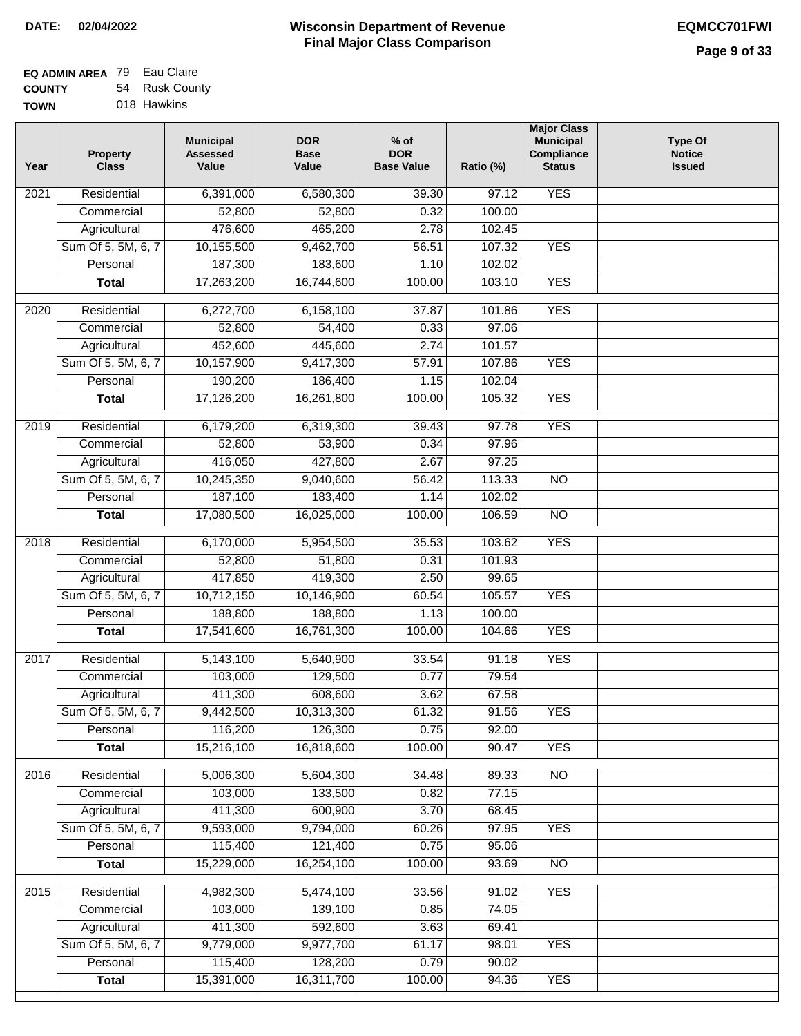**DATE:** 02/04/2022

# Wisconsin Department of Revenue
## Final Major Class Comparison

**EQMCC701FWI**

**EQ ADMIN AREA** 79 Eau Claire
**COUNTY** 54 Rusk County
**TOWN** 018 Hawkins

| Year | Property Class | Municipal Assessed Value | DOR Base Value | % of DOR Base Value | Ratio (%) | Major Class Municipal Compliance Status | Type Of Notice Issued |
|---|---|---|---|---|---|---|---|
| 2021 | Residential | 6,391,000 | 6,580,300 | 39.30 | 97.12 | YES | |
| | Commercial | 52,800 | 52,800 | 0.32 | 100.00 | | |
| | Agricultural | 476,600 | 465,200 | 2.78 | 102.45 | | |
| | Sum Of 5, 5M, 6, 7 | 10,155,500 | 9,462,700 | 56.51 | 107.32 | YES | |
| | Personal | 187,300 | 183,600 | 1.10 | 102.02 | | |
| | **Total** | 17,263,200 | 16,744,600 | 100.00 | 103.10 | YES | |
| 2020 | Residential | 6,272,700 | 6,158,100 | 37.87 | 101.86 | YES | |
| | Commercial | 52,800 | 54,400 | 0.33 | 97.06 | | |
| | Agricultural | 452,600 | 445,600 | 2.74 | 101.57 | | |
| | Sum Of 5, 5M, 6, 7 | 10,157,900 | 9,417,300 | 57.91 | 107.86 | YES | |
| | Personal | 190,200 | 186,400 | 1.15 | 102.04 | | |
| | **Total** | 17,126,200 | 16,261,800 | 100.00 | 105.32 | YES | |
| 2019 | Residential | 6,179,200 | 6,319,300 | 39.43 | 97.78 | YES | |
| | Commercial | 52,800 | 53,900 | 0.34 | 97.96 | | |
| | Agricultural | 416,050 | 427,800 | 2.67 | 97.25 | | |
| | Sum Of 5, 5M, 6, 7 | 10,245,350 | 9,040,600 | 56.42 | 113.33 | NO | |
| | Personal | 187,100 | 183,400 | 1.14 | 102.02 | | |
| | **Total** | 17,080,500 | 16,025,000 | 100.00 | 106.59 | NO | |
| 2018 | Residential | 6,170,000 | 5,954,500 | 35.53 | 103.62 | YES | |
| | Commercial | 52,800 | 51,800 | 0.31 | 101.93 | | |
| | Agricultural | 417,850 | 419,300 | 2.50 | 99.65 | | |
| | Sum Of 5, 5M, 6, 7 | 10,712,150 | 10,146,900 | 60.54 | 105.57 | YES | |
| | Personal | 188,800 | 188,800 | 1.13 | 100.00 | | |
| | **Total** | 17,541,600 | 16,761,300 | 100.00 | 104.66 | YES | |
| 2017 | Residential | 5,143,100 | 5,640,900 | 33.54 | 91.18 | YES | |
| | Commercial | 103,000 | 129,500 | 0.77 | 79.54 | | |
| | Agricultural | 411,300 | 608,600 | 3.62 | 67.58 | | |
| | Sum Of 5, 5M, 6, 7 | 9,442,500 | 10,313,300 | 61.32 | 91.56 | YES | |
| | Personal | 116,200 | 126,300 | 0.75 | 92.00 | | |
| | **Total** | 15,216,100 | 16,818,600 | 100.00 | 90.47 | YES | |
| 2016 | Residential | 5,006,300 | 5,604,300 | 34.48 | 89.33 | NO | |
| | Commercial | 103,000 | 133,500 | 0.82 | 77.15 | | |
| | Agricultural | 411,300 | 600,900 | 3.70 | 68.45 | | |
| | Sum Of 5, 5M, 6, 7 | 9,593,000 | 9,794,000 | 60.26 | 97.95 | YES | |
| | Personal | 115,400 | 121,400 | 0.75 | 95.06 | | |
| | **Total** | 15,229,000 | 16,254,100 | 100.00 | 93.69 | NO | |
| 2015 | Residential | 4,982,300 | 5,474,100 | 33.56 | 91.02 | YES | |
| | Commercial | 103,000 | 139,100 | 0.85 | 74.05 | | |
| | Agricultural | 411,300 | 592,600 | 3.63 | 69.41 | | |
| | Sum Of 5, 5M, 6, 7 | 9,779,000 | 9,977,700 | 61.17 | 98.01 | YES | |
| | Personal | 115,400 | 128,200 | 0.79 | 90.02 | | |
| | **Total** | 15,391,000 | 16,311,700 | 100.00 | 94.36 | YES | |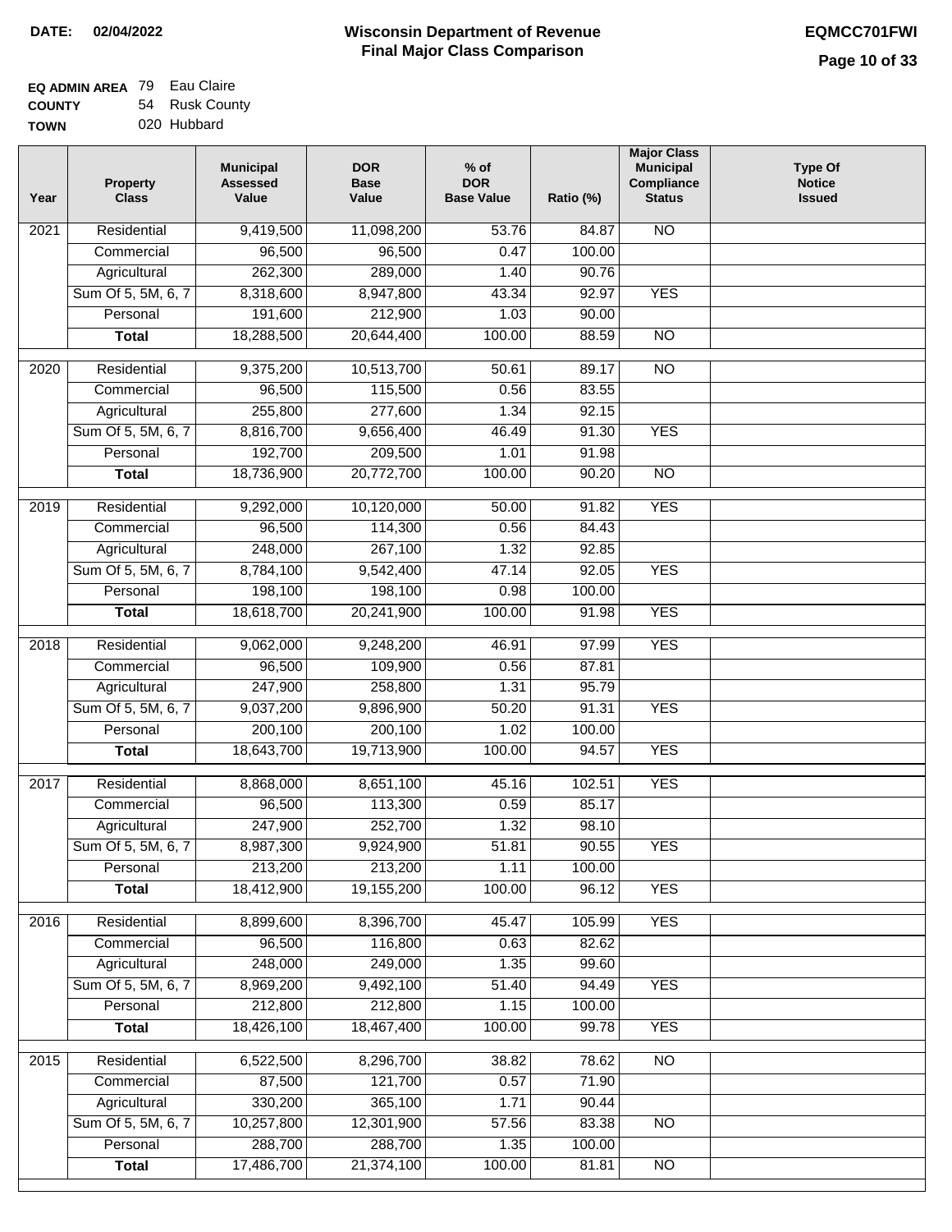**DATE: 02/04/2022**

# Wisconsin Department of Revenue
## Final Major Class Comparison

**EQMCC701FWI**

**EQ ADMIN AREA** 79 Eau Claire
**COUNTY** 54 Rusk County
**TOWN** 020 Hubbard

| Year | Property Class | Municipal Assessed Value | DOR Base Value | % of DOR Base Value | Ratio (%) | Major Class Municipal Compliance Status | Type Of Notice Issued |
|---|---|---|---|---|---|---|---|
| 2021 | Residential | 9,419,500 | 11,098,200 | 53.76 | 84.87 | NO | |
| | Commercial | 96,500 | 96,500 | 0.47 | 100.00 | | |
| | Agricultural | 262,300 | 289,000 | 1.40 | 90.76 | | |
| | Sum Of 5, 5M, 6, 7 | 8,318,600 | 8,947,800 | 43.34 | 92.97 | YES | |
| | Personal | 191,600 | 212,900 | 1.03 | 90.00 | | |
| | **Total** | 18,288,500 | 20,644,400 | 100.00 | 88.59 | NO | |
| 2020 | Residential | 9,375,200 | 10,513,700 | 50.61 | 89.17 | NO | |
| | Commercial | 96,500 | 115,500 | 0.56 | 83.55 | | |
| | Agricultural | 255,800 | 277,600 | 1.34 | 92.15 | | |
| | Sum Of 5, 5M, 6, 7 | 8,816,700 | 9,656,400 | 46.49 | 91.30 | YES | |
| | Personal | 192,700 | 209,500 | 1.01 | 91.98 | | |
| | **Total** | 18,736,900 | 20,772,700 | 100.00 | 90.20 | NO | |
| 2019 | Residential | 9,292,000 | 10,120,000 | 50.00 | 91.82 | YES | |
| | Commercial | 96,500 | 114,300 | 0.56 | 84.43 | | |
| | Agricultural | 248,000 | 267,100 | 1.32 | 92.85 | | |
| | Sum Of 5, 5M, 6, 7 | 8,784,100 | 9,542,400 | 47.14 | 92.05 | YES | |
| | Personal | 198,100 | 198,100 | 0.98 | 100.00 | | |
| | **Total** | 18,618,700 | 20,241,900 | 100.00 | 91.98 | YES | |
| 2018 | Residential | 9,062,000 | 9,248,200 | 46.91 | 97.99 | YES | |
| | Commercial | 96,500 | 109,900 | 0.56 | 87.81 | | |
| | Agricultural | 247,900 | 258,800 | 1.31 | 95.79 | | |
| | Sum Of 5, 5M, 6, 7 | 9,037,200 | 9,896,900 | 50.20 | 91.31 | YES | |
| | Personal | 200,100 | 200,100 | 1.02 | 100.00 | | |
| | **Total** | 18,643,700 | 19,713,900 | 100.00 | 94.57 | YES | |
| 2017 | Residential | 8,868,000 | 8,651,100 | 45.16 | 102.51 | YES | |
| | Commercial | 96,500 | 113,300 | 0.59 | 85.17 | | |
| | Agricultural | 247,900 | 252,700 | 1.32 | 98.10 | | |
| | Sum Of 5, 5M, 6, 7 | 8,987,300 | 9,924,900 | 51.81 | 90.55 | YES | |
| | Personal | 213,200 | 213,200 | 1.11 | 100.00 | | |
| | **Total** | 18,412,900 | 19,155,200 | 100.00 | 96.12 | YES | |
| 2016 | Residential | 8,899,600 | 8,396,700 | 45.47 | 105.99 | YES | |
| | Commercial | 96,500 | 116,800 | 0.63 | 82.62 | | |
| | Agricultural | 248,000 | 249,000 | 1.35 | 99.60 | | |
| | Sum Of 5, 5M, 6, 7 | 8,969,200 | 9,492,100 | 51.40 | 94.49 | YES | |
| | Personal | 212,800 | 212,800 | 1.15 | 100.00 | | |
| | **Total** | 18,426,100 | 18,467,400 | 100.00 | 99.78 | YES | |
| 2015 | Residential | 6,522,500 | 8,296,700 | 38.82 | 78.62 | NO | |
| | Commercial | 87,500 | 121,700 | 0.57 | 71.90 | | |
| | Agricultural | 330,200 | 365,100 | 1.71 | 90.44 | | |
| | Sum Of 5, 5M, 6, 7 | 10,257,800 | 12,301,900 | 57.56 | 83.38 | NO | |
| | Personal | 288,700 | 288,700 | 1.35 | 100.00 | | |
| | **Total** | 17,486,700 | 21,374,100 | 100.00 | 81.81 | NO | |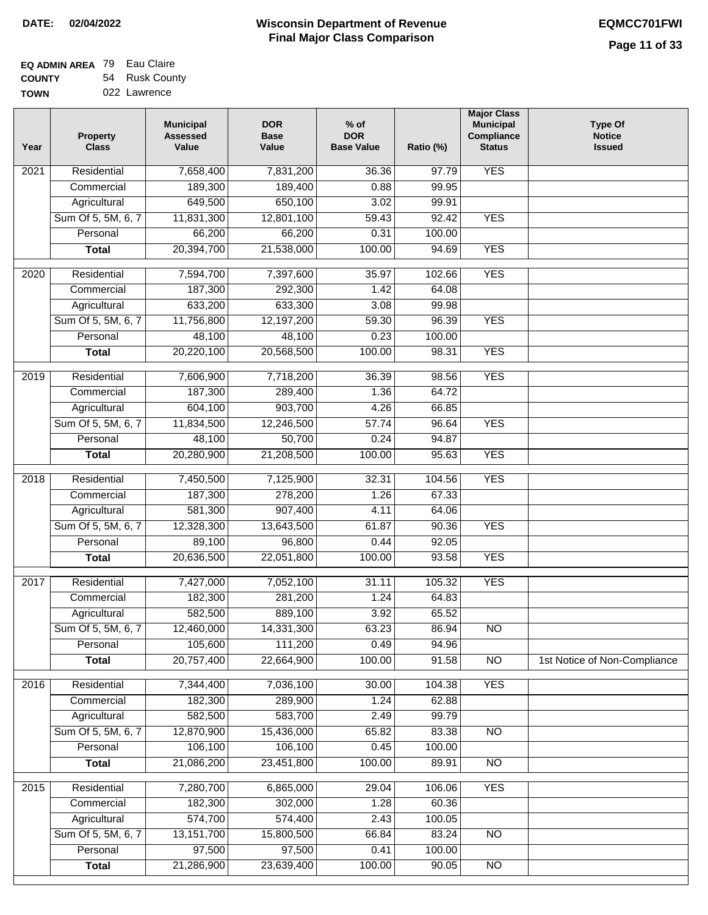**DATE: 02/04/2022**

# Wisconsin Department of Revenue
## Final Major Class Comparison

**EQMCC701FWI**

**EQ ADMIN AREA** 79 Eau Claire
**COUNTY** 54 Rusk County
**TOWN** 022 Lawrence

| Year | Property Class | Municipal Assessed Value | DOR Base Value | % of DOR Base Value | Ratio (%) | Major Class Municipal Compliance Status | Type Of Notice Issued |
|---|---|---|---|---|---|---|---|
| 2021 | Residential | 7,658,400 | 7,831,200 | 36.36 | 97.79 | YES | |
| | Commercial | 189,300 | 189,400 | 0.88 | 99.95 | | |
| | Agricultural | 649,500 | 650,100 | 3.02 | 99.91 | | |
| | Sum Of 5, 5M, 6, 7 | 11,831,300 | 12,801,100 | 59.43 | 92.42 | YES | |
| | Personal | 66,200 | 66,200 | 0.31 | 100.00 | | |
| | **Total** | 20,394,700 | 21,538,000 | 100.00 | 94.69 | YES | |
| 2020 | Residential | 7,594,700 | 7,397,600 | 35.97 | 102.66 | YES | |
| | Commercial | 187,300 | 292,300 | 1.42 | 64.08 | | |
| | Agricultural | 633,200 | 633,300 | 3.08 | 99.98 | | |
| | Sum Of 5, 5M, 6, 7 | 11,756,800 | 12,197,200 | 59.30 | 96.39 | YES | |
| | Personal | 48,100 | 48,100 | 0.23 | 100.00 | | |
| | **Total** | 20,220,100 | 20,568,500 | 100.00 | 98.31 | YES | |
| 2019 | Residential | 7,606,900 | 7,718,200 | 36.39 | 98.56 | YES | |
| | Commercial | 187,300 | 289,400 | 1.36 | 64.72 | | |
| | Agricultural | 604,100 | 903,700 | 4.26 | 66.85 | | |
| | Sum Of 5, 5M, 6, 7 | 11,834,500 | 12,246,500 | 57.74 | 96.64 | YES | |
| | Personal | 48,100 | 50,700 | 0.24 | 94.87 | | |
| | **Total** | 20,280,900 | 21,208,500 | 100.00 | 95.63 | YES | |
| 2018 | Residential | 7,450,500 | 7,125,900 | 32.31 | 104.56 | YES | |
| | Commercial | 187,300 | 278,200 | 1.26 | 67.33 | | |
| | Agricultural | 581,300 | 907,400 | 4.11 | 64.06 | | |
| | Sum Of 5, 5M, 6, 7 | 12,328,300 | 13,643,500 | 61.87 | 90.36 | YES | |
| | Personal | 89,100 | 96,800 | 0.44 | 92.05 | | |
| | **Total** | 20,636,500 | 22,051,800 | 100.00 | 93.58 | YES | |
| 2017 | Residential | 7,427,000 | 7,052,100 | 31.11 | 105.32 | YES | |
| | Commercial | 182,300 | 281,200 | 1.24 | 64.83 | | |
| | Agricultural | 582,500 | 889,100 | 3.92 | 65.52 | | |
| | Sum Of 5, 5M, 6, 7 | 12,460,000 | 14,331,300 | 63.23 | 86.94 | NO | |
| | Personal | 105,600 | 111,200 | 0.49 | 94.96 | | |
| | **Total** | 20,757,400 | 22,664,900 | 100.00 | 91.58 | NO | 1st Notice of Non-Compliance |
| 2016 | Residential | 7,344,400 | 7,036,100 | 30.00 | 104.38 | YES | |
| | Commercial | 182,300 | 289,900 | 1.24 | 62.88 | | |
| | Agricultural | 582,500 | 583,700 | 2.49 | 99.79 | | |
| | Sum Of 5, 5M, 6, 7 | 12,870,900 | 15,436,000 | 65.82 | 83.38 | NO | |
| | Personal | 106,100 | 106,100 | 0.45 | 100.00 | | |
| | **Total** | 21,086,200 | 23,451,800 | 100.00 | 89.91 | NO | |
| 2015 | Residential | 7,280,700 | 6,865,000 | 29.04 | 106.06 | YES | |
| | Commercial | 182,300 | 302,000 | 1.28 | 60.36 | | |
| | Agricultural | 574,700 | 574,400 | 2.43 | 100.05 | | |
| | Sum Of 5, 5M, 6, 7 | 13,151,700 | 15,800,500 | 66.84 | 83.24 | NO | |
| | Personal | 97,500 | 97,500 | 0.41 | 100.00 | | |
| | **Total** | 21,286,900 | 23,639,400 | 100.00 | 90.05 | NO | |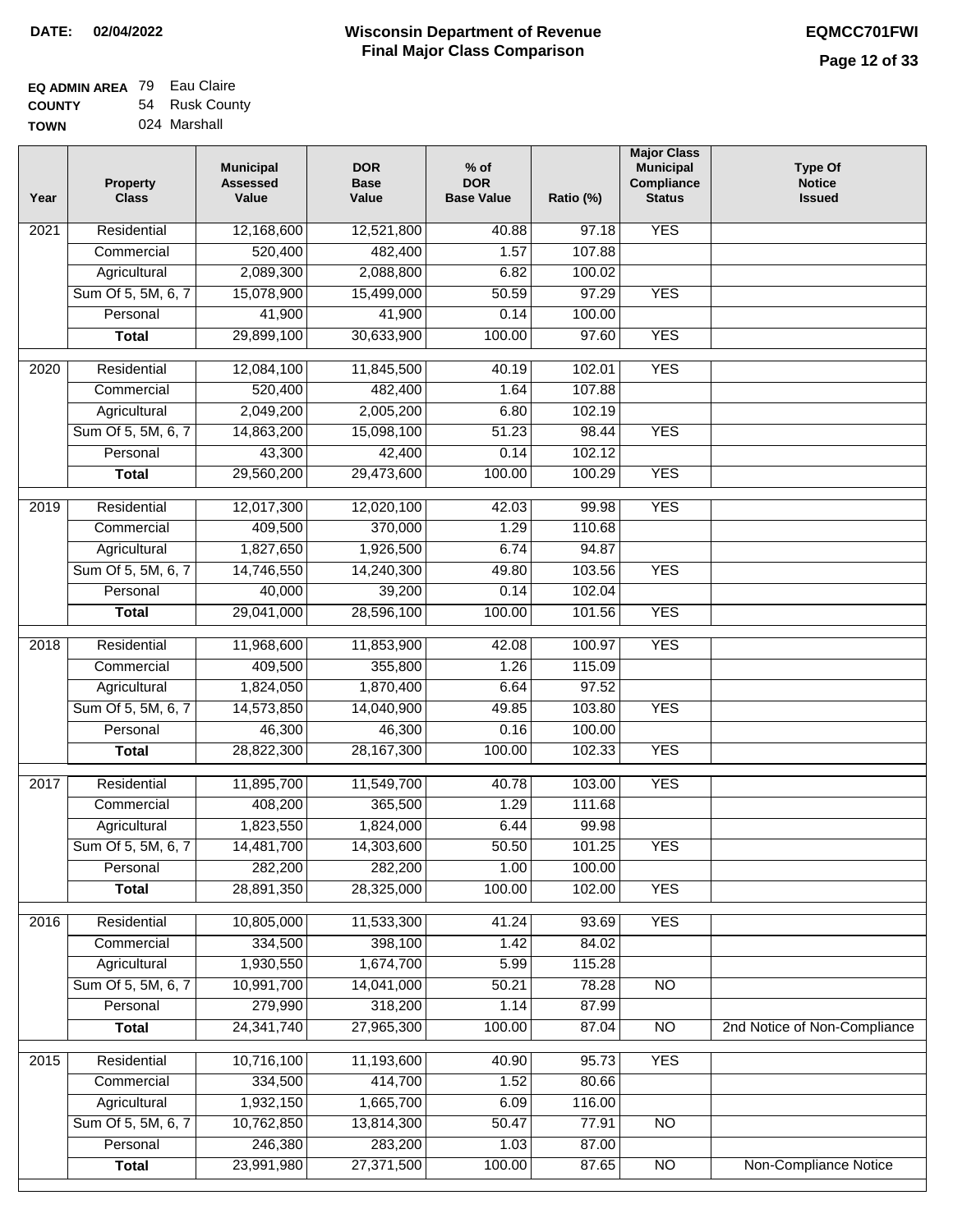**DATE: 02/04/2022**

# Wisconsin Department of Revenue
## Final Major Class Comparison

**EQMCC701FWI**

**EQ ADMIN AREA** 79 Eau Claire
**COUNTY** 54 Rusk County
**TOWN** 024 Marshall

| Year | Property Class | Municipal Assessed Value | DOR Base Value | % of DOR Base Value | Ratio (%) | Major Class Municipal Compliance Status | Type Of Notice Issued |
|---|---|---|---|---|---|---|---|
| 2021 | Residential | 12,168,600 | 12,521,800 | 40.88 | 97.18 | YES | |
| | Commercial | 520,400 | 482,400 | 1.57 | 107.88 | | |
| | Agricultural | 2,089,300 | 2,088,800 | 6.82 | 100.02 | | |
| | Sum Of 5, 5M, 6, 7 | 15,078,900 | 15,499,000 | 50.59 | 97.29 | YES | |
| | Personal | 41,900 | 41,900 | 0.14 | 100.00 | | |
| | **Total** | 29,899,100 | 30,633,900 | 100.00 | 97.60 | YES | |
| 2020 | Residential | 12,084,100 | 11,845,500 | 40.19 | 102.01 | YES | |
| | Commercial | 520,400 | 482,400 | 1.64 | 107.88 | | |
| | Agricultural | 2,049,200 | 2,005,200 | 6.80 | 102.19 | | |
| | Sum Of 5, 5M, 6, 7 | 14,863,200 | 15,098,100 | 51.23 | 98.44 | YES | |
| | Personal | 43,300 | 42,400 | 0.14 | 102.12 | | |
| | **Total** | 29,560,200 | 29,473,600 | 100.00 | 100.29 | YES | |
| 2019 | Residential | 12,017,300 | 12,020,100 | 42.03 | 99.98 | YES | |
| | Commercial | 409,500 | 370,000 | 1.29 | 110.68 | | |
| | Agricultural | 1,827,650 | 1,926,500 | 6.74 | 94.87 | | |
| | Sum Of 5, 5M, 6, 7 | 14,746,550 | 14,240,300 | 49.80 | 103.56 | YES | |
| | Personal | 40,000 | 39,200 | 0.14 | 102.04 | | |
| | **Total** | 29,041,000 | 28,596,100 | 100.00 | 101.56 | YES | |
| 2018 | Residential | 11,968,600 | 11,853,900 | 42.08 | 100.97 | YES | |
| | Commercial | 409,500 | 355,800 | 1.26 | 115.09 | | |
| | Agricultural | 1,824,050 | 1,870,400 | 6.64 | 97.52 | | |
| | Sum Of 5, 5M, 6, 7 | 14,573,850 | 14,040,900 | 49.85 | 103.80 | YES | |
| | Personal | 46,300 | 46,300 | 0.16 | 100.00 | | |
| | **Total** | 28,822,300 | 28,167,300 | 100.00 | 102.33 | YES | |
| 2017 | Residential | 11,895,700 | 11,549,700 | 40.78 | 103.00 | YES | |
| | Commercial | 408,200 | 365,500 | 1.29 | 111.68 | | |
| | Agricultural | 1,823,550 | 1,824,000 | 6.44 | 99.98 | | |
| | Sum Of 5, 5M, 6, 7 | 14,481,700 | 14,303,600 | 50.50 | 101.25 | YES | |
| | Personal | 282,200 | 282,200 | 1.00 | 100.00 | | |
| | **Total** | 28,891,350 | 28,325,000 | 100.00 | 102.00 | YES | |
| 2016 | Residential | 10,805,000 | 11,533,300 | 41.24 | 93.69 | YES | |
| | Commercial | 334,500 | 398,100 | 1.42 | 84.02 | | |
| | Agricultural | 1,930,550 | 1,674,700 | 5.99 | 115.28 | | |
| | Sum Of 5, 5M, 6, 7 | 10,991,700 | 14,041,000 | 50.21 | 78.28 | NO | |
| | Personal | 279,990 | 318,200 | 1.14 | 87.99 | | |
| | **Total** | 24,341,740 | 27,965,300 | 100.00 | 87.04 | NO | 2nd Notice of Non-Compliance |
| 2015 | Residential | 10,716,100 | 11,193,600 | 40.90 | 95.73 | YES | |
| | Commercial | 334,500 | 414,700 | 1.52 | 80.66 | | |
| | Agricultural | 1,932,150 | 1,665,700 | 6.09 | 116.00 | | |
| | Sum Of 5, 5M, 6, 7 | 10,762,850 | 13,814,300 | 50.47 | 77.91 | NO | |
| | Personal | 246,380 | 283,200 | 1.03 | 87.00 | | |
| | **Total** | 23,991,980 | 27,371,500 | 100.00 | 87.65 | NO | Non-Compliance Notice |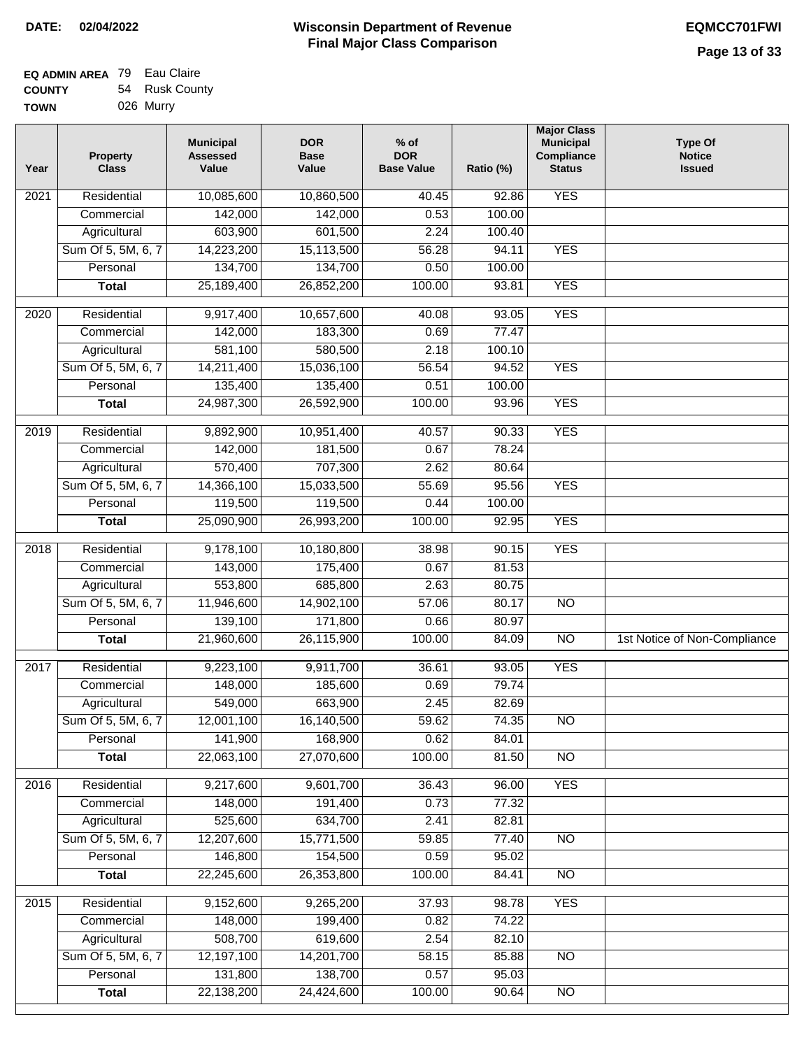**DATE: 02/04/2022**

# Wisconsin Department of Revenue
## Final Major Class Comparison

**EQMCC701FWI**

**EQ ADMIN AREA** 79 Eau Claire
**COUNTY** 54 Rusk County
**TOWN** 026 Murry

| Year | Property Class | Municipal Assessed Value | DOR Base Value | % of DOR Base Value | Ratio (%) | Major Class Municipal Compliance Status | Type Of Notice Issued |
|---|---|---|---|---|---|---|---|
| 2021 | Residential | 10,085,600 | 10,860,500 | 40.45 | 92.86 | YES | |
| | Commercial | 142,000 | 142,000 | 0.53 | 100.00 | | |
| | Agricultural | 603,900 | 601,500 | 2.24 | 100.40 | | |
| | Sum Of 5, 5M, 6, 7 | 14,223,200 | 15,113,500 | 56.28 | 94.11 | YES | |
| | Personal | 134,700 | 134,700 | 0.50 | 100.00 | | |
| | **Total** | 25,189,400 | 26,852,200 | 100.00 | 93.81 | YES | |
| 2020 | Residential | 9,917,400 | 10,657,600 | 40.08 | 93.05 | YES | |
| | Commercial | 142,000 | 183,300 | 0.69 | 77.47 | | |
| | Agricultural | 581,100 | 580,500 | 2.18 | 100.10 | | |
| | Sum Of 5, 5M, 6, 7 | 14,211,400 | 15,036,100 | 56.54 | 94.52 | YES | |
| | Personal | 135,400 | 135,400 | 0.51 | 100.00 | | |
| | **Total** | 24,987,300 | 26,592,900 | 100.00 | 93.96 | YES | |
| 2019 | Residential | 9,892,900 | 10,951,400 | 40.57 | 90.33 | YES | |
| | Commercial | 142,000 | 181,500 | 0.67 | 78.24 | | |
| | Agricultural | 570,400 | 707,300 | 2.62 | 80.64 | | |
| | Sum Of 5, 5M, 6, 7 | 14,366,100 | 15,033,500 | 55.69 | 95.56 | YES | |
| | Personal | 119,500 | 119,500 | 0.44 | 100.00 | | |
| | **Total** | 25,090,900 | 26,993,200 | 100.00 | 92.95 | YES | |
| 2018 | Residential | 9,178,100 | 10,180,800 | 38.98 | 90.15 | YES | |
| | Commercial | 143,000 | 175,400 | 0.67 | 81.53 | | |
| | Agricultural | 553,800 | 685,800 | 2.63 | 80.75 | | |
| | Sum Of 5, 5M, 6, 7 | 11,946,600 | 14,902,100 | 57.06 | 80.17 | NO | |
| | Personal | 139,100 | 171,800 | 0.66 | 80.97 | | |
| | **Total** | 21,960,600 | 26,115,900 | 100.00 | 84.09 | NO | 1st Notice of Non-Compliance |
| 2017 | Residential | 9,223,100 | 9,911,700 | 36.61 | 93.05 | YES | |
| | Commercial | 148,000 | 185,600 | 0.69 | 79.74 | | |
| | Agricultural | 549,000 | 663,900 | 2.45 | 82.69 | | |
| | Sum Of 5, 5M, 6, 7 | 12,001,100 | 16,140,500 | 59.62 | 74.35 | NO | |
| | Personal | 141,900 | 168,900 | 0.62 | 84.01 | | |
| | **Total** | 22,063,100 | 27,070,600 | 100.00 | 81.50 | NO | |
| 2016 | Residential | 9,217,600 | 9,601,700 | 36.43 | 96.00 | YES | |
| | Commercial | 148,000 | 191,400 | 0.73 | 77.32 | | |
| | Agricultural | 525,600 | 634,700 | 2.41 | 82.81 | | |
| | Sum Of 5, 5M, 6, 7 | 12,207,600 | 15,771,500 | 59.85 | 77.40 | NO | |
| | Personal | 146,800 | 154,500 | 0.59 | 95.02 | | |
| | **Total** | 22,245,600 | 26,353,800 | 100.00 | 84.41 | NO | |
| 2015 | Residential | 9,152,600 | 9,265,200 | 37.93 | 98.78 | YES | |
| | Commercial | 148,000 | 199,400 | 0.82 | 74.22 | | |
| | Agricultural | 508,700 | 619,600 | 2.54 | 82.10 | | |
| | Sum Of 5, 5M, 6, 7 | 12,197,100 | 14,201,700 | 58.15 | 85.88 | NO | |
| | Personal | 131,800 | 138,700 | 0.57 | 95.03 | | |
| | **Total** | 22,138,200 | 24,424,600 | 100.00 | 90.64 | NO | |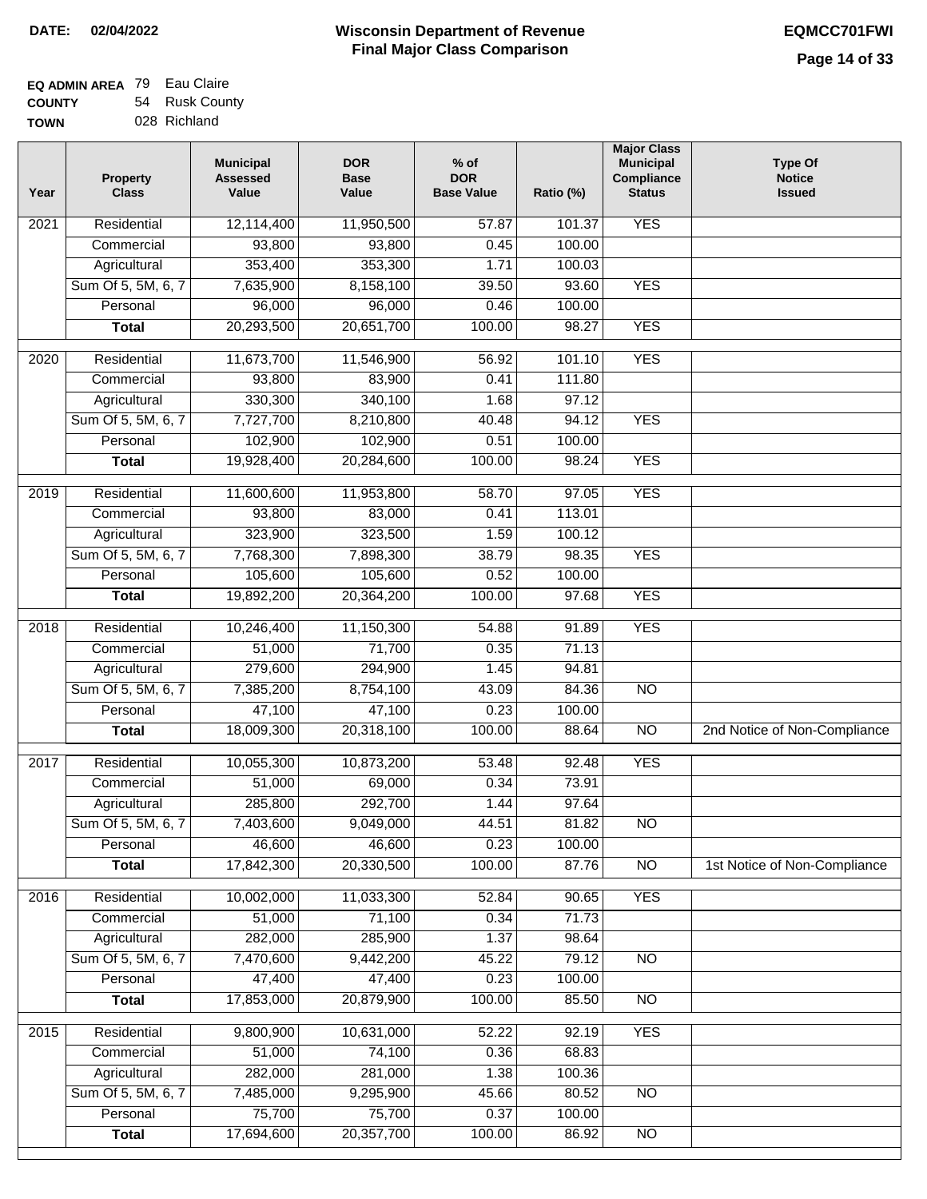**DATE: 02/04/2022**

# Wisconsin Department of Revenue
## Final Major Class Comparison

**EQMCC701FWI**

**EQ ADMIN AREA** 79 Eau Claire
**COUNTY** 54 Rusk County
**TOWN** 028 Richland

| Year | Property Class | Municipal Assessed Value | DOR Base Value | % of DOR Base Value | Ratio (%) | Major Class Municipal Compliance Status | Type Of Notice Issued |
|---|---|---|---|---|---|---|---|
| 2021 | Residential | 12,114,400 | 11,950,500 | 57.87 | 101.37 | YES | |
| | Commercial | 93,800 | 93,800 | 0.45 | 100.00 | | |
| | Agricultural | 353,400 | 353,300 | 1.71 | 100.03 | | |
| | Sum Of 5, 5M, 6, 7 | 7,635,900 | 8,158,100 | 39.50 | 93.60 | YES | |
| | Personal | 96,000 | 96,000 | 0.46 | 100.00 | | |
| | **Total** | 20,293,500 | 20,651,700 | 100.00 | 98.27 | YES | |
| 2020 | Residential | 11,673,700 | 11,546,900 | 56.92 | 101.10 | YES | |
| | Commercial | 93,800 | 83,900 | 0.41 | 111.80 | | |
| | Agricultural | 330,300 | 340,100 | 1.68 | 97.12 | | |
| | Sum Of 5, 5M, 6, 7 | 7,727,700 | 8,210,800 | 40.48 | 94.12 | YES | |
| | Personal | 102,900 | 102,900 | 0.51 | 100.00 | | |
| | **Total** | 19,928,400 | 20,284,600 | 100.00 | 98.24 | YES | |
| 2019 | Residential | 11,600,600 | 11,953,800 | 58.70 | 97.05 | YES | |
| | Commercial | 93,800 | 83,000 | 0.41 | 113.01 | | |
| | Agricultural | 323,900 | 323,500 | 1.59 | 100.12 | | |
| | Sum Of 5, 5M, 6, 7 | 7,768,300 | 7,898,300 | 38.79 | 98.35 | YES | |
| | Personal | 105,600 | 105,600 | 0.52 | 100.00 | | |
| | **Total** | 19,892,200 | 20,364,200 | 100.00 | 97.68 | YES | |
| 2018 | Residential | 10,246,400 | 11,150,300 | 54.88 | 91.89 | YES | |
| | Commercial | 51,000 | 71,700 | 0.35 | 71.13 | | |
| | Agricultural | 279,600 | 294,900 | 1.45 | 94.81 | | |
| | Sum Of 5, 5M, 6, 7 | 7,385,200 | 8,754,100 | 43.09 | 84.36 | NO | |
| | Personal | 47,100 | 47,100 | 0.23 | 100.00 | | |
| | **Total** | 18,009,300 | 20,318,100 | 100.00 | 88.64 | NO | 2nd Notice of Non-Compliance |
| 2017 | Residential | 10,055,300 | 10,873,200 | 53.48 | 92.48 | YES | |
| | Commercial | 51,000 | 69,000 | 0.34 | 73.91 | | |
| | Agricultural | 285,800 | 292,700 | 1.44 | 97.64 | | |
| | Sum Of 5, 5M, 6, 7 | 7,403,600 | 9,049,000 | 44.51 | 81.82 | NO | |
| | Personal | 46,600 | 46,600 | 0.23 | 100.00 | | |
| | **Total** | 17,842,300 | 20,330,500 | 100.00 | 87.76 | NO | 1st Notice of Non-Compliance |
| 2016 | Residential | 10,002,000 | 11,033,300 | 52.84 | 90.65 | YES | |
| | Commercial | 51,000 | 71,100 | 0.34 | 71.73 | | |
| | Agricultural | 282,000 | 285,900 | 1.37 | 98.64 | | |
| | Sum Of 5, 5M, 6, 7 | 7,470,600 | 9,442,200 | 45.22 | 79.12 | NO | |
| | Personal | 47,400 | 47,400 | 0.23 | 100.00 | | |
| | **Total** | 17,853,000 | 20,879,900 | 100.00 | 85.50 | NO | |
| 2015 | Residential | 9,800,900 | 10,631,000 | 52.22 | 92.19 | YES | |
| | Commercial | 51,000 | 74,100 | 0.36 | 68.83 | | |
| | Agricultural | 282,000 | 281,000 | 1.38 | 100.36 | | |
| | Sum Of 5, 5M, 6, 7 | 7,485,000 | 9,295,900 | 45.66 | 80.52 | NO | |
| | Personal | 75,700 | 75,700 | 0.37 | 100.00 | | |
| | **Total** | 17,694,600 | 20,357,700 | 100.00 | 86.92 | NO | |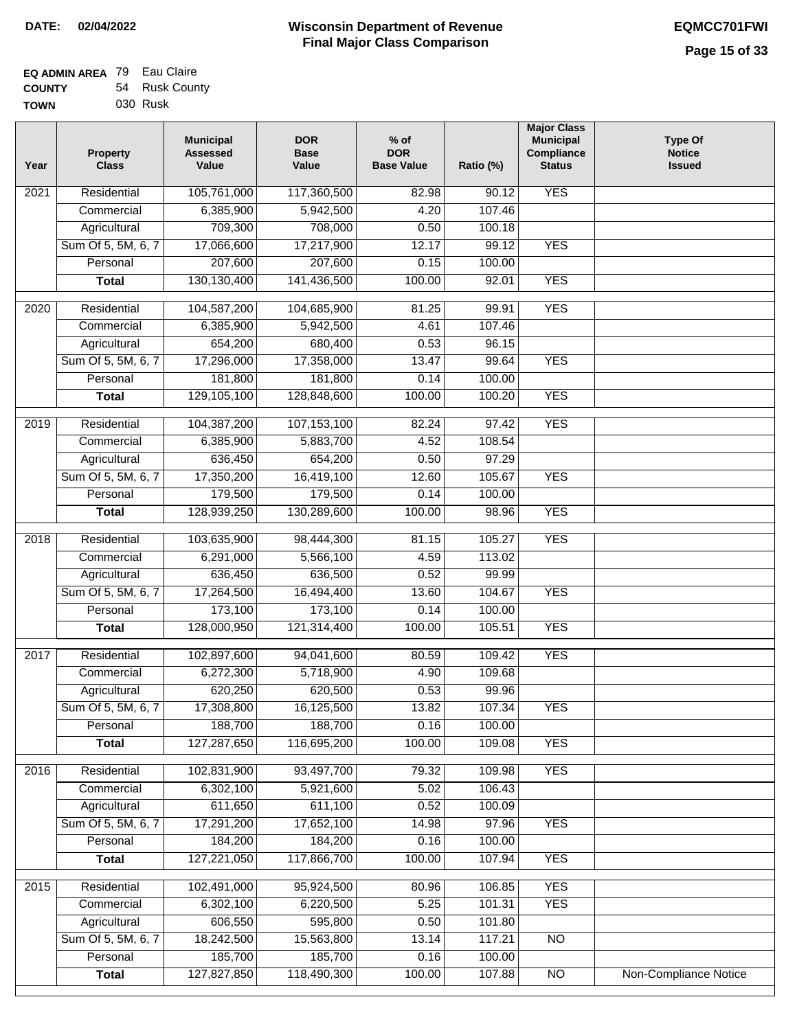**DATE: 02/04/2022**

# Wisconsin Department of Revenue
## Final Major Class Comparison

**EQMCC701FWI**

**EQ ADMIN AREA** 79 Eau Claire
**COUNTY** 54 Rusk County
**TOWN** 030 Rusk

| Year | Property Class | Municipal Assessed Value | DOR Base Value | % of DOR Base Value | Ratio (%) | Major Class Municipal Compliance Status | Type Of Notice Issued |
|---|---|---|---|---|---|---|---|
| 2021 | Residential | 105,761,000 | 117,360,500 | 82.98 | 90.12 | YES | |
| | Commercial | 6,385,900 | 5,942,500 | 4.20 | 107.46 | | |
| | Agricultural | 709,300 | 708,000 | 0.50 | 100.18 | | |
| | Sum Of 5, 5M, 6, 7 | 17,066,600 | 17,217,900 | 12.17 | 99.12 | YES | |
| | Personal | 207,600 | 207,600 | 0.15 | 100.00 | | |
| | **Total** | 130,130,400 | 141,436,500 | 100.00 | 92.01 | YES | |
| 2020 | Residential | 104,587,200 | 104,685,900 | 81.25 | 99.91 | YES | |
| | Commercial | 6,385,900 | 5,942,500 | 4.61 | 107.46 | | |
| | Agricultural | 654,200 | 680,400 | 0.53 | 96.15 | | |
| | Sum Of 5, 5M, 6, 7 | 17,296,000 | 17,358,000 | 13.47 | 99.64 | YES | |
| | Personal | 181,800 | 181,800 | 0.14 | 100.00 | | |
| | **Total** | 129,105,100 | 128,848,600 | 100.00 | 100.20 | YES | |
| 2019 | Residential | 104,387,200 | 107,153,100 | 82.24 | 97.42 | YES | |
| | Commercial | 6,385,900 | 5,883,700 | 4.52 | 108.54 | | |
| | Agricultural | 636,450 | 654,200 | 0.50 | 97.29 | | |
| | Sum Of 5, 5M, 6, 7 | 17,350,200 | 16,419,100 | 12.60 | 105.67 | YES | |
| | Personal | 179,500 | 179,500 | 0.14 | 100.00 | | |
| | **Total** | 128,939,250 | 130,289,600 | 100.00 | 98.96 | YES | |
| 2018 | Residential | 103,635,900 | 98,444,300 | 81.15 | 105.27 | YES | |
| | Commercial | 6,291,000 | 5,566,100 | 4.59 | 113.02 | | |
| | Agricultural | 636,450 | 636,500 | 0.52 | 99.99 | | |
| | Sum Of 5, 5M, 6, 7 | 17,264,500 | 16,494,400 | 13.60 | 104.67 | YES | |
| | Personal | 173,100 | 173,100 | 0.14 | 100.00 | | |
| | **Total** | 128,000,950 | 121,314,400 | 100.00 | 105.51 | YES | |
| 2017 | Residential | 102,897,600 | 94,041,600 | 80.59 | 109.42 | YES | |
| | Commercial | 6,272,300 | 5,718,900 | 4.90 | 109.68 | | |
| | Agricultural | 620,250 | 620,500 | 0.53 | 99.96 | | |
| | Sum Of 5, 5M, 6, 7 | 17,308,800 | 16,125,500 | 13.82 | 107.34 | YES | |
| | Personal | 188,700 | 188,700 | 0.16 | 100.00 | | |
| | **Total** | 127,287,650 | 116,695,200 | 100.00 | 109.08 | YES | |
| 2016 | Residential | 102,831,900 | 93,497,700 | 79.32 | 109.98 | YES | |
| | Commercial | 6,302,100 | 5,921,600 | 5.02 | 106.43 | | |
| | Agricultural | 611,650 | 611,100 | 0.52 | 100.09 | | |
| | Sum Of 5, 5M, 6, 7 | 17,291,200 | 17,652,100 | 14.98 | 97.96 | YES | |
| | Personal | 184,200 | 184,200 | 0.16 | 100.00 | | |
| | **Total** | 127,221,050 | 117,866,700 | 100.00 | 107.94 | YES | |
| 2015 | Residential | 102,491,000 | 95,924,500 | 80.96 | 106.85 | YES | |
| | Commercial | 6,302,100 | 6,220,500 | 5.25 | 101.31 | YES | |
| | Agricultural | 606,550 | 595,800 | 0.50 | 101.80 | | |
| | Sum Of 5, 5M, 6, 7 | 18,242,500 | 15,563,800 | 13.14 | 117.21 | NO | |
| | Personal | 185,700 | 185,700 | 0.16 | 100.00 | | |
| | **Total** | 127,827,850 | 118,490,300 | 100.00 | 107.88 | NO | Non-Compliance Notice |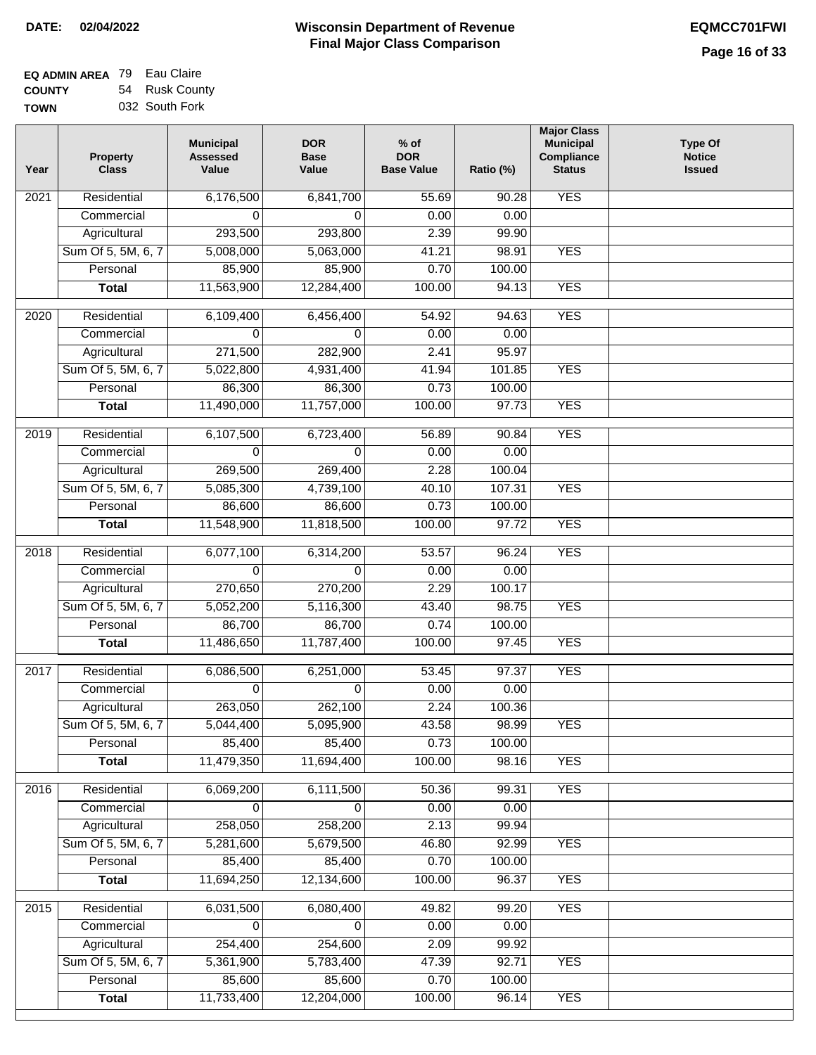**DATE:** 02/04/2022

# Wisconsin Department of Revenue
## Final Major Class Comparison

**EQMCC701FWI**

| | | |
|---|---|---|
| **EQ ADMIN AREA** | 79 | Eau Claire |
| **COUNTY** | 54 | Rusk County |
| **TOWN** | 032 | South Fork |

| Year | Property Class | Municipal Assessed Value | DOR Base Value | % of DOR Base Value | Ratio (%) | Major Class Municipal Compliance Status | Type Of Notice Issued |
|---|---|---|---|---|---|---|---|
| 2021 | Residential | 6,176,500 | 6,841,700 | 55.69 | 90.28 | YES | |
| | Commercial | 0 | 0 | 0.00 | 0.00 | | |
| | Agricultural | 293,500 | 293,800 | 2.39 | 99.90 | | |
| | Sum Of 5, 5M, 6, 7 | 5,008,000 | 5,063,000 | 41.21 | 98.91 | YES | |
| | Personal | 85,900 | 85,900 | 0.70 | 100.00 | | |
| | **Total** | 11,563,900 | 12,284,400 | 100.00 | 94.13 | YES | |
| 2020 | Residential | 6,109,400 | 6,456,400 | 54.92 | 94.63 | YES | |
| | Commercial | 0 | 0 | 0.00 | 0.00 | | |
| | Agricultural | 271,500 | 282,900 | 2.41 | 95.97 | | |
| | Sum Of 5, 5M, 6, 7 | 5,022,800 | 4,931,400 | 41.94 | 101.85 | YES | |
| | Personal | 86,300 | 86,300 | 0.73 | 100.00 | | |
| | **Total** | 11,490,000 | 11,757,000 | 100.00 | 97.73 | YES | |
| 2019 | Residential | 6,107,500 | 6,723,400 | 56.89 | 90.84 | YES | |
| | Commercial | 0 | 0 | 0.00 | 0.00 | | |
| | Agricultural | 269,500 | 269,400 | 2.28 | 100.04 | | |
| | Sum Of 5, 5M, 6, 7 | 5,085,300 | 4,739,100 | 40.10 | 107.31 | YES | |
| | Personal | 86,600 | 86,600 | 0.73 | 100.00 | | |
| | **Total** | 11,548,900 | 11,818,500 | 100.00 | 97.72 | YES | |
| 2018 | Residential | 6,077,100 | 6,314,200 | 53.57 | 96.24 | YES | |
| | Commercial | 0 | 0 | 0.00 | 0.00 | | |
| | Agricultural | 270,650 | 270,200 | 2.29 | 100.17 | | |
| | Sum Of 5, 5M, 6, 7 | 5,052,200 | 5,116,300 | 43.40 | 98.75 | YES | |
| | Personal | 86,700 | 86,700 | 0.74 | 100.00 | | |
| | **Total** | 11,486,650 | 11,787,400 | 100.00 | 97.45 | YES | |
| 2017 | Residential | 6,086,500 | 6,251,000 | 53.45 | 97.37 | YES | |
| | Commercial | 0 | 0 | 0.00 | 0.00 | | |
| | Agricultural | 263,050 | 262,100 | 2.24 | 100.36 | | |
| | Sum Of 5, 5M, 6, 7 | 5,044,400 | 5,095,900 | 43.58 | 98.99 | YES | |
| | Personal | 85,400 | 85,400 | 0.73 | 100.00 | | |
| | **Total** | 11,479,350 | 11,694,400 | 100.00 | 98.16 | YES | |
| 2016 | Residential | 6,069,200 | 6,111,500 | 50.36 | 99.31 | YES | |
| | Commercial | 0 | 0 | 0.00 | 0.00 | | |
| | Agricultural | 258,050 | 258,200 | 2.13 | 99.94 | | |
| | Sum Of 5, 5M, 6, 7 | 5,281,600 | 5,679,500 | 46.80 | 92.99 | YES | |
| | Personal | 85,400 | 85,400 | 0.70 | 100.00 | | |
| | **Total** | 11,694,250 | 12,134,600 | 100.00 | 96.37 | YES | |
| 2015 | Residential | 6,031,500 | 6,080,400 | 49.82 | 99.20 | YES | |
| | Commercial | 0 | 0 | 0.00 | 0.00 | | |
| | Agricultural | 254,400 | 254,600 | 2.09 | 99.92 | | |
| | Sum Of 5, 5M, 6, 7 | 5,361,900 | 5,783,400 | 47.39 | 92.71 | YES | |
| | Personal | 85,600 | 85,600 | 0.70 | 100.00 | | |
| | **Total** | 11,733,400 | 12,204,000 | 100.00 | 96.14 | YES | |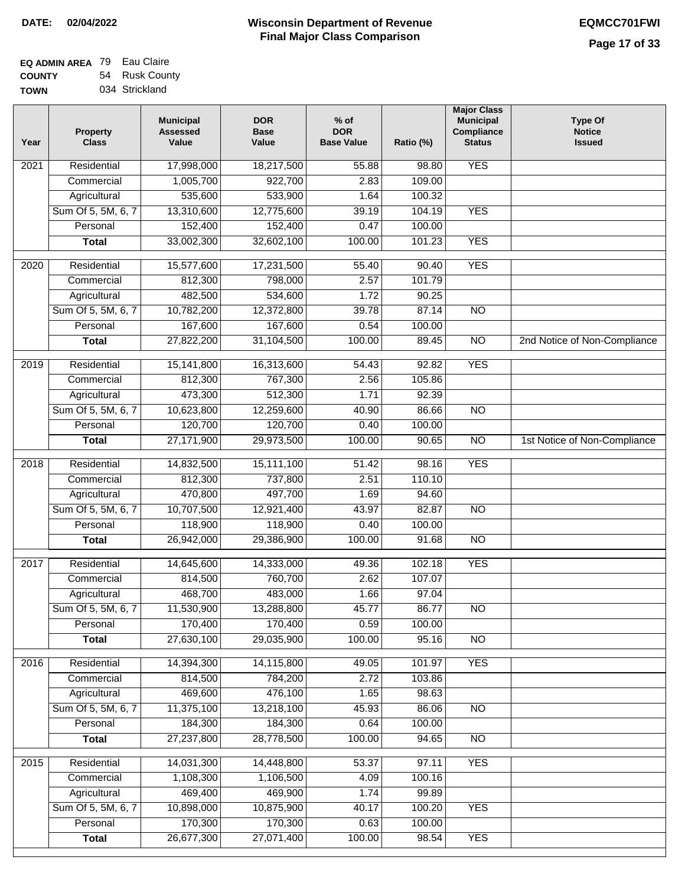**DATE:** 02/04/2022

# Wisconsin Department of Revenue
## Final Major Class Comparison

**EQMCC701FWI**

**EQ ADMIN AREA** 79 Eau Claire
**COUNTY** 54 Rusk County
**TOWN** 034 Strickland

| Year | Property Class | Municipal Assessed Value | DOR Base Value | % of DOR Base Value | Ratio (%) | Major Class Municipal Compliance Status | Type Of Notice Issued |
|---|---|---|---|---|---|---|---|
| 2021 | Residential | 17,998,000 | 18,217,500 | 55.88 | 98.80 | YES | |
| | Commercial | 1,005,700 | 922,700 | 2.83 | 109.00 | | |
| | Agricultural | 535,600 | 533,900 | 1.64 | 100.32 | | |
| | Sum Of 5, 5M, 6, 7 | 13,310,600 | 12,775,600 | 39.19 | 104.19 | YES | |
| | Personal | 152,400 | 152,400 | 0.47 | 100.00 | | |
| | **Total** | 33,002,300 | 32,602,100 | 100.00 | 101.23 | YES | |
| 2020 | Residential | 15,577,600 | 17,231,500 | 55.40 | 90.40 | YES | |
| | Commercial | 812,300 | 798,000 | 2.57 | 101.79 | | |
| | Agricultural | 482,500 | 534,600 | 1.72 | 90.25 | | |
| | Sum Of 5, 5M, 6, 7 | 10,782,200 | 12,372,800 | 39.78 | 87.14 | NO | |
| | Personal | 167,600 | 167,600 | 0.54 | 100.00 | | |
| | **Total** | 27,822,200 | 31,104,500 | 100.00 | 89.45 | NO | 2nd Notice of Non-Compliance |
| 2019 | Residential | 15,141,800 | 16,313,600 | 54.43 | 92.82 | YES | |
| | Commercial | 812,300 | 767,300 | 2.56 | 105.86 | | |
| | Agricultural | 473,300 | 512,300 | 1.71 | 92.39 | | |
| | Sum Of 5, 5M, 6, 7 | 10,623,800 | 12,259,600 | 40.90 | 86.66 | NO | |
| | Personal | 120,700 | 120,700 | 0.40 | 100.00 | | |
| | **Total** | 27,171,900 | 29,973,500 | 100.00 | 90.65 | NO | 1st Notice of Non-Compliance |
| 2018 | Residential | 14,832,500 | 15,111,100 | 51.42 | 98.16 | YES | |
| | Commercial | 812,300 | 737,800 | 2.51 | 110.10 | | |
| | Agricultural | 470,800 | 497,700 | 1.69 | 94.60 | | |
| | Sum Of 5, 5M, 6, 7 | 10,707,500 | 12,921,400 | 43.97 | 82.87 | NO | |
| | Personal | 118,900 | 118,900 | 0.40 | 100.00 | | |
| | **Total** | 26,942,000 | 29,386,900 | 100.00 | 91.68 | NO | |
| 2017 | Residential | 14,645,600 | 14,333,000 | 49.36 | 102.18 | YES | |
| | Commercial | 814,500 | 760,700 | 2.62 | 107.07 | | |
| | Agricultural | 468,700 | 483,000 | 1.66 | 97.04 | | |
| | Sum Of 5, 5M, 6, 7 | 11,530,900 | 13,288,800 | 45.77 | 86.77 | NO | |
| | Personal | 170,400 | 170,400 | 0.59 | 100.00 | | |
| | **Total** | 27,630,100 | 29,035,900 | 100.00 | 95.16 | NO | |
| 2016 | Residential | 14,394,300 | 14,115,800 | 49.05 | 101.97 | YES | |
| | Commercial | 814,500 | 784,200 | 2.72 | 103.86 | | |
| | Agricultural | 469,600 | 476,100 | 1.65 | 98.63 | | |
| | Sum Of 5, 5M, 6, 7 | 11,375,100 | 13,218,100 | 45.93 | 86.06 | NO | |
| | Personal | 184,300 | 184,300 | 0.64 | 100.00 | | |
| | **Total** | 27,237,800 | 28,778,500 | 100.00 | 94.65 | NO | |
| 2015 | Residential | 14,031,300 | 14,448,800 | 53.37 | 97.11 | YES | |
| | Commercial | 1,108,300 | 1,106,500 | 4.09 | 100.16 | | |
| | Agricultural | 469,400 | 469,900 | 1.74 | 99.89 | | |
| | Sum Of 5, 5M, 6, 7 | 10,898,000 | 10,875,900 | 40.17 | 100.20 | YES | |
| | Personal | 170,300 | 170,300 | 0.63 | 100.00 | | |
| | **Total** | 26,677,300 | 27,071,400 | 100.00 | 98.54 | YES | |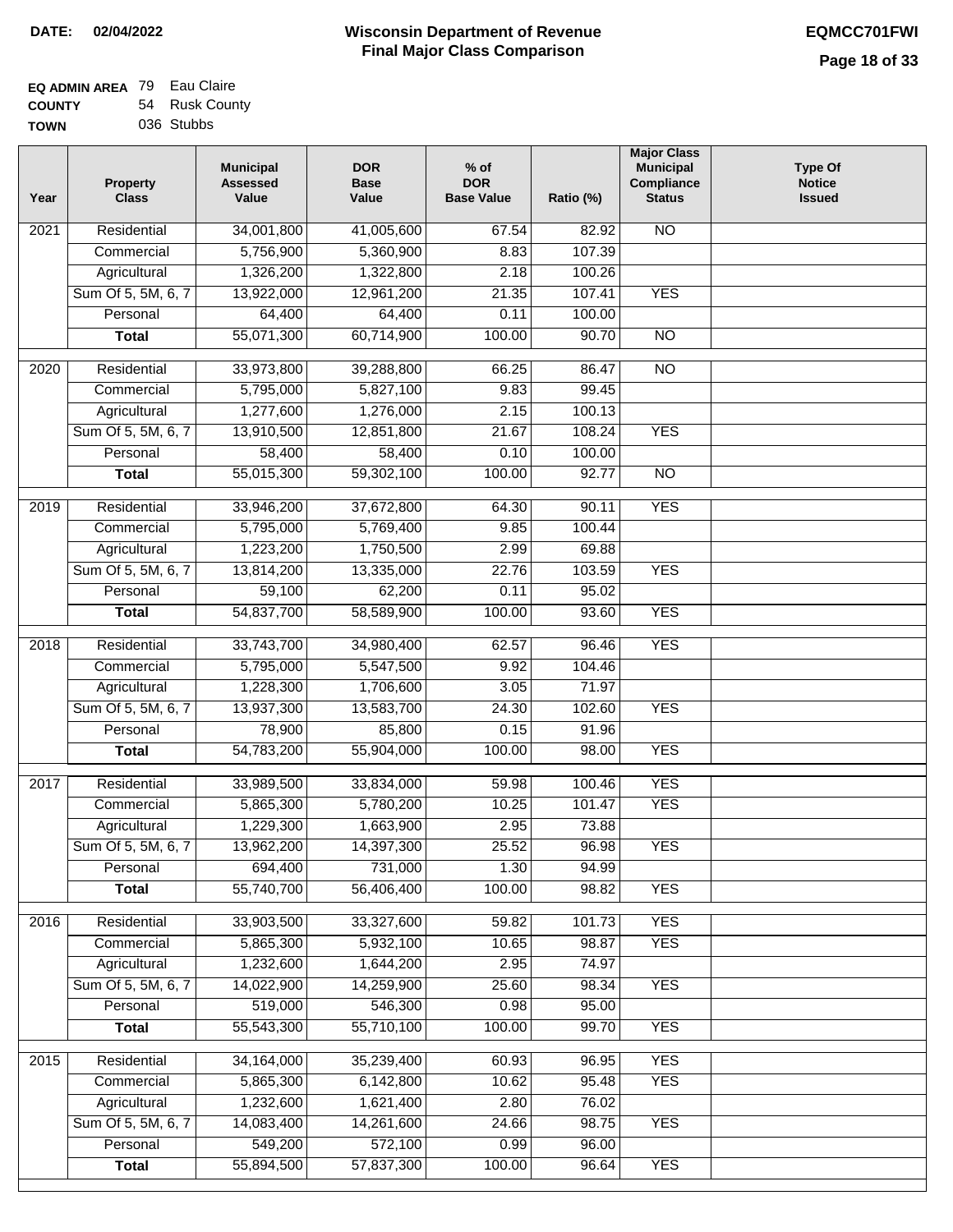**DATE:** 02/04/2022

# Wisconsin Department of Revenue
## Final Major Class Comparison

**EQMCC701FWI**

**EQ ADMIN AREA** 79 Eau Claire
**COUNTY** 54 Rusk County
**TOWN** 036 Stubbs

| Year | Property Class | Municipal Assessed Value | DOR Base Value | % of DOR Base Value | Ratio (%) | Major Class Municipal Compliance Status | Type Of Notice Issued |
|---|---|---|---|---|---|---|---|
| 2021 | Residential | 34,001,800 | 41,005,600 | 67.54 | 82.92 | NO | |
| | Commercial | 5,756,900 | 5,360,900 | 8.83 | 107.39 | | |
| | Agricultural | 1,326,200 | 1,322,800 | 2.18 | 100.26 | | |
| | Sum Of 5, 5M, 6, 7 | 13,922,000 | 12,961,200 | 21.35 | 107.41 | YES | |
| | Personal | 64,400 | 64,400 | 0.11 | 100.00 | | |
| | **Total** | 55,071,300 | 60,714,900 | 100.00 | 90.70 | NO | |
| 2020 | Residential | 33,973,800 | 39,288,800 | 66.25 | 86.47 | NO | |
| | Commercial | 5,795,000 | 5,827,100 | 9.83 | 99.45 | | |
| | Agricultural | 1,277,600 | 1,276,000 | 2.15 | 100.13 | | |
| | Sum Of 5, 5M, 6, 7 | 13,910,500 | 12,851,800 | 21.67 | 108.24 | YES | |
| | Personal | 58,400 | 58,400 | 0.10 | 100.00 | | |
| | **Total** | 55,015,300 | 59,302,100 | 100.00 | 92.77 | NO | |
| 2019 | Residential | 33,946,200 | 37,672,800 | 64.30 | 90.11 | YES | |
| | Commercial | 5,795,000 | 5,769,400 | 9.85 | 100.44 | | |
| | Agricultural | 1,223,200 | 1,750,500 | 2.99 | 69.88 | | |
| | Sum Of 5, 5M, 6, 7 | 13,814,200 | 13,335,000 | 22.76 | 103.59 | YES | |
| | Personal | 59,100 | 62,200 | 0.11 | 95.02 | | |
| | **Total** | 54,837,700 | 58,589,900 | 100.00 | 93.60 | YES | |
| 2018 | Residential | 33,743,700 | 34,980,400 | 62.57 | 96.46 | YES | |
| | Commercial | 5,795,000 | 5,547,500 | 9.92 | 104.46 | | |
| | Agricultural | 1,228,300 | 1,706,600 | 3.05 | 71.97 | | |
| | Sum Of 5, 5M, 6, 7 | 13,937,300 | 13,583,700 | 24.30 | 102.60 | YES | |
| | Personal | 78,900 | 85,800 | 0.15 | 91.96 | | |
| | **Total** | 54,783,200 | 55,904,000 | 100.00 | 98.00 | YES | |
| 2017 | Residential | 33,989,500 | 33,834,000 | 59.98 | 100.46 | YES | |
| | Commercial | 5,865,300 | 5,780,200 | 10.25 | 101.47 | YES | |
| | Agricultural | 1,229,300 | 1,663,900 | 2.95 | 73.88 | | |
| | Sum Of 5, 5M, 6, 7 | 13,962,200 | 14,397,300 | 25.52 | 96.98 | YES | |
| | Personal | 694,400 | 731,000 | 1.30 | 94.99 | | |
| | **Total** | 55,740,700 | 56,406,400 | 100.00 | 98.82 | YES | |
| 2016 | Residential | 33,903,500 | 33,327,600 | 59.82 | 101.73 | YES | |
| | Commercial | 5,865,300 | 5,932,100 | 10.65 | 98.87 | YES | |
| | Agricultural | 1,232,600 | 1,644,200 | 2.95 | 74.97 | | |
| | Sum Of 5, 5M, 6, 7 | 14,022,900 | 14,259,900 | 25.60 | 98.34 | YES | |
| | Personal | 519,000 | 546,300 | 0.98 | 95.00 | | |
| | **Total** | 55,543,300 | 55,710,100 | 100.00 | 99.70 | YES | |
| 2015 | Residential | 34,164,000 | 35,239,400 | 60.93 | 96.95 | YES | |
| | Commercial | 5,865,300 | 6,142,800 | 10.62 | 95.48 | YES | |
| | Agricultural | 1,232,600 | 1,621,400 | 2.80 | 76.02 | | |
| | Sum Of 5, 5M, 6, 7 | 14,083,400 | 14,261,600 | 24.66 | 98.75 | YES | |
| | Personal | 549,200 | 572,100 | 0.99 | 96.00 | | |
| | **Total** | 55,894,500 | 57,837,300 | 100.00 | 96.64 | YES | |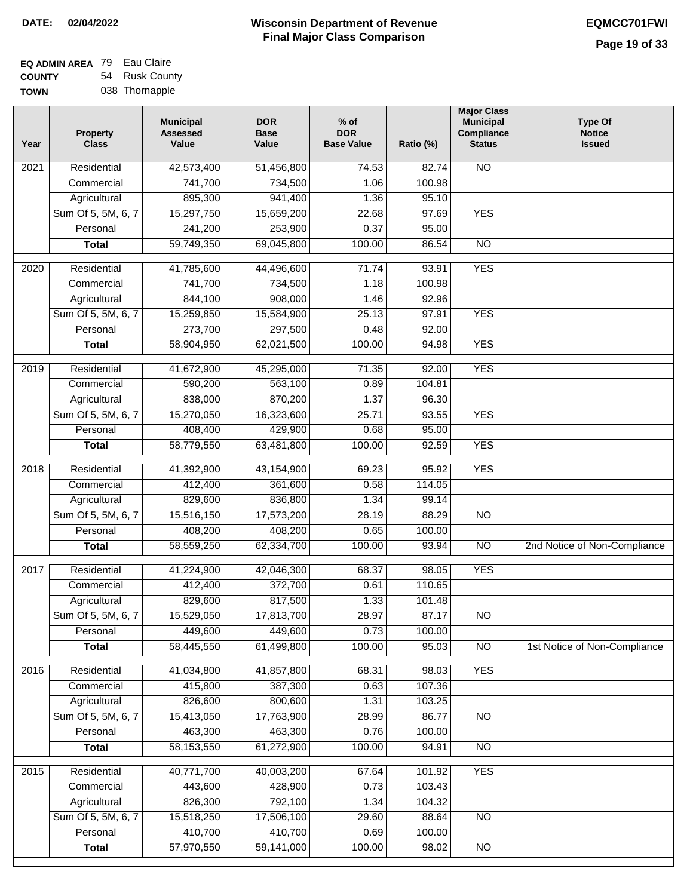**DATE:** 02/04/2022

# Wisconsin Department of Revenue
## Final Major Class Comparison

**EQMCC701FWI**

**EQ ADMIN AREA** 79 Eau Claire
**COUNTY** 54 Rusk County
**TOWN** 038 Thornapple

| Year | Property Class | Municipal Assessed Value | DOR Base Value | % of DOR Base Value | Ratio (%) | Major Class Municipal Compliance Status | Type Of Notice Issued |
|---|---|---|---|---|---|---|---|
| 2021 | Residential | 42,573,400 | 51,456,800 | 74.53 | 82.74 | NO | |
| | Commercial | 741,700 | 734,500 | 1.06 | 100.98 | | |
| | Agricultural | 895,300 | 941,400 | 1.36 | 95.10 | | |
| | Sum Of 5, 5M, 6, 7 | 15,297,750 | 15,659,200 | 22.68 | 97.69 | YES | |
| | Personal | 241,200 | 253,900 | 0.37 | 95.00 | | |
| | **Total** | 59,749,350 | 69,045,800 | 100.00 | 86.54 | NO | |
| 2020 | Residential | 41,785,600 | 44,496,600 | 71.74 | 93.91 | YES | |
| | Commercial | 741,700 | 734,500 | 1.18 | 100.98 | | |
| | Agricultural | 844,100 | 908,000 | 1.46 | 92.96 | | |
| | Sum Of 5, 5M, 6, 7 | 15,259,850 | 15,584,900 | 25.13 | 97.91 | YES | |
| | Personal | 273,700 | 297,500 | 0.48 | 92.00 | | |
| | **Total** | 58,904,950 | 62,021,500 | 100.00 | 94.98 | YES | |
| 2019 | Residential | 41,672,900 | 45,295,000 | 71.35 | 92.00 | YES | |
| | Commercial | 590,200 | 563,100 | 0.89 | 104.81 | | |
| | Agricultural | 838,000 | 870,200 | 1.37 | 96.30 | | |
| | Sum Of 5, 5M, 6, 7 | 15,270,050 | 16,323,600 | 25.71 | 93.55 | YES | |
| | Personal | 408,400 | 429,900 | 0.68 | 95.00 | | |
| | **Total** | 58,779,550 | 63,481,800 | 100.00 | 92.59 | YES | |
| 2018 | Residential | 41,392,900 | 43,154,900 | 69.23 | 95.92 | YES | |
| | Commercial | 412,400 | 361,600 | 0.58 | 114.05 | | |
| | Agricultural | 829,600 | 836,800 | 1.34 | 99.14 | | |
| | Sum Of 5, 5M, 6, 7 | 15,516,150 | 17,573,200 | 28.19 | 88.29 | NO | |
| | Personal | 408,200 | 408,200 | 0.65 | 100.00 | | |
| | **Total** | 58,559,250 | 62,334,700 | 100.00 | 93.94 | NO | 2nd Notice of Non-Compliance |
| 2017 | Residential | 41,224,900 | 42,046,300 | 68.37 | 98.05 | YES | |
| | Commercial | 412,400 | 372,700 | 0.61 | 110.65 | | |
| | Agricultural | 829,600 | 817,500 | 1.33 | 101.48 | | |
| | Sum Of 5, 5M, 6, 7 | 15,529,050 | 17,813,700 | 28.97 | 87.17 | NO | |
| | Personal | 449,600 | 449,600 | 0.73 | 100.00 | | |
| | **Total** | 58,445,550 | 61,499,800 | 100.00 | 95.03 | NO | 1st Notice of Non-Compliance |
| 2016 | Residential | 41,034,800 | 41,857,800 | 68.31 | 98.03 | YES | |
| | Commercial | 415,800 | 387,300 | 0.63 | 107.36 | | |
| | Agricultural | 826,600 | 800,600 | 1.31 | 103.25 | | |
| | Sum Of 5, 5M, 6, 7 | 15,413,050 | 17,763,900 | 28.99 | 86.77 | NO | |
| | Personal | 463,300 | 463,300 | 0.76 | 100.00 | | |
| | **Total** | 58,153,550 | 61,272,900 | 100.00 | 94.91 | NO | |
| 2015 | Residential | 40,771,700 | 40,003,200 | 67.64 | 101.92 | YES | |
| | Commercial | 443,600 | 428,900 | 0.73 | 103.43 | | |
| | Agricultural | 826,300 | 792,100 | 1.34 | 104.32 | | |
| | Sum Of 5, 5M, 6, 7 | 15,518,250 | 17,506,100 | 29.60 | 88.64 | NO | |
| | Personal | 410,700 | 410,700 | 0.69 | 100.00 | | |
| | **Total** | 57,970,550 | 59,141,000 | 100.00 | 98.02 | NO | |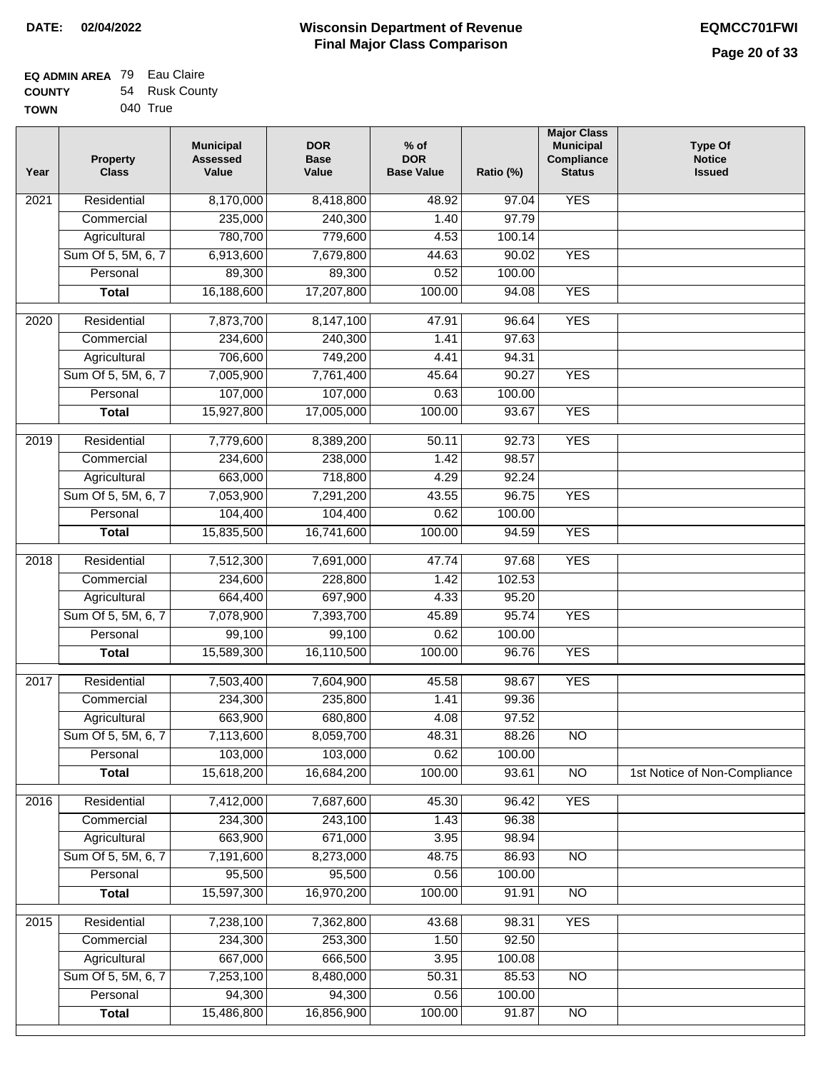**DATE:** 02/04/2022

# Wisconsin Department of Revenue
## Final Major Class Comparison

**EQMCC701FWI**

**EQ ADMIN AREA** 79 Eau Claire
**COUNTY** 54 Rusk County
**TOWN** 040 True

| Year | Property Class | Municipal Assessed Value | DOR Base Value | % of DOR Base Value | Ratio (%) | Major Class Municipal Compliance Status | Type Of Notice Issued |
|---|---|---|---|---|---|---|---|
| 2021 | Residential | 8,170,000 | 8,418,800 | 48.92 | 97.04 | YES | |
| | Commercial | 235,000 | 240,300 | 1.40 | 97.79 | | |
| | Agricultural | 780,700 | 779,600 | 4.53 | 100.14 | | |
| | Sum Of 5, 5M, 6, 7 | 6,913,600 | 7,679,800 | 44.63 | 90.02 | YES | |
| | Personal | 89,300 | 89,300 | 0.52 | 100.00 | | |
| | **Total** | 16,188,600 | 17,207,800 | 100.00 | 94.08 | YES | |
| 2020 | Residential | 7,873,700 | 8,147,100 | 47.91 | 96.64 | YES | |
| | Commercial | 234,600 | 240,300 | 1.41 | 97.63 | | |
| | Agricultural | 706,600 | 749,200 | 4.41 | 94.31 | | |
| | Sum Of 5, 5M, 6, 7 | 7,005,900 | 7,761,400 | 45.64 | 90.27 | YES | |
| | Personal | 107,000 | 107,000 | 0.63 | 100.00 | | |
| | **Total** | 15,927,800 | 17,005,000 | 100.00 | 93.67 | YES | |
| 2019 | Residential | 7,779,600 | 8,389,200 | 50.11 | 92.73 | YES | |
| | Commercial | 234,600 | 238,000 | 1.42 | 98.57 | | |
| | Agricultural | 663,000 | 718,800 | 4.29 | 92.24 | | |
| | Sum Of 5, 5M, 6, 7 | 7,053,900 | 7,291,200 | 43.55 | 96.75 | YES | |
| | Personal | 104,400 | 104,400 | 0.62 | 100.00 | | |
| | **Total** | 15,835,500 | 16,741,600 | 100.00 | 94.59 | YES | |
| 2018 | Residential | 7,512,300 | 7,691,000 | 47.74 | 97.68 | YES | |
| | Commercial | 234,600 | 228,800 | 1.42 | 102.53 | | |
| | Agricultural | 664,400 | 697,900 | 4.33 | 95.20 | | |
| | Sum Of 5, 5M, 6, 7 | 7,078,900 | 7,393,700 | 45.89 | 95.74 | YES | |
| | Personal | 99,100 | 99,100 | 0.62 | 100.00 | | |
| | **Total** | 15,589,300 | 16,110,500 | 100.00 | 96.76 | YES | |
| 2017 | Residential | 7,503,400 | 7,604,900 | 45.58 | 98.67 | YES | |
| | Commercial | 234,300 | 235,800 | 1.41 | 99.36 | | |
| | Agricultural | 663,900 | 680,800 | 4.08 | 97.52 | | |
| | Sum Of 5, 5M, 6, 7 | 7,113,600 | 8,059,700 | 48.31 | 88.26 | NO | |
| | Personal | 103,000 | 103,000 | 0.62 | 100.00 | | |
| | **Total** | 15,618,200 | 16,684,200 | 100.00 | 93.61 | NO | 1st Notice of Non-Compliance |
| 2016 | Residential | 7,412,000 | 7,687,600 | 45.30 | 96.42 | YES | |
| | Commercial | 234,300 | 243,100 | 1.43 | 96.38 | | |
| | Agricultural | 663,900 | 671,000 | 3.95 | 98.94 | | |
| | Sum Of 5, 5M, 6, 7 | 7,191,600 | 8,273,000 | 48.75 | 86.93 | NO | |
| | Personal | 95,500 | 95,500 | 0.56 | 100.00 | | |
| | **Total** | 15,597,300 | 16,970,200 | 100.00 | 91.91 | NO | |
| 2015 | Residential | 7,238,100 | 7,362,800 | 43.68 | 98.31 | YES | |
| | Commercial | 234,300 | 253,300 | 1.50 | 92.50 | | |
| | Agricultural | 667,000 | 666,500 | 3.95 | 100.08 | | |
| | Sum Of 5, 5M, 6, 7 | 7,253,100 | 8,480,000 | 50.31 | 85.53 | NO | |
| | Personal | 94,300 | 94,300 | 0.56 | 100.00 | | |
| | **Total** | 15,486,800 | 16,856,900 | 100.00 | 91.87 | NO | |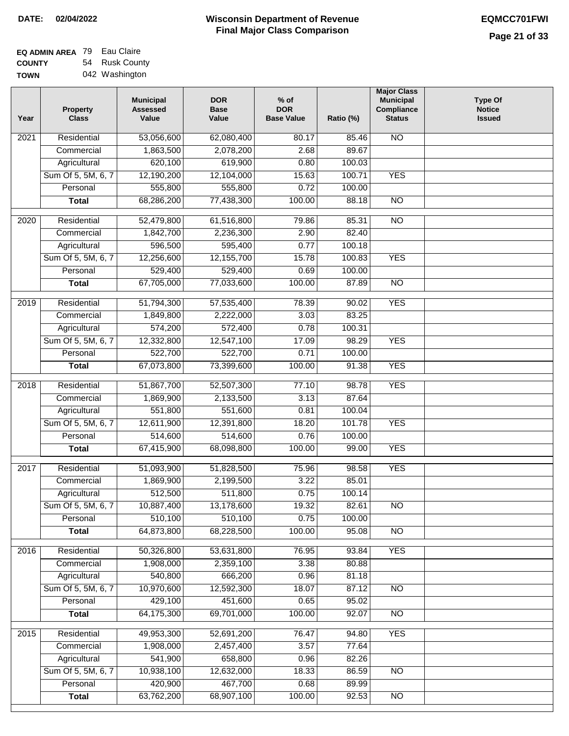**DATE: 02/04/2022**

# Wisconsin Department of Revenue
## Final Major Class Comparison

**EQMCC701FWI**

**EQ ADMIN AREA** 79 Eau Claire
**COUNTY** 54 Rusk County
**TOWN** 042 Washington

| Year | Property Class | Municipal Assessed Value | DOR Base Value | % of DOR Base Value | Ratio (%) | Major Class Municipal Compliance Status | Type Of Notice Issued |
|---|---|---|---|---|---|---|---|
| 2021 | Residential | 53,056,600 | 62,080,400 | 80.17 | 85.46 | NO | |
| | Commercial | 1,863,500 | 2,078,200 | 2.68 | 89.67 | | |
| | Agricultural | 620,100 | 619,900 | 0.80 | 100.03 | | |
| | Sum Of 5, 5M, 6, 7 | 12,190,200 | 12,104,000 | 15.63 | 100.71 | YES | |
| | Personal | 555,800 | 555,800 | 0.72 | 100.00 | | |
| | **Total** | 68,286,200 | 77,438,300 | 100.00 | 88.18 | NO | |
| 2020 | Residential | 52,479,800 | 61,516,800 | 79.86 | 85.31 | NO | |
| | Commercial | 1,842,700 | 2,236,300 | 2.90 | 82.40 | | |
| | Agricultural | 596,500 | 595,400 | 0.77 | 100.18 | | |
| | Sum Of 5, 5M, 6, 7 | 12,256,600 | 12,155,700 | 15.78 | 100.83 | YES | |
| | Personal | 529,400 | 529,400 | 0.69 | 100.00 | | |
| | **Total** | 67,705,000 | 77,033,600 | 100.00 | 87.89 | NO | |
| 2019 | Residential | 51,794,300 | 57,535,400 | 78.39 | 90.02 | YES | |
| | Commercial | 1,849,800 | 2,222,000 | 3.03 | 83.25 | | |
| | Agricultural | 574,200 | 572,400 | 0.78 | 100.31 | | |
| | Sum Of 5, 5M, 6, 7 | 12,332,800 | 12,547,100 | 17.09 | 98.29 | YES | |
| | Personal | 522,700 | 522,700 | 0.71 | 100.00 | | |
| | **Total** | 67,073,800 | 73,399,600 | 100.00 | 91.38 | YES | |
| 2018 | Residential | 51,867,700 | 52,507,300 | 77.10 | 98.78 | YES | |
| | Commercial | 1,869,900 | 2,133,500 | 3.13 | 87.64 | | |
| | Agricultural | 551,800 | 551,600 | 0.81 | 100.04 | | |
| | Sum Of 5, 5M, 6, 7 | 12,611,900 | 12,391,800 | 18.20 | 101.78 | YES | |
| | Personal | 514,600 | 514,600 | 0.76 | 100.00 | | |
| | **Total** | 67,415,900 | 68,098,800 | 100.00 | 99.00 | YES | |
| 2017 | Residential | 51,093,900 | 51,828,500 | 75.96 | 98.58 | YES | |
| | Commercial | 1,869,900 | 2,199,500 | 3.22 | 85.01 | | |
| | Agricultural | 512,500 | 511,800 | 0.75 | 100.14 | | |
| | Sum Of 5, 5M, 6, 7 | 10,887,400 | 13,178,600 | 19.32 | 82.61 | NO | |
| | Personal | 510,100 | 510,100 | 0.75 | 100.00 | | |
| | **Total** | 64,873,800 | 68,228,500 | 100.00 | 95.08 | NO | |
| 2016 | Residential | 50,326,800 | 53,631,800 | 76.95 | 93.84 | YES | |
| | Commercial | 1,908,000 | 2,359,100 | 3.38 | 80.88 | | |
| | Agricultural | 540,800 | 666,200 | 0.96 | 81.18 | | |
| | Sum Of 5, 5M, 6, 7 | 10,970,600 | 12,592,300 | 18.07 | 87.12 | NO | |
| | Personal | 429,100 | 451,600 | 0.65 | 95.02 | | |
| | **Total** | 64,175,300 | 69,701,000 | 100.00 | 92.07 | NO | |
| 2015 | Residential | 49,953,300 | 52,691,200 | 76.47 | 94.80 | YES | |
| | Commercial | 1,908,000 | 2,457,400 | 3.57 | 77.64 | | |
| | Agricultural | 541,900 | 658,800 | 0.96 | 82.26 | | |
| | Sum Of 5, 5M, 6, 7 | 10,938,100 | 12,632,000 | 18.33 | 86.59 | NO | |
| | Personal | 420,900 | 467,700 | 0.68 | 89.99 | | |
| | **Total** | 63,762,200 | 68,907,100 | 100.00 | 92.53 | NO | |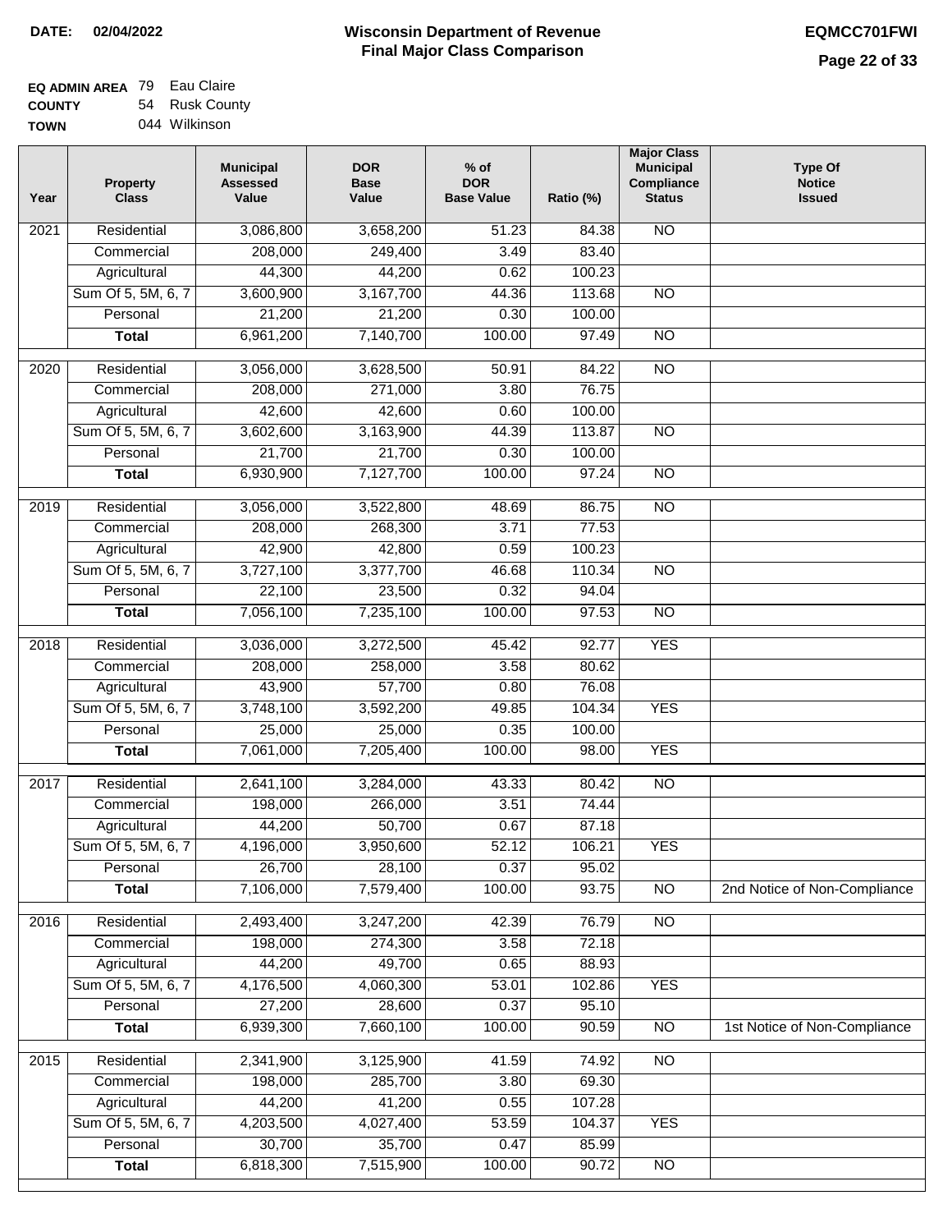**DATE: 02/04/2022**

# Wisconsin Department of Revenue
## Final Major Class Comparison

**EQMCC701FWI**

**EQ ADMIN AREA** 79 Eau Claire
**COUNTY** 54 Rusk County
**TOWN** 044 Wilkinson

| Year | Property Class | Municipal Assessed Value | DOR Base Value | % of DOR Base Value | Ratio (%) | Major Class Municipal Compliance Status | Type Of Notice Issued |
|---|---|---|---|---|---|---|---|
| 2021 | Residential | 3,086,800 | 3,658,200 | 51.23 | 84.38 | NO | |
| | Commercial | 208,000 | 249,400 | 3.49 | 83.40 | | |
| | Agricultural | 44,300 | 44,200 | 0.62 | 100.23 | | |
| | Sum Of 5, 5M, 6, 7 | 3,600,900 | 3,167,700 | 44.36 | 113.68 | NO | |
| | Personal | 21,200 | 21,200 | 0.30 | 100.00 | | |
| | **Total** | 6,961,200 | 7,140,700 | 100.00 | 97.49 | NO | |
| 2020 | Residential | 3,056,000 | 3,628,500 | 50.91 | 84.22 | NO | |
| | Commercial | 208,000 | 271,000 | 3.80 | 76.75 | | |
| | Agricultural | 42,600 | 42,600 | 0.60 | 100.00 | | |
| | Sum Of 5, 5M, 6, 7 | 3,602,600 | 3,163,900 | 44.39 | 113.87 | NO | |
| | Personal | 21,700 | 21,700 | 0.30 | 100.00 | | |
| | **Total** | 6,930,900 | 7,127,700 | 100.00 | 97.24 | NO | |
| 2019 | Residential | 3,056,000 | 3,522,800 | 48.69 | 86.75 | NO | |
| | Commercial | 208,000 | 268,300 | 3.71 | 77.53 | | |
| | Agricultural | 42,900 | 42,800 | 0.59 | 100.23 | | |
| | Sum Of 5, 5M, 6, 7 | 3,727,100 | 3,377,700 | 46.68 | 110.34 | NO | |
| | Personal | 22,100 | 23,500 | 0.32 | 94.04 | | |
| | **Total** | 7,056,100 | 7,235,100 | 100.00 | 97.53 | NO | |
| 2018 | Residential | 3,036,000 | 3,272,500 | 45.42 | 92.77 | YES | |
| | Commercial | 208,000 | 258,000 | 3.58 | 80.62 | | |
| | Agricultural | 43,900 | 57,700 | 0.80 | 76.08 | | |
| | Sum Of 5, 5M, 6, 7 | 3,748,100 | 3,592,200 | 49.85 | 104.34 | YES | |
| | Personal | 25,000 | 25,000 | 0.35 | 100.00 | | |
| | **Total** | 7,061,000 | 7,205,400 | 100.00 | 98.00 | YES | |
| 2017 | Residential | 2,641,100 | 3,284,000 | 43.33 | 80.42 | NO | |
| | Commercial | 198,000 | 266,000 | 3.51 | 74.44 | | |
| | Agricultural | 44,200 | 50,700 | 0.67 | 87.18 | | |
| | Sum Of 5, 5M, 6, 7 | 4,196,000 | 3,950,600 | 52.12 | 106.21 | YES | |
| | Personal | 26,700 | 28,100 | 0.37 | 95.02 | | |
| | **Total** | 7,106,000 | 7,579,400 | 100.00 | 93.75 | NO | 2nd Notice of Non-Compliance |
| 2016 | Residential | 2,493,400 | 3,247,200 | 42.39 | 76.79 | NO | |
| | Commercial | 198,000 | 274,300 | 3.58 | 72.18 | | |
| | Agricultural | 44,200 | 49,700 | 0.65 | 88.93 | | |
| | Sum Of 5, 5M, 6, 7 | 4,176,500 | 4,060,300 | 53.01 | 102.86 | YES | |
| | Personal | 27,200 | 28,600 | 0.37 | 95.10 | | |
| | **Total** | 6,939,300 | 7,660,100 | 100.00 | 90.59 | NO | 1st Notice of Non-Compliance |
| 2015 | Residential | 2,341,900 | 3,125,900 | 41.59 | 74.92 | NO | |
| | Commercial | 198,000 | 285,700 | 3.80 | 69.30 | | |
| | Agricultural | 44,200 | 41,200 | 0.55 | 107.28 | | |
| | Sum Of 5, 5M, 6, 7 | 4,203,500 | 4,027,400 | 53.59 | 104.37 | YES | |
| | Personal | 30,700 | 35,700 | 0.47 | 85.99 | | |
| | **Total** | 6,818,300 | 7,515,900 | 100.00 | 90.72 | NO | |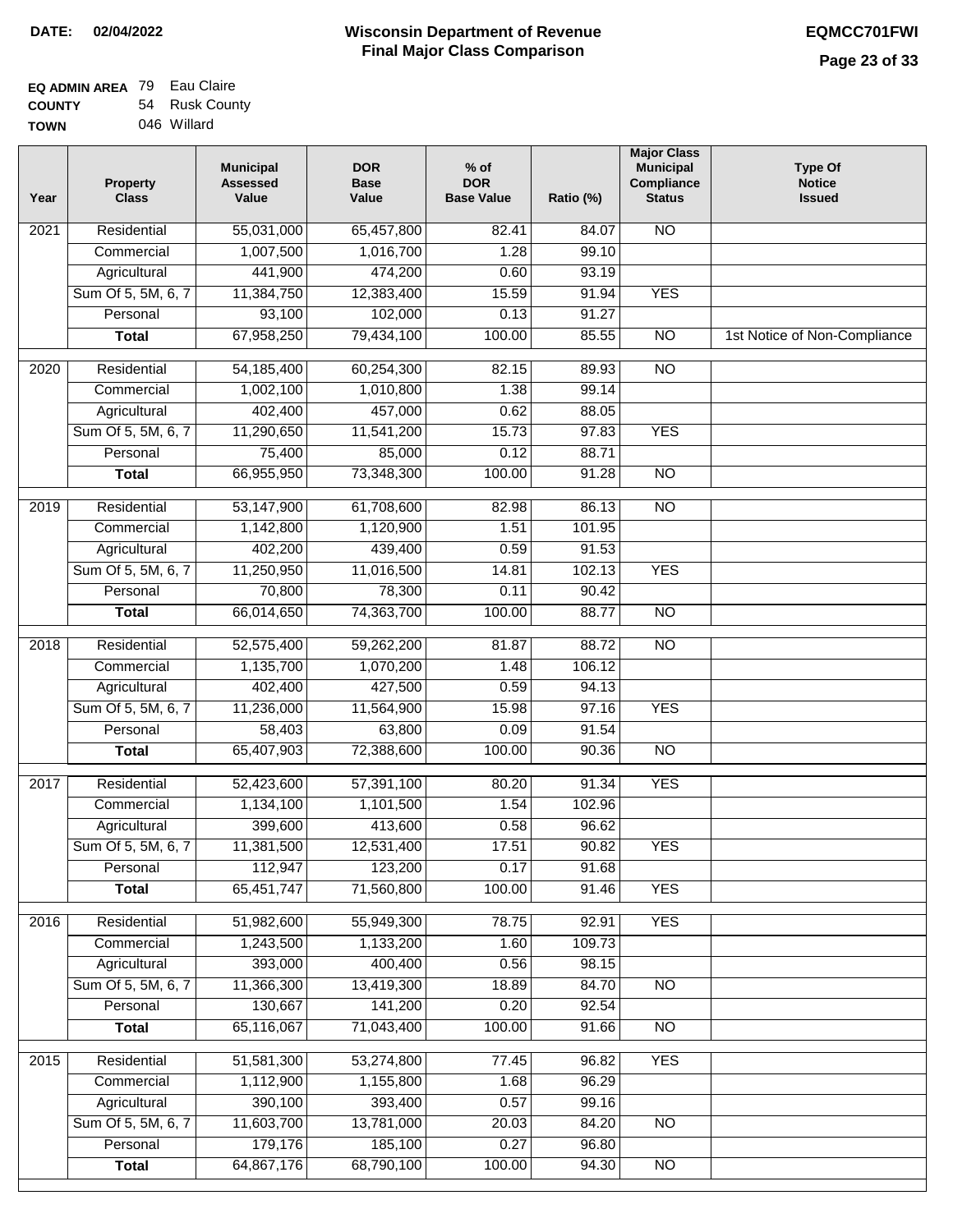**DATE: 02/04/2022**

# Wisconsin Department of Revenue
## Final Major Class Comparison

**EQMCC701FWI**

**EQ ADMIN AREA** 79 Eau Claire
**COUNTY** 54 Rusk County
**TOWN** 046 Willard

| Year | Property Class | Municipal Assessed Value | DOR Base Value | % of DOR Base Value | Ratio (%) | Major Class Municipal Compliance Status | Type Of Notice Issued |
|---|---|---|---|---|---|---|---|
| 2021 | Residential | 55,031,000 | 65,457,800 | 82.41 | 84.07 | NO | |
| | Commercial | 1,007,500 | 1,016,700 | 1.28 | 99.10 | | |
| | Agricultural | 441,900 | 474,200 | 0.60 | 93.19 | | |
| | Sum Of 5, 5M, 6, 7 | 11,384,750 | 12,383,400 | 15.59 | 91.94 | YES | |
| | Personal | 93,100 | 102,000 | 0.13 | 91.27 | | |
| | **Total** | 67,958,250 | 79,434,100 | 100.00 | 85.55 | NO | 1st Notice of Non-Compliance |
| 2020 | Residential | 54,185,400 | 60,254,300 | 82.15 | 89.93 | NO | |
| | Commercial | 1,002,100 | 1,010,800 | 1.38 | 99.14 | | |
| | Agricultural | 402,400 | 457,000 | 0.62 | 88.05 | | |
| | Sum Of 5, 5M, 6, 7 | 11,290,650 | 11,541,200 | 15.73 | 97.83 | YES | |
| | Personal | 75,400 | 85,000 | 0.12 | 88.71 | | |
| | **Total** | 66,955,950 | 73,348,300 | 100.00 | 91.28 | NO | |
| 2019 | Residential | 53,147,900 | 61,708,600 | 82.98 | 86.13 | NO | |
| | Commercial | 1,142,800 | 1,120,900 | 1.51 | 101.95 | | |
| | Agricultural | 402,200 | 439,400 | 0.59 | 91.53 | | |
| | Sum Of 5, 5M, 6, 7 | 11,250,950 | 11,016,500 | 14.81 | 102.13 | YES | |
| | Personal | 70,800 | 78,300 | 0.11 | 90.42 | | |
| | **Total** | 66,014,650 | 74,363,700 | 100.00 | 88.77 | NO | |
| 2018 | Residential | 52,575,400 | 59,262,200 | 81.87 | 88.72 | NO | |
| | Commercial | 1,135,700 | 1,070,200 | 1.48 | 106.12 | | |
| | Agricultural | 402,400 | 427,500 | 0.59 | 94.13 | | |
| | Sum Of 5, 5M, 6, 7 | 11,236,000 | 11,564,900 | 15.98 | 97.16 | YES | |
| | Personal | 58,403 | 63,800 | 0.09 | 91.54 | | |
| | **Total** | 65,407,903 | 72,388,600 | 100.00 | 90.36 | NO | |
| 2017 | Residential | 52,423,600 | 57,391,100 | 80.20 | 91.34 | YES | |
| | Commercial | 1,134,100 | 1,101,500 | 1.54 | 102.96 | | |
| | Agricultural | 399,600 | 413,600 | 0.58 | 96.62 | | |
| | Sum Of 5, 5M, 6, 7 | 11,381,500 | 12,531,400 | 17.51 | 90.82 | YES | |
| | Personal | 112,947 | 123,200 | 0.17 | 91.68 | | |
| | **Total** | 65,451,747 | 71,560,800 | 100.00 | 91.46 | YES | |
| 2016 | Residential | 51,982,600 | 55,949,300 | 78.75 | 92.91 | YES | |
| | Commercial | 1,243,500 | 1,133,200 | 1.60 | 109.73 | | |
| | Agricultural | 393,000 | 400,400 | 0.56 | 98.15 | | |
| | Sum Of 5, 5M, 6, 7 | 11,366,300 | 13,419,300 | 18.89 | 84.70 | NO | |
| | Personal | 130,667 | 141,200 | 0.20 | 92.54 | | |
| | **Total** | 65,116,067 | 71,043,400 | 100.00 | 91.66 | NO | |
| 2015 | Residential | 51,581,300 | 53,274,800 | 77.45 | 96.82 | YES | |
| | Commercial | 1,112,900 | 1,155,800 | 1.68 | 96.29 | | |
| | Agricultural | 390,100 | 393,400 | 0.57 | 99.16 | | |
| | Sum Of 5, 5M, 6, 7 | 11,603,700 | 13,781,000 | 20.03 | 84.20 | NO | |
| | Personal | 179,176 | 185,100 | 0.27 | 96.80 | | |
| | **Total** | 64,867,176 | 68,790,100 | 100.00 | 94.30 | NO | |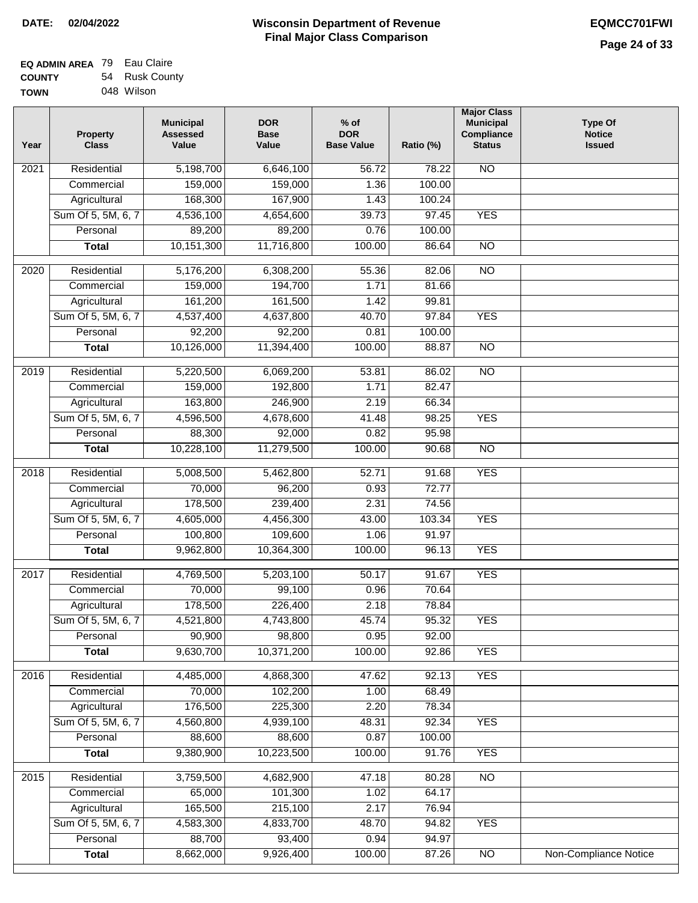**DATE:** 02/04/2022

# Wisconsin Department of Revenue
## Final Major Class Comparison

**EQMCC701FWI**

**EQ ADMIN AREA** 79 Eau Claire
**COUNTY** 54 Rusk County
**TOWN** 048 Wilson

| Year | Property Class | Municipal Assessed Value | DOR Base Value | % of DOR Base Value | Ratio (%) | Major Class Municipal Compliance Status | Type Of Notice Issued |
|---|---|---|---|---|---|---|---|
| 2021 | Residential | 5,198,700 | 6,646,100 | 56.72 | 78.22 | NO | |
| | Commercial | 159,000 | 159,000 | 1.36 | 100.00 | | |
| | Agricultural | 168,300 | 167,900 | 1.43 | 100.24 | | |
| | Sum Of 5, 5M, 6, 7 | 4,536,100 | 4,654,600 | 39.73 | 97.45 | YES | |
| | Personal | 89,200 | 89,200 | 0.76 | 100.00 | | |
| | **Total** | 10,151,300 | 11,716,800 | 100.00 | 86.64 | NO | |
| 2020 | Residential | 5,176,200 | 6,308,200 | 55.36 | 82.06 | NO | |
| | Commercial | 159,000 | 194,700 | 1.71 | 81.66 | | |
| | Agricultural | 161,200 | 161,500 | 1.42 | 99.81 | | |
| | Sum Of 5, 5M, 6, 7 | 4,537,400 | 4,637,800 | 40.70 | 97.84 | YES | |
| | Personal | 92,200 | 92,200 | 0.81 | 100.00 | | |
| | **Total** | 10,126,000 | 11,394,400 | 100.00 | 88.87 | NO | |
| 2019 | Residential | 5,220,500 | 6,069,200 | 53.81 | 86.02 | NO | |
| | Commercial | 159,000 | 192,800 | 1.71 | 82.47 | | |
| | Agricultural | 163,800 | 246,900 | 2.19 | 66.34 | | |
| | Sum Of 5, 5M, 6, 7 | 4,596,500 | 4,678,600 | 41.48 | 98.25 | YES | |
| | Personal | 88,300 | 92,000 | 0.82 | 95.98 | | |
| | **Total** | 10,228,100 | 11,279,500 | 100.00 | 90.68 | NO | |
| 2018 | Residential | 5,008,500 | 5,462,800 | 52.71 | 91.68 | YES | |
| | Commercial | 70,000 | 96,200 | 0.93 | 72.77 | | |
| | Agricultural | 178,500 | 239,400 | 2.31 | 74.56 | | |
| | Sum Of 5, 5M, 6, 7 | 4,605,000 | 4,456,300 | 43.00 | 103.34 | YES | |
| | Personal | 100,800 | 109,600 | 1.06 | 91.97 | | |
| | **Total** | 9,962,800 | 10,364,300 | 100.00 | 96.13 | YES | |
| 2017 | Residential | 4,769,500 | 5,203,100 | 50.17 | 91.67 | YES | |
| | Commercial | 70,000 | 99,100 | 0.96 | 70.64 | | |
| | Agricultural | 178,500 | 226,400 | 2.18 | 78.84 | | |
| | Sum Of 5, 5M, 6, 7 | 4,521,800 | 4,743,800 | 45.74 | 95.32 | YES | |
| | Personal | 90,900 | 98,800 | 0.95 | 92.00 | | |
| | **Total** | 9,630,700 | 10,371,200 | 100.00 | 92.86 | YES | |
| 2016 | Residential | 4,485,000 | 4,868,300 | 47.62 | 92.13 | YES | |
| | Commercial | 70,000 | 102,200 | 1.00 | 68.49 | | |
| | Agricultural | 176,500 | 225,300 | 2.20 | 78.34 | | |
| | Sum Of 5, 5M, 6, 7 | 4,560,800 | 4,939,100 | 48.31 | 92.34 | YES | |
| | Personal | 88,600 | 88,600 | 0.87 | 100.00 | | |
| | **Total** | 9,380,900 | 10,223,500 | 100.00 | 91.76 | YES | |
| 2015 | Residential | 3,759,500 | 4,682,900 | 47.18 | 80.28 | NO | |
| | Commercial | 65,000 | 101,300 | 1.02 | 64.17 | | |
| | Agricultural | 165,500 | 215,100 | 2.17 | 76.94 | | |
| | Sum Of 5, 5M, 6, 7 | 4,583,300 | 4,833,700 | 48.70 | 94.82 | YES | |
| | Personal | 88,700 | 93,400 | 0.94 | 94.97 | | |
| | **Total** | 8,662,000 | 9,926,400 | 100.00 | 87.26 | NO | Non-Compliance Notice |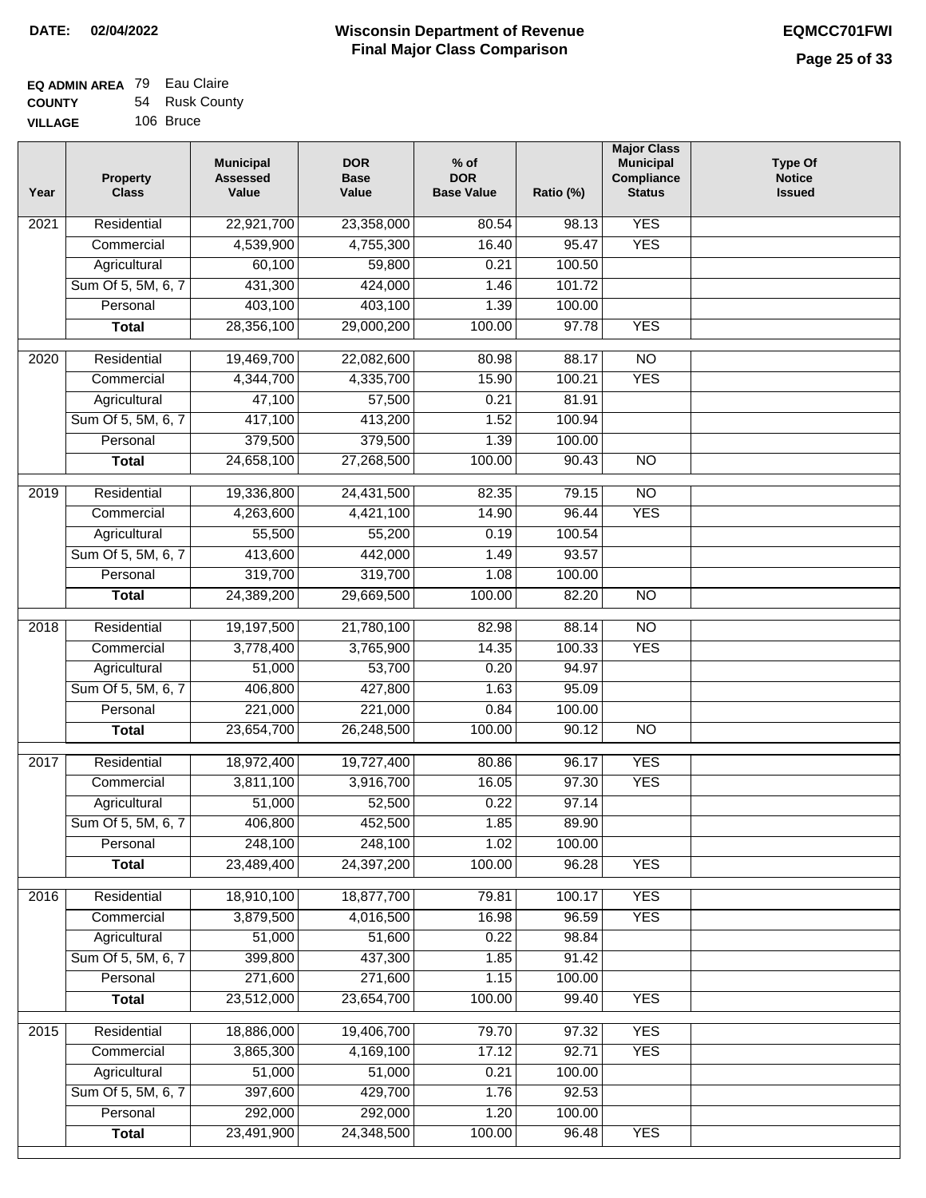**DATE: 02/04/2022**

# Wisconsin Department of Revenue
## Final Major Class Comparison

**EQMCC701FWI**

**EQ ADMIN AREA** 79 Eau Claire
**COUNTY** 54 Rusk County
**VILLAGE** 106 Bruce

| Year | Property Class | Municipal Assessed Value | DOR Base Value | % of DOR Base Value | Ratio (%) | Major Class Municipal Compliance Status | Type Of Notice Issued |
|---|---|---|---|---|---|---|---|
| 2021 | Residential | 22,921,700 | 23,358,000 | 80.54 | 98.13 | YES | |
| | Commercial | 4,539,900 | 4,755,300 | 16.40 | 95.47 | YES | |
| | Agricultural | 60,100 | 59,800 | 0.21 | 100.50 | | |
| | Sum Of 5, 5M, 6, 7 | 431,300 | 424,000 | 1.46 | 101.72 | | |
| | Personal | 403,100 | 403,100 | 1.39 | 100.00 | | |
| | **Total** | 28,356,100 | 29,000,200 | 100.00 | 97.78 | YES | |
| 2020 | Residential | 19,469,700 | 22,082,600 | 80.98 | 88.17 | NO | |
| | Commercial | 4,344,700 | 4,335,700 | 15.90 | 100.21 | YES | |
| | Agricultural | 47,100 | 57,500 | 0.21 | 81.91 | | |
| | Sum Of 5, 5M, 6, 7 | 417,100 | 413,200 | 1.52 | 100.94 | | |
| | Personal | 379,500 | 379,500 | 1.39 | 100.00 | | |
| | **Total** | 24,658,100 | 27,268,500 | 100.00 | 90.43 | NO | |
| 2019 | Residential | 19,336,800 | 24,431,500 | 82.35 | 79.15 | NO | |
| | Commercial | 4,263,600 | 4,421,100 | 14.90 | 96.44 | YES | |
| | Agricultural | 55,500 | 55,200 | 0.19 | 100.54 | | |
| | Sum Of 5, 5M, 6, 7 | 413,600 | 442,000 | 1.49 | 93.57 | | |
| | Personal | 319,700 | 319,700 | 1.08 | 100.00 | | |
| | **Total** | 24,389,200 | 29,669,500 | 100.00 | 82.20 | NO | |
| 2018 | Residential | 19,197,500 | 21,780,100 | 82.98 | 88.14 | NO | |
| | Commercial | 3,778,400 | 3,765,900 | 14.35 | 100.33 | YES | |
| | Agricultural | 51,000 | 53,700 | 0.20 | 94.97 | | |
| | Sum Of 5, 5M, 6, 7 | 406,800 | 427,800 | 1.63 | 95.09 | | |
| | Personal | 221,000 | 221,000 | 0.84 | 100.00 | | |
| | **Total** | 23,654,700 | 26,248,500 | 100.00 | 90.12 | NO | |
| 2017 | Residential | 18,972,400 | 19,727,400 | 80.86 | 96.17 | YES | |
| | Commercial | 3,811,100 | 3,916,700 | 16.05 | 97.30 | YES | |
| | Agricultural | 51,000 | 52,500 | 0.22 | 97.14 | | |
| | Sum Of 5, 5M, 6, 7 | 406,800 | 452,500 | 1.85 | 89.90 | | |
| | Personal | 248,100 | 248,100 | 1.02 | 100.00 | | |
| | **Total** | 23,489,400 | 24,397,200 | 100.00 | 96.28 | YES | |
| 2016 | Residential | 18,910,100 | 18,877,700 | 79.81 | 100.17 | YES | |
| | Commercial | 3,879,500 | 4,016,500 | 16.98 | 96.59 | YES | |
| | Agricultural | 51,000 | 51,600 | 0.22 | 98.84 | | |
| | Sum Of 5, 5M, 6, 7 | 399,800 | 437,300 | 1.85 | 91.42 | | |
| | Personal | 271,600 | 271,600 | 1.15 | 100.00 | | |
| | **Total** | 23,512,000 | 23,654,700 | 100.00 | 99.40 | YES | |
| 2015 | Residential | 18,886,000 | 19,406,700 | 79.70 | 97.32 | YES | |
| | Commercial | 3,865,300 | 4,169,100 | 17.12 | 92.71 | YES | |
| | Agricultural | 51,000 | 51,000 | 0.21 | 100.00 | | |
| | Sum Of 5, 5M, 6, 7 | 397,600 | 429,700 | 1.76 | 92.53 | | |
| | Personal | 292,000 | 292,000 | 1.20 | 100.00 | | |
| | **Total** | 23,491,900 | 24,348,500 | 100.00 | 96.48 | YES | |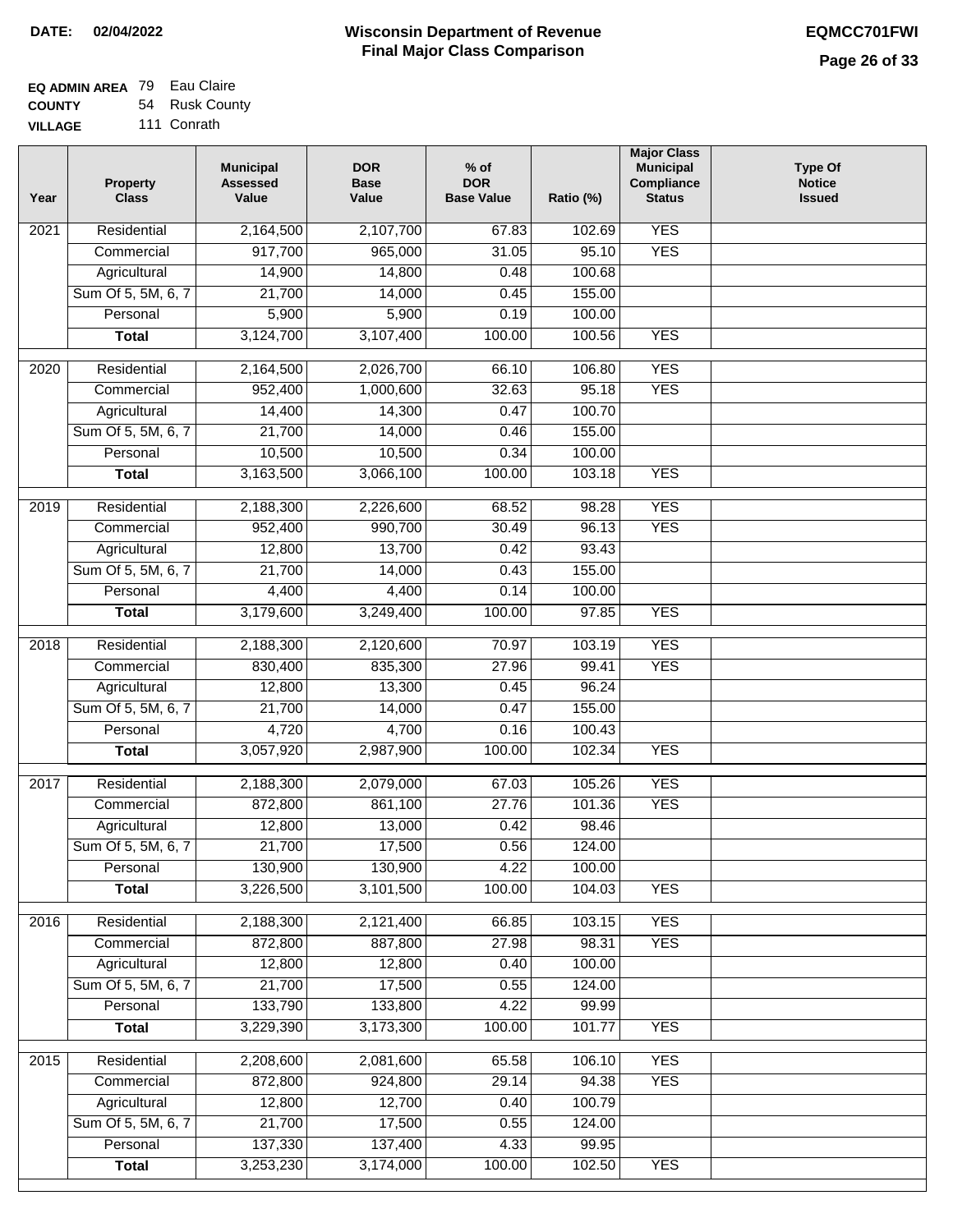**DATE:** 02/04/2022

# Wisconsin Department of Revenue
## Final Major Class Comparison

**EQMCC701FWI**

**EQ ADMIN AREA** 79 Eau Claire
**COUNTY** 54 Rusk County
**VILLAGE** 111 Conrath

| Year | Property Class | Municipal Assessed Value | DOR Base Value | % of DOR Base Value | Ratio (%) | Major Class Municipal Compliance Status | Type Of Notice Issued |
|---|---|---|---|---|---|---|---|
| 2021 | Residential | 2,164,500 | 2,107,700 | 67.83 | 102.69 | YES | |
| | Commercial | 917,700 | 965,000 | 31.05 | 95.10 | YES | |
| | Agricultural | 14,900 | 14,800 | 0.48 | 100.68 | | |
| | Sum Of 5, 5M, 6, 7 | 21,700 | 14,000 | 0.45 | 155.00 | | |
| | Personal | 5,900 | 5,900 | 0.19 | 100.00 | | |
| | **Total** | 3,124,700 | 3,107,400 | 100.00 | 100.56 | YES | |
| 2020 | Residential | 2,164,500 | 2,026,700 | 66.10 | 106.80 | YES | |
| | Commercial | 952,400 | 1,000,600 | 32.63 | 95.18 | YES | |
| | Agricultural | 14,400 | 14,300 | 0.47 | 100.70 | | |
| | Sum Of 5, 5M, 6, 7 | 21,700 | 14,000 | 0.46 | 155.00 | | |
| | Personal | 10,500 | 10,500 | 0.34 | 100.00 | | |
| | **Total** | 3,163,500 | 3,066,100 | 100.00 | 103.18 | YES | |
| 2019 | Residential | 2,188,300 | 2,226,600 | 68.52 | 98.28 | YES | |
| | Commercial | 952,400 | 990,700 | 30.49 | 96.13 | YES | |
| | Agricultural | 12,800 | 13,700 | 0.42 | 93.43 | | |
| | Sum Of 5, 5M, 6, 7 | 21,700 | 14,000 | 0.43 | 155.00 | | |
| | Personal | 4,400 | 4,400 | 0.14 | 100.00 | | |
| | **Total** | 3,179,600 | 3,249,400 | 100.00 | 97.85 | YES | |
| 2018 | Residential | 2,188,300 | 2,120,600 | 70.97 | 103.19 | YES | |
| | Commercial | 830,400 | 835,300 | 27.96 | 99.41 | YES | |
| | Agricultural | 12,800 | 13,300 | 0.45 | 96.24 | | |
| | Sum Of 5, 5M, 6, 7 | 21,700 | 14,000 | 0.47 | 155.00 | | |
| | Personal | 4,720 | 4,700 | 0.16 | 100.43 | | |
| | **Total** | 3,057,920 | 2,987,900 | 100.00 | 102.34 | YES | |
| 2017 | Residential | 2,188,300 | 2,079,000 | 67.03 | 105.26 | YES | |
| | Commercial | 872,800 | 861,100 | 27.76 | 101.36 | YES | |
| | Agricultural | 12,800 | 13,000 | 0.42 | 98.46 | | |
| | Sum Of 5, 5M, 6, 7 | 21,700 | 17,500 | 0.56 | 124.00 | | |
| | Personal | 130,900 | 130,900 | 4.22 | 100.00 | | |
| | **Total** | 3,226,500 | 3,101,500 | 100.00 | 104.03 | YES | |
| 2016 | Residential | 2,188,300 | 2,121,400 | 66.85 | 103.15 | YES | |
| | Commercial | 872,800 | 887,800 | 27.98 | 98.31 | YES | |
| | Agricultural | 12,800 | 12,800 | 0.40 | 100.00 | | |
| | Sum Of 5, 5M, 6, 7 | 21,700 | 17,500 | 0.55 | 124.00 | | |
| | Personal | 133,790 | 133,800 | 4.22 | 99.99 | | |
| | **Total** | 3,229,390 | 3,173,300 | 100.00 | 101.77 | YES | |
| 2015 | Residential | 2,208,600 | 2,081,600 | 65.58 | 106.10 | YES | |
| | Commercial | 872,800 | 924,800 | 29.14 | 94.38 | YES | |
| | Agricultural | 12,800 | 12,700 | 0.40 | 100.79 | | |
| | Sum Of 5, 5M, 6, 7 | 21,700 | 17,500 | 0.55 | 124.00 | | |
| | Personal | 137,330 | 137,400 | 4.33 | 99.95 | | |
| | **Total** | 3,253,230 | 3,174,000 | 100.00 | 102.50 | YES | |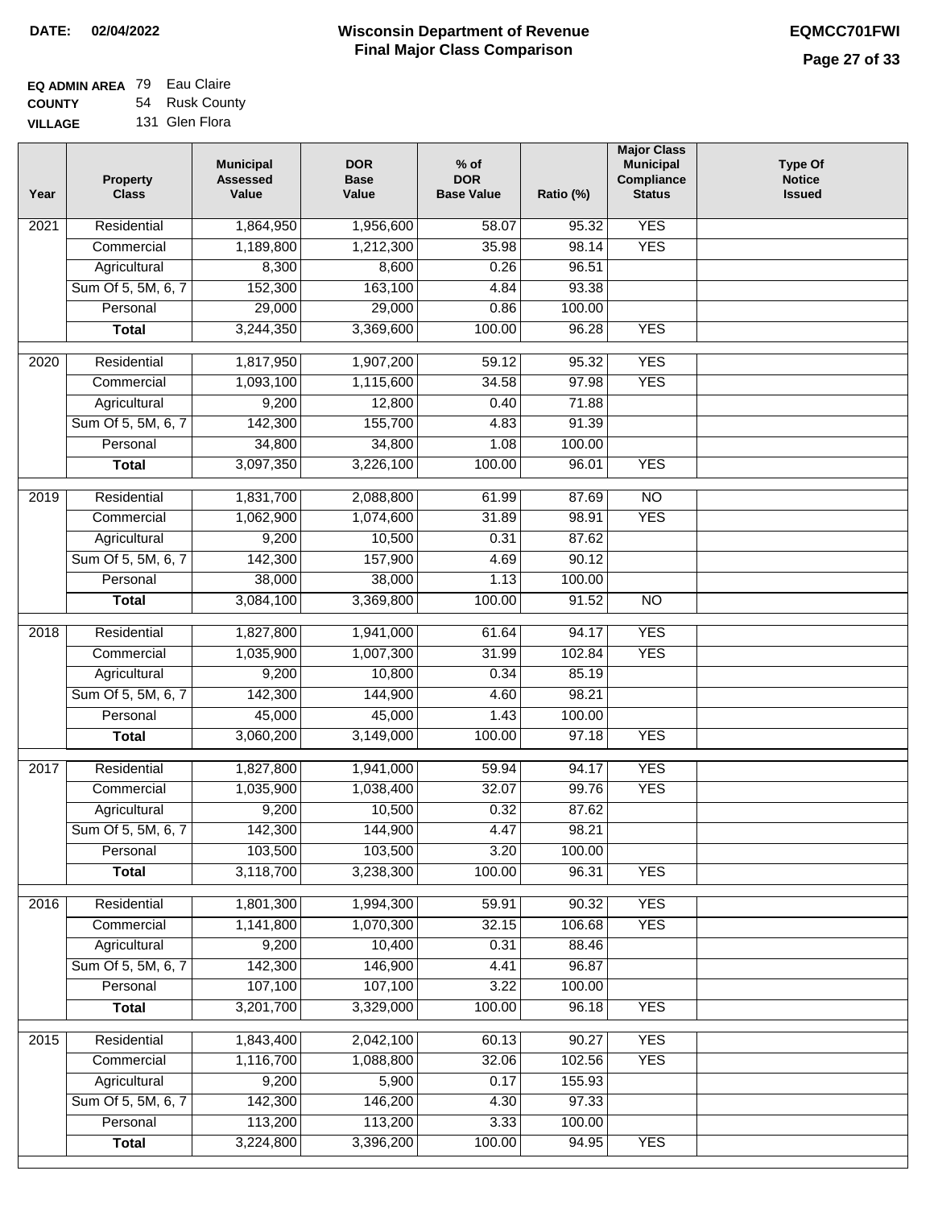**DATE: 02/04/2022**

# Wisconsin Department of Revenue
## Final Major Class Comparison

**EQMCC701FWI**

**EQ ADMIN AREA** 79 Eau Claire
**COUNTY** 54 Rusk County
**VILLAGE** 131 Glen Flora

| Year | Property Class | Municipal Assessed Value | DOR Base Value | % of DOR Base Value | Ratio (%) | Major Class Municipal Compliance Status | Type Of Notice Issued |
|---|---|---|---|---|---|---|---|
| 2021 | Residential | 1,864,950 | 1,956,600 | 58.07 | 95.32 | YES | |
| | Commercial | 1,189,800 | 1,212,300 | 35.98 | 98.14 | YES | |
| | Agricultural | 8,300 | 8,600 | 0.26 | 96.51 | | |
| | Sum Of 5, 5M, 6, 7 | 152,300 | 163,100 | 4.84 | 93.38 | | |
| | Personal | 29,000 | 29,000 | 0.86 | 100.00 | | |
| | **Total** | 3,244,350 | 3,369,600 | 100.00 | 96.28 | YES | |
| 2020 | Residential | 1,817,950 | 1,907,200 | 59.12 | 95.32 | YES | |
| | Commercial | 1,093,100 | 1,115,600 | 34.58 | 97.98 | YES | |
| | Agricultural | 9,200 | 12,800 | 0.40 | 71.88 | | |
| | Sum Of 5, 5M, 6, 7 | 142,300 | 155,700 | 4.83 | 91.39 | | |
| | Personal | 34,800 | 34,800 | 1.08 | 100.00 | | |
| | **Total** | 3,097,350 | 3,226,100 | 100.00 | 96.01 | YES | |
| 2019 | Residential | 1,831,700 | 2,088,800 | 61.99 | 87.69 | NO | |
| | Commercial | 1,062,900 | 1,074,600 | 31.89 | 98.91 | YES | |
| | Agricultural | 9,200 | 10,500 | 0.31 | 87.62 | | |
| | Sum Of 5, 5M, 6, 7 | 142,300 | 157,900 | 4.69 | 90.12 | | |
| | Personal | 38,000 | 38,000 | 1.13 | 100.00 | | |
| | **Total** | 3,084,100 | 3,369,800 | 100.00 | 91.52 | NO | |
| 2018 | Residential | 1,827,800 | 1,941,000 | 61.64 | 94.17 | YES | |
| | Commercial | 1,035,900 | 1,007,300 | 31.99 | 102.84 | YES | |
| | Agricultural | 9,200 | 10,800 | 0.34 | 85.19 | | |
| | Sum Of 5, 5M, 6, 7 | 142,300 | 144,900 | 4.60 | 98.21 | | |
| | Personal | 45,000 | 45,000 | 1.43 | 100.00 | | |
| | **Total** | 3,060,200 | 3,149,000 | 100.00 | 97.18 | YES | |
| 2017 | Residential | 1,827,800 | 1,941,000 | 59.94 | 94.17 | YES | |
| | Commercial | 1,035,900 | 1,038,400 | 32.07 | 99.76 | YES | |
| | Agricultural | 9,200 | 10,500 | 0.32 | 87.62 | | |
| | Sum Of 5, 5M, 6, 7 | 142,300 | 144,900 | 4.47 | 98.21 | | |
| | Personal | 103,500 | 103,500 | 3.20 | 100.00 | | |
| | **Total** | 3,118,700 | 3,238,300 | 100.00 | 96.31 | YES | |
| 2016 | Residential | 1,801,300 | 1,994,300 | 59.91 | 90.32 | YES | |
| | Commercial | 1,141,800 | 1,070,300 | 32.15 | 106.68 | YES | |
| | Agricultural | 9,200 | 10,400 | 0.31 | 88.46 | | |
| | Sum Of 5, 5M, 6, 7 | 142,300 | 146,900 | 4.41 | 96.87 | | |
| | Personal | 107,100 | 107,100 | 3.22 | 100.00 | | |
| | **Total** | 3,201,700 | 3,329,000 | 100.00 | 96.18 | YES | |
| 2015 | Residential | 1,843,400 | 2,042,100 | 60.13 | 90.27 | YES | |
| | Commercial | 1,116,700 | 1,088,800 | 32.06 | 102.56 | YES | |
| | Agricultural | 9,200 | 5,900 | 0.17 | 155.93 | | |
| | Sum Of 5, 5M, 6, 7 | 142,300 | 146,200 | 4.30 | 97.33 | | |
| | Personal | 113,200 | 113,200 | 3.33 | 100.00 | | |
| | **Total** | 3,224,800 | 3,396,200 | 100.00 | 94.95 | YES | |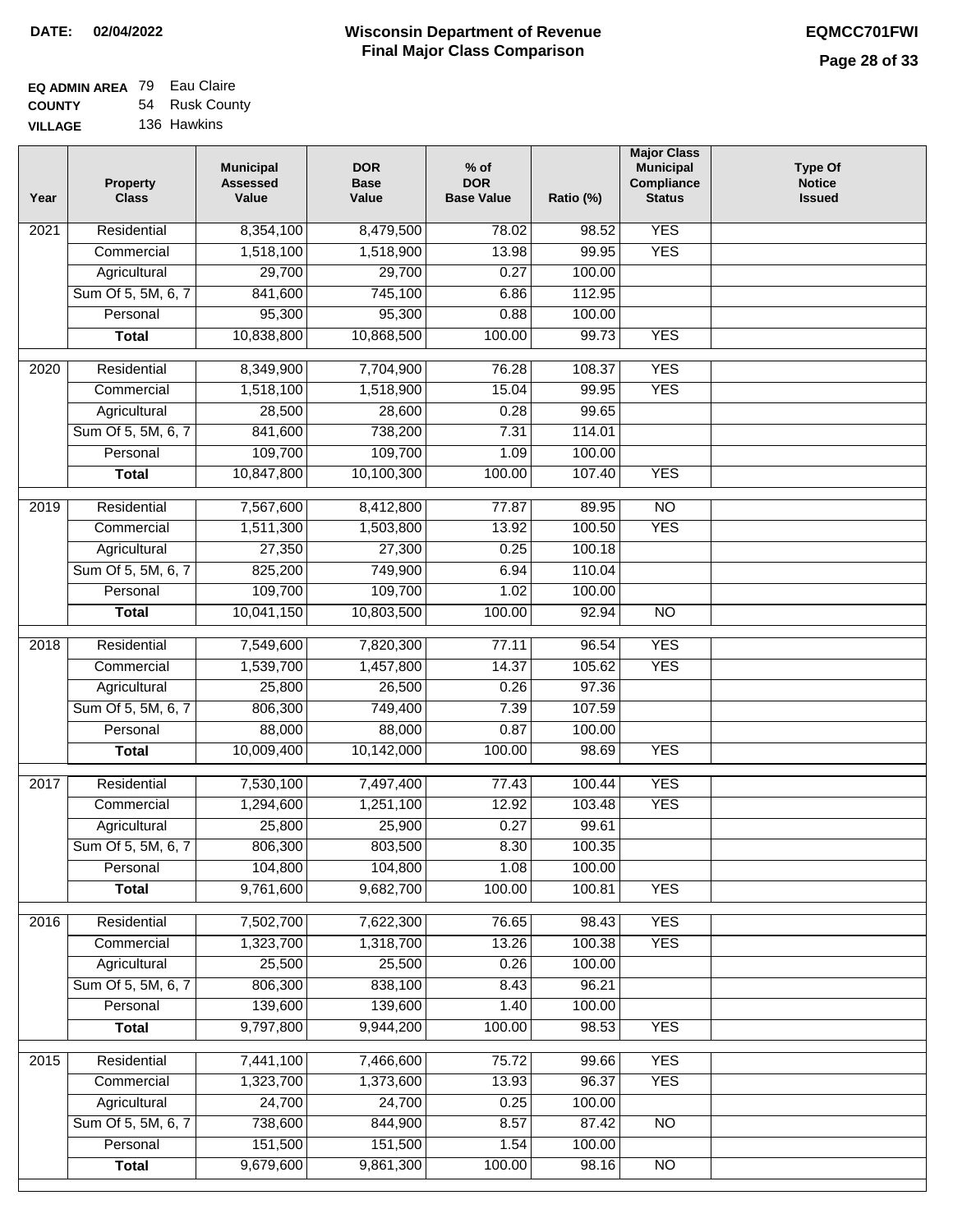**DATE: 02/04/2022**

# Wisconsin Department of Revenue
## Final Major Class Comparison

**EQMCC701FWI**

**EQ ADMIN AREA** 79 Eau Claire
**COUNTY** 54 Rusk County
**VILLAGE** 136 Hawkins

| Year | Property Class | Municipal Assessed Value | DOR Base Value | % of DOR Base Value | Ratio (%) | Major Class Municipal Compliance Status | Type Of Notice Issued |
|---|---|---|---|---|---|---|---|
| 2021 | Residential | 8,354,100 | 8,479,500 | 78.02 | 98.52 | YES | |
| | Commercial | 1,518,100 | 1,518,900 | 13.98 | 99.95 | YES | |
| | Agricultural | 29,700 | 29,700 | 0.27 | 100.00 | | |
| | Sum Of 5, 5M, 6, 7 | 841,600 | 745,100 | 6.86 | 112.95 | | |
| | Personal | 95,300 | 95,300 | 0.88 | 100.00 | | |
| | **Total** | 10,838,800 | 10,868,500 | 100.00 | 99.73 | YES | |
| 2020 | Residential | 8,349,900 | 7,704,900 | 76.28 | 108.37 | YES | |
| | Commercial | 1,518,100 | 1,518,900 | 15.04 | 99.95 | YES | |
| | Agricultural | 28,500 | 28,600 | 0.28 | 99.65 | | |
| | Sum Of 5, 5M, 6, 7 | 841,600 | 738,200 | 7.31 | 114.01 | | |
| | Personal | 109,700 | 109,700 | 1.09 | 100.00 | | |
| | **Total** | 10,847,800 | 10,100,300 | 100.00 | 107.40 | YES | |
| 2019 | Residential | 7,567,600 | 8,412,800 | 77.87 | 89.95 | NO | |
| | Commercial | 1,511,300 | 1,503,800 | 13.92 | 100.50 | YES | |
| | Agricultural | 27,350 | 27,300 | 0.25 | 100.18 | | |
| | Sum Of 5, 5M, 6, 7 | 825,200 | 749,900 | 6.94 | 110.04 | | |
| | Personal | 109,700 | 109,700 | 1.02 | 100.00 | | |
| | **Total** | 10,041,150 | 10,803,500 | 100.00 | 92.94 | NO | |
| 2018 | Residential | 7,549,600 | 7,820,300 | 77.11 | 96.54 | YES | |
| | Commercial | 1,539,700 | 1,457,800 | 14.37 | 105.62 | YES | |
| | Agricultural | 25,800 | 26,500 | 0.26 | 97.36 | | |
| | Sum Of 5, 5M, 6, 7 | 806,300 | 749,400 | 7.39 | 107.59 | | |
| | Personal | 88,000 | 88,000 | 0.87 | 100.00 | | |
| | **Total** | 10,009,400 | 10,142,000 | 100.00 | 98.69 | YES | |
| 2017 | Residential | 7,530,100 | 7,497,400 | 77.43 | 100.44 | YES | |
| | Commercial | 1,294,600 | 1,251,100 | 12.92 | 103.48 | YES | |
| | Agricultural | 25,800 | 25,900 | 0.27 | 99.61 | | |
| | Sum Of 5, 5M, 6, 7 | 806,300 | 803,500 | 8.30 | 100.35 | | |
| | Personal | 104,800 | 104,800 | 1.08 | 100.00 | | |
| | **Total** | 9,761,600 | 9,682,700 | 100.00 | 100.81 | YES | |
| 2016 | Residential | 7,502,700 | 7,622,300 | 76.65 | 98.43 | YES | |
| | Commercial | 1,323,700 | 1,318,700 | 13.26 | 100.38 | YES | |
| | Agricultural | 25,500 | 25,500 | 0.26 | 100.00 | | |
| | Sum Of 5, 5M, 6, 7 | 806,300 | 838,100 | 8.43 | 96.21 | | |
| | Personal | 139,600 | 139,600 | 1.40 | 100.00 | | |
| | **Total** | 9,797,800 | 9,944,200 | 100.00 | 98.53 | YES | |
| 2015 | Residential | 7,441,100 | 7,466,600 | 75.72 | 99.66 | YES | |
| | Commercial | 1,323,700 | 1,373,600 | 13.93 | 96.37 | YES | |
| | Agricultural | 24,700 | 24,700 | 0.25 | 100.00 | | |
| | Sum Of 5, 5M, 6, 7 | 738,600 | 844,900 | 8.57 | 87.42 | NO | |
| | Personal | 151,500 | 151,500 | 1.54 | 100.00 | | |
| | **Total** | 9,679,600 | 9,861,300 | 100.00 | 98.16 | NO | |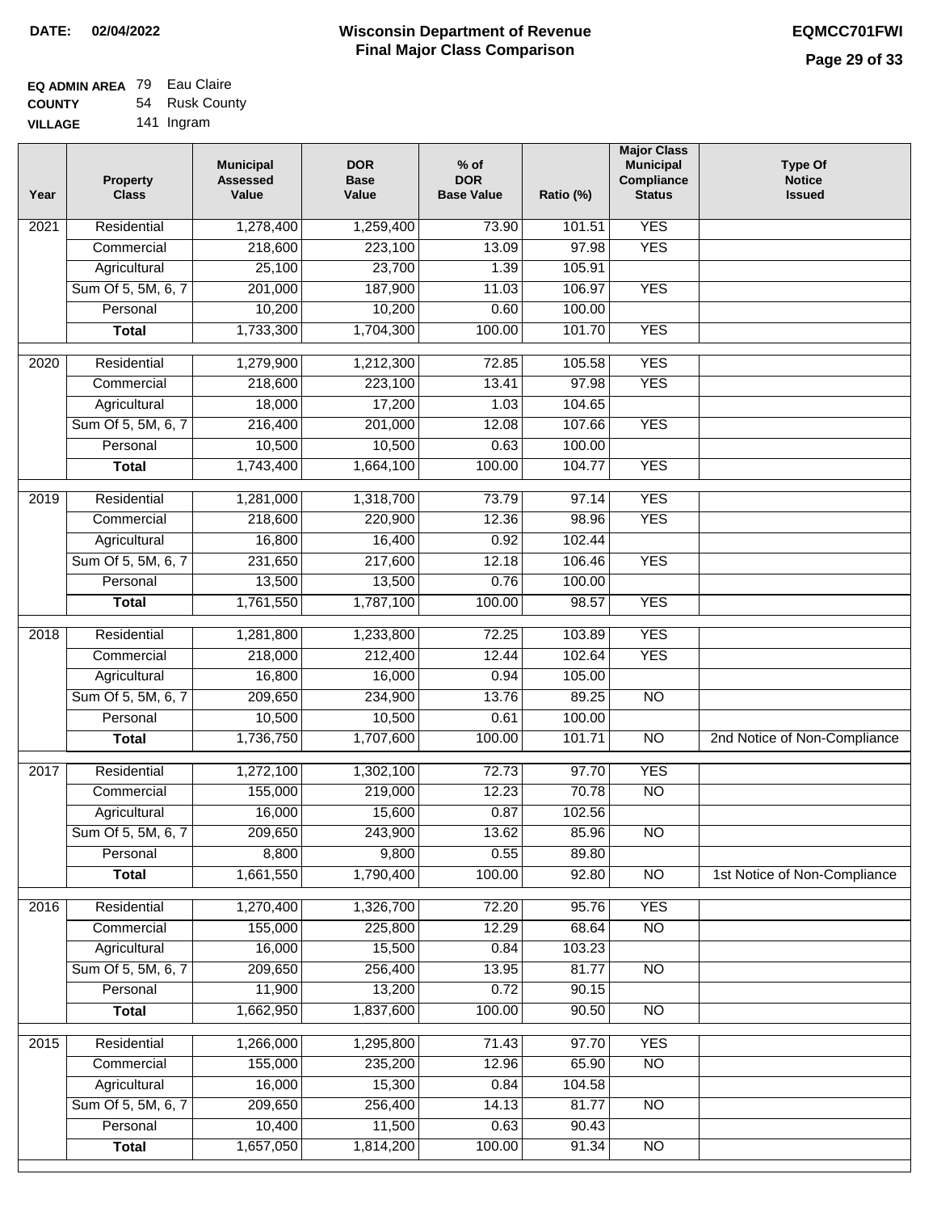**DATE:** 02/04/2022

# Wisconsin Department of Revenue
## Final Major Class Comparison

**EQMCC701FWI**

**EQ ADMIN AREA** 79 Eau Claire
**COUNTY** 54 Rusk County
**VILLAGE** 141 Ingram

| Year | Property Class | Municipal Assessed Value | DOR Base Value | % of DOR Base Value | Ratio (%) | Major Class Municipal Compliance Status | Type Of Notice Issued |
|---|---|---|---|---|---|---|---|
| 2021 | Residential | 1,278,400 | 1,259,400 | 73.90 | 101.51 | YES | |
| | Commercial | 218,600 | 223,100 | 13.09 | 97.98 | YES | |
| | Agricultural | 25,100 | 23,700 | 1.39 | 105.91 | | |
| | Sum Of 5, 5M, 6, 7 | 201,000 | 187,900 | 11.03 | 106.97 | YES | |
| | Personal | 10,200 | 10,200 | 0.60 | 100.00 | | |
| | **Total** | 1,733,300 | 1,704,300 | 100.00 | 101.70 | YES | |
| 2020 | Residential | 1,279,900 | 1,212,300 | 72.85 | 105.58 | YES | |
| | Commercial | 218,600 | 223,100 | 13.41 | 97.98 | YES | |
| | Agricultural | 18,000 | 17,200 | 1.03 | 104.65 | | |
| | Sum Of 5, 5M, 6, 7 | 216,400 | 201,000 | 12.08 | 107.66 | YES | |
| | Personal | 10,500 | 10,500 | 0.63 | 100.00 | | |
| | **Total** | 1,743,400 | 1,664,100 | 100.00 | 104.77 | YES | |
| 2019 | Residential | 1,281,000 | 1,318,700 | 73.79 | 97.14 | YES | |
| | Commercial | 218,600 | 220,900 | 12.36 | 98.96 | YES | |
| | Agricultural | 16,800 | 16,400 | 0.92 | 102.44 | | |
| | Sum Of 5, 5M, 6, 7 | 231,650 | 217,600 | 12.18 | 106.46 | YES | |
| | Personal | 13,500 | 13,500 | 0.76 | 100.00 | | |
| | **Total** | 1,761,550 | 1,787,100 | 100.00 | 98.57 | YES | |
| 2018 | Residential | 1,281,800 | 1,233,800 | 72.25 | 103.89 | YES | |
| | Commercial | 218,000 | 212,400 | 12.44 | 102.64 | YES | |
| | Agricultural | 16,800 | 16,000 | 0.94 | 105.00 | | |
| | Sum Of 5, 5M, 6, 7 | 209,650 | 234,900 | 13.76 | 89.25 | NO | |
| | Personal | 10,500 | 10,500 | 0.61 | 100.00 | | |
| | **Total** | 1,736,750 | 1,707,600 | 100.00 | 101.71 | NO | 2nd Notice of Non-Compliance |
| 2017 | Residential | 1,272,100 | 1,302,100 | 72.73 | 97.70 | YES | |
| | Commercial | 155,000 | 219,000 | 12.23 | 70.78 | NO | |
| | Agricultural | 16,000 | 15,600 | 0.87 | 102.56 | | |
| | Sum Of 5, 5M, 6, 7 | 209,650 | 243,900 | 13.62 | 85.96 | NO | |
| | Personal | 8,800 | 9,800 | 0.55 | 89.80 | | |
| | **Total** | 1,661,550 | 1,790,400 | 100.00 | 92.80 | NO | 1st Notice of Non-Compliance |
| 2016 | Residential | 1,270,400 | 1,326,700 | 72.20 | 95.76 | YES | |
| | Commercial | 155,000 | 225,800 | 12.29 | 68.64 | NO | |
| | Agricultural | 16,000 | 15,500 | 0.84 | 103.23 | | |
| | Sum Of 5, 5M, 6, 7 | 209,650 | 256,400 | 13.95 | 81.77 | NO | |
| | Personal | 11,900 | 13,200 | 0.72 | 90.15 | | |
| | **Total** | 1,662,950 | 1,837,600 | 100.00 | 90.50 | NO | |
| 2015 | Residential | 1,266,000 | 1,295,800 | 71.43 | 97.70 | YES | |
| | Commercial | 155,000 | 235,200 | 12.96 | 65.90 | NO | |
| | Agricultural | 16,000 | 15,300 | 0.84 | 104.58 | | |
| | Sum Of 5, 5M, 6, 7 | 209,650 | 256,400 | 14.13 | 81.77 | NO | |
| | Personal | 10,400 | 11,500 | 0.63 | 90.43 | | |
| | **Total** | 1,657,050 | 1,814,200 | 100.00 | 91.34 | NO | |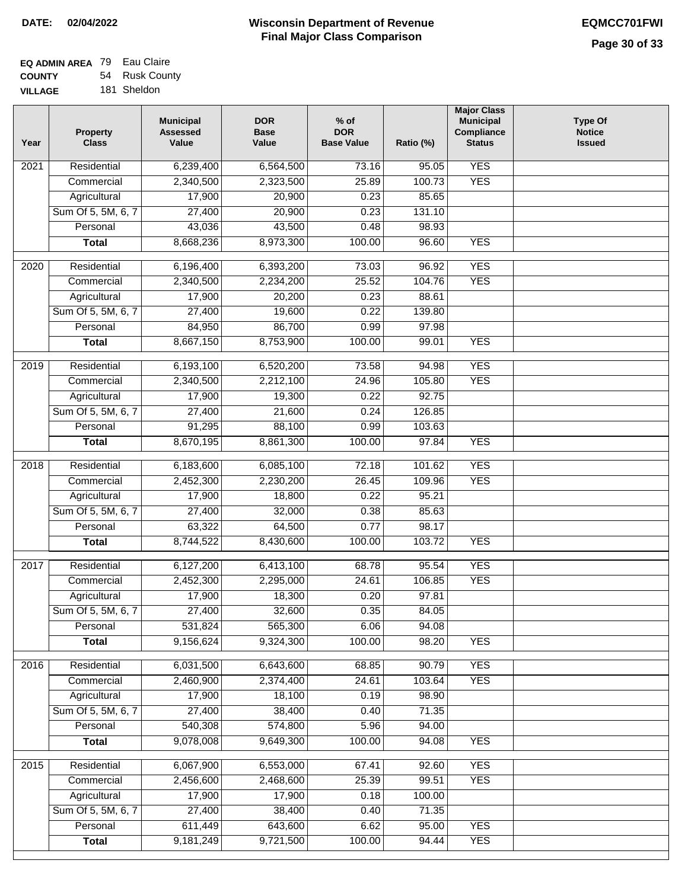**DATE: 02/04/2022**

# Wisconsin Department of Revenue
## Final Major Class Comparison

**EQMCC701FWI**

**EQ ADMIN AREA** 79 Eau Claire
**COUNTY** 54 Rusk County
**VILLAGE** 181 Sheldon

| Year | Property Class | Municipal Assessed Value | DOR Base Value | % of DOR Base Value | Ratio (%) | Major Class Municipal Compliance Status | Type Of Notice Issued |
|---|---|---|---|---|---|---|---|
| 2021 | Residential | 6,239,400 | 6,564,500 | 73.16 | 95.05 | YES | |
| | Commercial | 2,340,500 | 2,323,500 | 25.89 | 100.73 | YES | |
| | Agricultural | 17,900 | 20,900 | 0.23 | 85.65 | | |
| | Sum Of 5, 5M, 6, 7 | 27,400 | 20,900 | 0.23 | 131.10 | | |
| | Personal | 43,036 | 43,500 | 0.48 | 98.93 | | |
| | **Total** | 8,668,236 | 8,973,300 | 100.00 | 96.60 | YES | |
| 2020 | Residential | 6,196,400 | 6,393,200 | 73.03 | 96.92 | YES | |
| | Commercial | 2,340,500 | 2,234,200 | 25.52 | 104.76 | YES | |
| | Agricultural | 17,900 | 20,200 | 0.23 | 88.61 | | |
| | Sum Of 5, 5M, 6, 7 | 27,400 | 19,600 | 0.22 | 139.80 | | |
| | Personal | 84,950 | 86,700 | 0.99 | 97.98 | | |
| | **Total** | 8,667,150 | 8,753,900 | 100.00 | 99.01 | YES | |
| 2019 | Residential | 6,193,100 | 6,520,200 | 73.58 | 94.98 | YES | |
| | Commercial | 2,340,500 | 2,212,100 | 24.96 | 105.80 | YES | |
| | Agricultural | 17,900 | 19,300 | 0.22 | 92.75 | | |
| | Sum Of 5, 5M, 6, 7 | 27,400 | 21,600 | 0.24 | 126.85 | | |
| | Personal | 91,295 | 88,100 | 0.99 | 103.63 | | |
| | **Total** | 8,670,195 | 8,861,300 | 100.00 | 97.84 | YES | |
| 2018 | Residential | 6,183,600 | 6,085,100 | 72.18 | 101.62 | YES | |
| | Commercial | 2,452,300 | 2,230,200 | 26.45 | 109.96 | YES | |
| | Agricultural | 17,900 | 18,800 | 0.22 | 95.21 | | |
| | Sum Of 5, 5M, 6, 7 | 27,400 | 32,000 | 0.38 | 85.63 | | |
| | Personal | 63,322 | 64,500 | 0.77 | 98.17 | | |
| | **Total** | 8,744,522 | 8,430,600 | 100.00 | 103.72 | YES | |
| 2017 | Residential | 6,127,200 | 6,413,100 | 68.78 | 95.54 | YES | |
| | Commercial | 2,452,300 | 2,295,000 | 24.61 | 106.85 | YES | |
| | Agricultural | 17,900 | 18,300 | 0.20 | 97.81 | | |
| | Sum Of 5, 5M, 6, 7 | 27,400 | 32,600 | 0.35 | 84.05 | | |
| | Personal | 531,824 | 565,300 | 6.06 | 94.08 | | |
| | **Total** | 9,156,624 | 9,324,300 | 100.00 | 98.20 | YES | |
| 2016 | Residential | 6,031,500 | 6,643,600 | 68.85 | 90.79 | YES | |
| | Commercial | 2,460,900 | 2,374,400 | 24.61 | 103.64 | YES | |
| | Agricultural | 17,900 | 18,100 | 0.19 | 98.90 | | |
| | Sum Of 5, 5M, 6, 7 | 27,400 | 38,400 | 0.40 | 71.35 | | |
| | Personal | 540,308 | 574,800 | 5.96 | 94.00 | | |
| | **Total** | 9,078,008 | 9,649,300 | 100.00 | 94.08 | YES | |
| 2015 | Residential | 6,067,900 | 6,553,000 | 67.41 | 92.60 | YES | |
| | Commercial | 2,456,600 | 2,468,600 | 25.39 | 99.51 | YES | |
| | Agricultural | 17,900 | 17,900 | 0.18 | 100.00 | | |
| | Sum Of 5, 5M, 6, 7 | 27,400 | 38,400 | 0.40 | 71.35 | | |
| | Personal | 611,449 | 643,600 | 6.62 | 95.00 | YES | |
| | **Total** | 9,181,249 | 9,721,500 | 100.00 | 94.44 | YES | |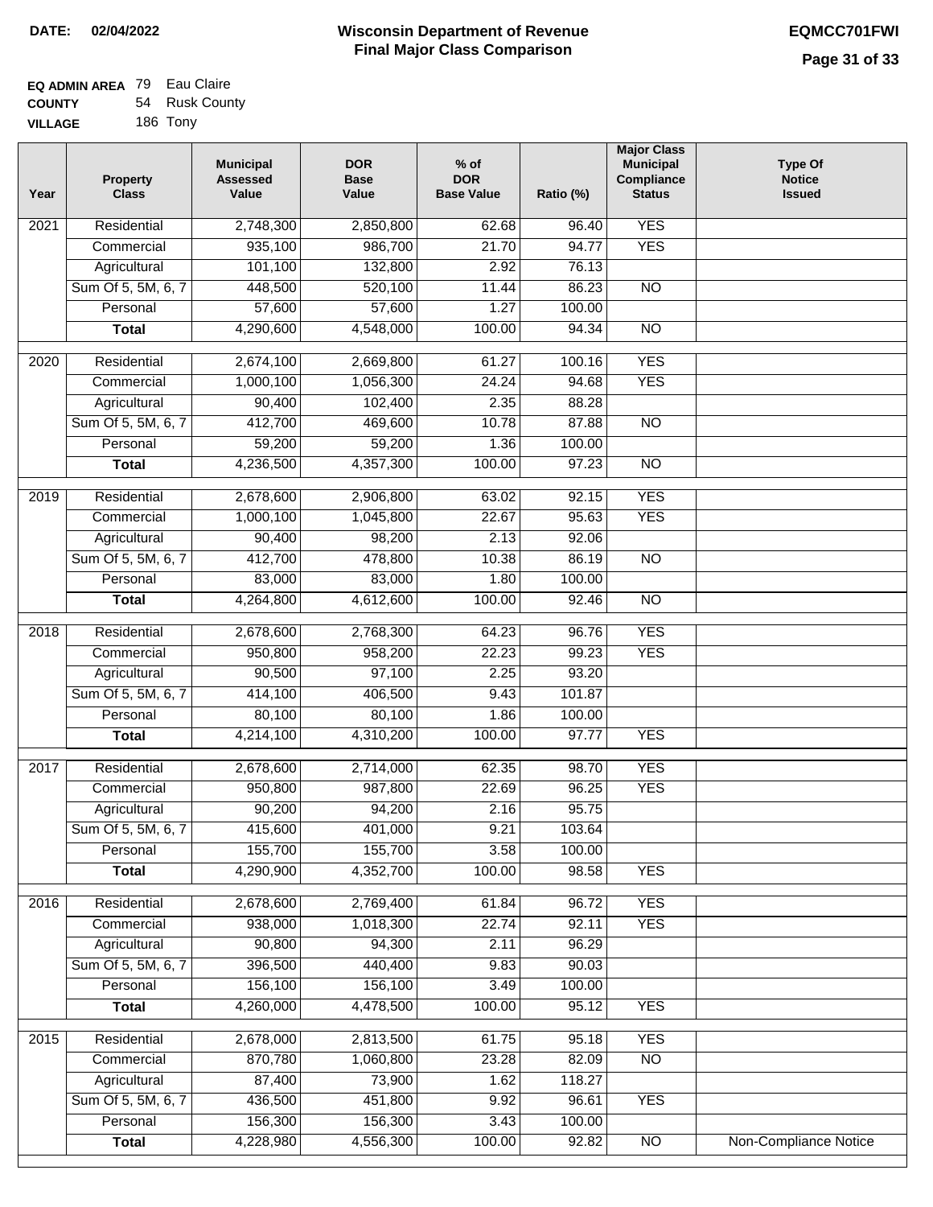**DATE: 02/04/2022**

# Wisconsin Department of Revenue
## Final Major Class Comparison

**EQMCC701FWI**

**EQ ADMIN AREA** 79 Eau Claire
**COUNTY** 54 Rusk County
**VILLAGE** 186 Tony

| Year | Property Class | Municipal Assessed Value | DOR Base Value | % of DOR Base Value | Ratio (%) | Major Class Municipal Compliance Status | Type Of Notice Issued |
|---|---|---|---|---|---|---|---|
| 2021 | Residential | 2,748,300 | 2,850,800 | 62.68 | 96.40 | YES | |
| | Commercial | 935,100 | 986,700 | 21.70 | 94.77 | YES | |
| | Agricultural | 101,100 | 132,800 | 2.92 | 76.13 | | |
| | Sum Of 5, 5M, 6, 7 | 448,500 | 520,100 | 11.44 | 86.23 | NO | |
| | Personal | 57,600 | 57,600 | 1.27 | 100.00 | | |
| | **Total** | 4,290,600 | 4,548,000 | 100.00 | 94.34 | NO | |
| 2020 | Residential | 2,674,100 | 2,669,800 | 61.27 | 100.16 | YES | |
| | Commercial | 1,000,100 | 1,056,300 | 24.24 | 94.68 | YES | |
| | Agricultural | 90,400 | 102,400 | 2.35 | 88.28 | | |
| | Sum Of 5, 5M, 6, 7 | 412,700 | 469,600 | 10.78 | 87.88 | NO | |
| | Personal | 59,200 | 59,200 | 1.36 | 100.00 | | |
| | **Total** | 4,236,500 | 4,357,300 | 100.00 | 97.23 | NO | |
| 2019 | Residential | 2,678,600 | 2,906,800 | 63.02 | 92.15 | YES | |
| | Commercial | 1,000,100 | 1,045,800 | 22.67 | 95.63 | YES | |
| | Agricultural | 90,400 | 98,200 | 2.13 | 92.06 | | |
| | Sum Of 5, 5M, 6, 7 | 412,700 | 478,800 | 10.38 | 86.19 | NO | |
| | Personal | 83,000 | 83,000 | 1.80 | 100.00 | | |
| | **Total** | 4,264,800 | 4,612,600 | 100.00 | 92.46 | NO | |
| 2018 | Residential | 2,678,600 | 2,768,300 | 64.23 | 96.76 | YES | |
| | Commercial | 950,800 | 958,200 | 22.23 | 99.23 | YES | |
| | Agricultural | 90,500 | 97,100 | 2.25 | 93.20 | | |
| | Sum Of 5, 5M, 6, 7 | 414,100 | 406,500 | 9.43 | 101.87 | | |
| | Personal | 80,100 | 80,100 | 1.86 | 100.00 | | |
| | **Total** | 4,214,100 | 4,310,200 | 100.00 | 97.77 | YES | |
| 2017 | Residential | 2,678,600 | 2,714,000 | 62.35 | 98.70 | YES | |
| | Commercial | 950,800 | 987,800 | 22.69 | 96.25 | YES | |
| | Agricultural | 90,200 | 94,200 | 2.16 | 95.75 | | |
| | Sum Of 5, 5M, 6, 7 | 415,600 | 401,000 | 9.21 | 103.64 | | |
| | Personal | 155,700 | 155,700 | 3.58 | 100.00 | | |
| | **Total** | 4,290,900 | 4,352,700 | 100.00 | 98.58 | YES | |
| 2016 | Residential | 2,678,600 | 2,769,400 | 61.84 | 96.72 | YES | |
| | Commercial | 938,000 | 1,018,300 | 22.74 | 92.11 | YES | |
| | Agricultural | 90,800 | 94,300 | 2.11 | 96.29 | | |
| | Sum Of 5, 5M, 6, 7 | 396,500 | 440,400 | 9.83 | 90.03 | | |
| | Personal | 156,100 | 156,100 | 3.49 | 100.00 | | |
| | **Total** | 4,260,000 | 4,478,500 | 100.00 | 95.12 | YES | |
| 2015 | Residential | 2,678,000 | 2,813,500 | 61.75 | 95.18 | YES | |
| | Commercial | 870,780 | 1,060,800 | 23.28 | 82.09 | NO | |
| | Agricultural | 87,400 | 73,900 | 1.62 | 118.27 | | |
| | Sum Of 5, 5M, 6, 7 | 436,500 | 451,800 | 9.92 | 96.61 | YES | |
| | Personal | 156,300 | 156,300 | 3.43 | 100.00 | | |
| | **Total** | 4,228,980 | 4,556,300 | 100.00 | 92.82 | NO | Non-Compliance Notice |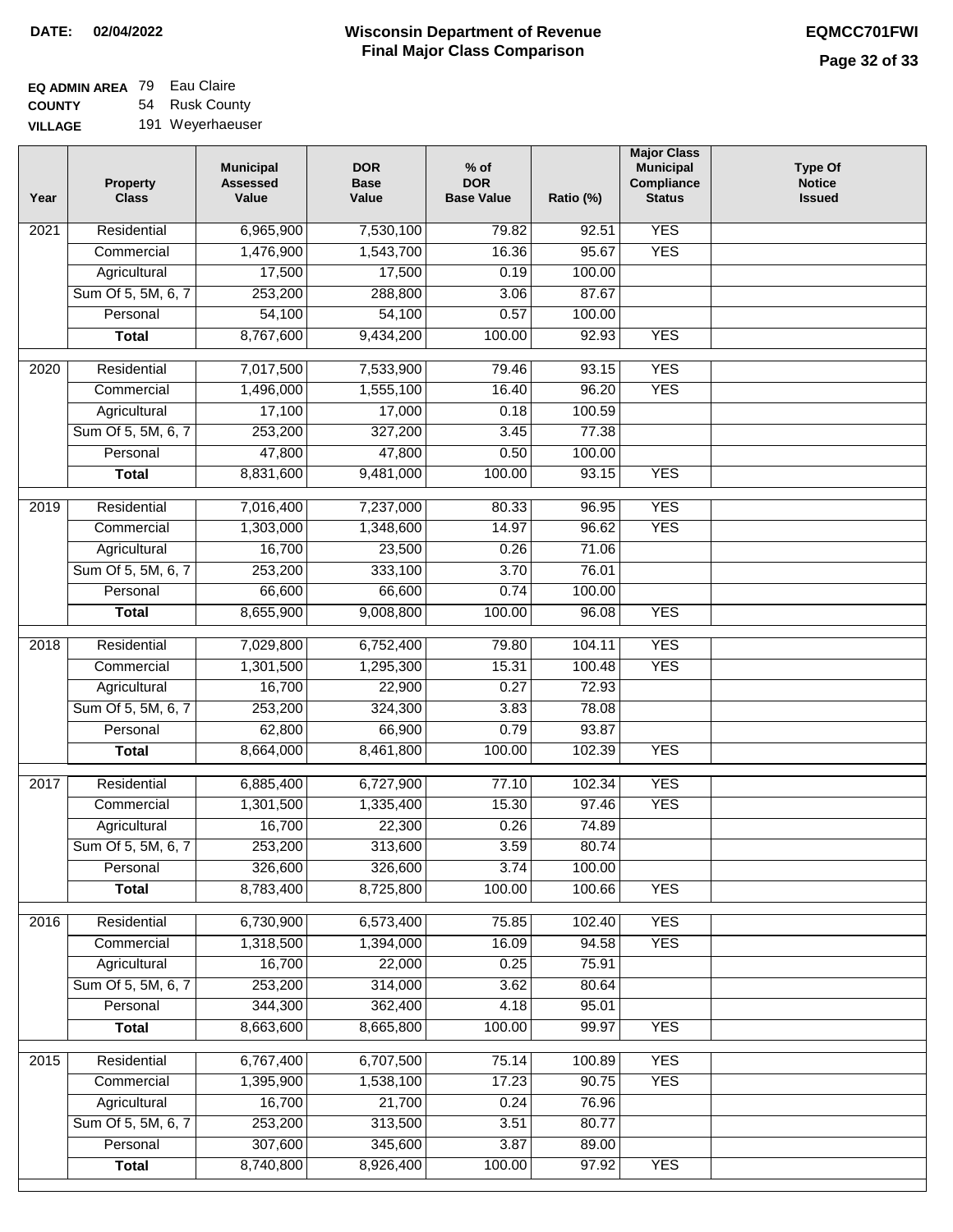**DATE: 02/04/2022**

# Wisconsin Department of Revenue
## Final Major Class Comparison

**EQMCC701FWI**

**EQ ADMIN AREA** 79 Eau Claire
**COUNTY** 54 Rusk County
**VILLAGE** 191 Weyerhaeuser

| Year | Property Class | Municipal Assessed Value | DOR Base Value | % of DOR Base Value | Ratio (%) | Major Class Municipal Compliance Status | Type Of Notice Issued |
|---|---|---|---|---|---|---|---|
| 2021 | Residential | 6,965,900 | 7,530,100 | 79.82 | 92.51 | YES | |
| | Commercial | 1,476,900 | 1,543,700 | 16.36 | 95.67 | YES | |
| | Agricultural | 17,500 | 17,500 | 0.19 | 100.00 | | |
| | Sum Of 5, 5M, 6, 7 | 253,200 | 288,800 | 3.06 | 87.67 | | |
| | Personal | 54,100 | 54,100 | 0.57 | 100.00 | | |
| | **Total** | 8,767,600 | 9,434,200 | 100.00 | 92.93 | YES | |
| 2020 | Residential | 7,017,500 | 7,533,900 | 79.46 | 93.15 | YES | |
| | Commercial | 1,496,000 | 1,555,100 | 16.40 | 96.20 | YES | |
| | Agricultural | 17,100 | 17,000 | 0.18 | 100.59 | | |
| | Sum Of 5, 5M, 6, 7 | 253,200 | 327,200 | 3.45 | 77.38 | | |
| | Personal | 47,800 | 47,800 | 0.50 | 100.00 | | |
| | **Total** | 8,831,600 | 9,481,000 | 100.00 | 93.15 | YES | |
| 2019 | Residential | 7,016,400 | 7,237,000 | 80.33 | 96.95 | YES | |
| | Commercial | 1,303,000 | 1,348,600 | 14.97 | 96.62 | YES | |
| | Agricultural | 16,700 | 23,500 | 0.26 | 71.06 | | |
| | Sum Of 5, 5M, 6, 7 | 253,200 | 333,100 | 3.70 | 76.01 | | |
| | Personal | 66,600 | 66,600 | 0.74 | 100.00 | | |
| | **Total** | 8,655,900 | 9,008,800 | 100.00 | 96.08 | YES | |
| 2018 | Residential | 7,029,800 | 6,752,400 | 79.80 | 104.11 | YES | |
| | Commercial | 1,301,500 | 1,295,300 | 15.31 | 100.48 | YES | |
| | Agricultural | 16,700 | 22,900 | 0.27 | 72.93 | | |
| | Sum Of 5, 5M, 6, 7 | 253,200 | 324,300 | 3.83 | 78.08 | | |
| | Personal | 62,800 | 66,900 | 0.79 | 93.87 | | |
| | **Total** | 8,664,000 | 8,461,800 | 100.00 | 102.39 | YES | |
| 2017 | Residential | 6,885,400 | 6,727,900 | 77.10 | 102.34 | YES | |
| | Commercial | 1,301,500 | 1,335,400 | 15.30 | 97.46 | YES | |
| | Agricultural | 16,700 | 22,300 | 0.26 | 74.89 | | |
| | Sum Of 5, 5M, 6, 7 | 253,200 | 313,600 | 3.59 | 80.74 | | |
| | Personal | 326,600 | 326,600 | 3.74 | 100.00 | | |
| | **Total** | 8,783,400 | 8,725,800 | 100.00 | 100.66 | YES | |
| 2016 | Residential | 6,730,900 | 6,573,400 | 75.85 | 102.40 | YES | |
| | Commercial | 1,318,500 | 1,394,000 | 16.09 | 94.58 | YES | |
| | Agricultural | 16,700 | 22,000 | 0.25 | 75.91 | | |
| | Sum Of 5, 5M, 6, 7 | 253,200 | 314,000 | 3.62 | 80.64 | | |
| | Personal | 344,300 | 362,400 | 4.18 | 95.01 | | |
| | **Total** | 8,663,600 | 8,665,800 | 100.00 | 99.97 | YES | |
| 2015 | Residential | 6,767,400 | 6,707,500 | 75.14 | 100.89 | YES | |
| | Commercial | 1,395,900 | 1,538,100 | 17.23 | 90.75 | YES | |
| | Agricultural | 16,700 | 21,700 | 0.24 | 76.96 | | |
| | Sum Of 5, 5M, 6, 7 | 253,200 | 313,500 | 3.51 | 80.77 | | |
| | Personal | 307,600 | 345,600 | 3.87 | 89.00 | | |
| | **Total** | 8,740,800 | 8,926,400 | 100.00 | 97.92 | YES | |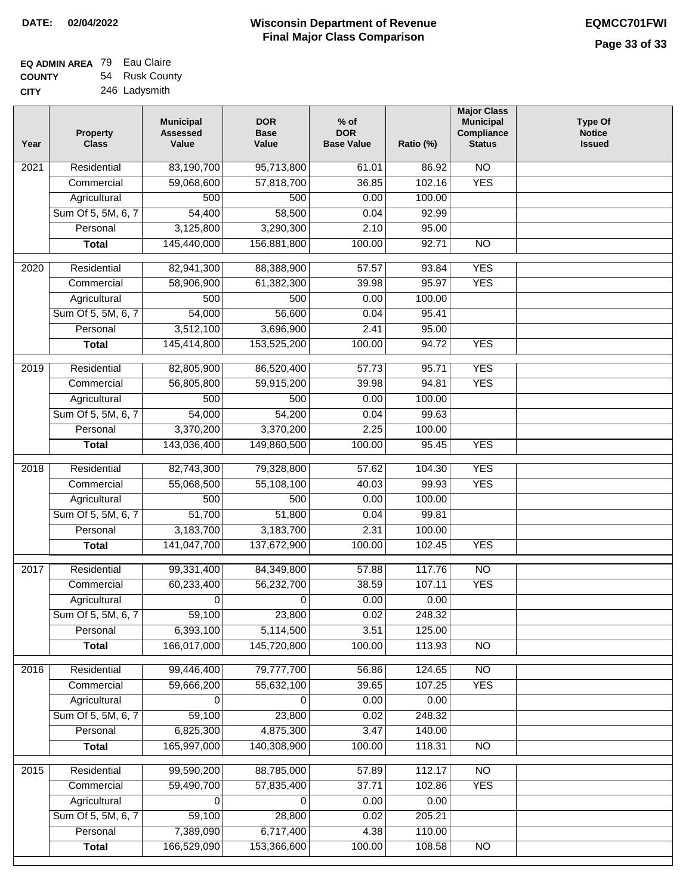**DATE: 02/04/2022**

# Wisconsin Department of Revenue
## Final Major Class Comparison

**EQMCC701FWI**

**EQ ADMIN AREA** 79 Eau Claire
**COUNTY** 54 Rusk County
**CITY** 246 Ladysmith

| Year | Property Class | Municipal Assessed Value | DOR Base Value | % of DOR Base Value | Ratio (%) | Major Class Municipal Compliance Status | Type Of Notice Issued |
|---|---|---|---|---|---|---|---|
| 2021 | Residential | 83,190,700 | 95,713,800 | 61.01 | 86.92 | NO | |
| | Commercial | 59,068,600 | 57,818,700 | 36.85 | 102.16 | YES | |
| | Agricultural | 500 | 500 | 0.00 | 100.00 | | |
| | Sum Of 5, 5M, 6, 7 | 54,400 | 58,500 | 0.04 | 92.99 | | |
| | Personal | 3,125,800 | 3,290,300 | 2.10 | 95.00 | | |
| | **Total** | 145,440,000 | 156,881,800 | 100.00 | 92.71 | NO | |
| 2020 | Residential | 82,941,300 | 88,388,900 | 57.57 | 93.84 | YES | |
| | Commercial | 58,906,900 | 61,382,300 | 39.98 | 95.97 | YES | |
| | Agricultural | 500 | 500 | 0.00 | 100.00 | | |
| | Sum Of 5, 5M, 6, 7 | 54,000 | 56,600 | 0.04 | 95.41 | | |
| | Personal | 3,512,100 | 3,696,900 | 2.41 | 95.00 | | |
| | **Total** | 145,414,800 | 153,525,200 | 100.00 | 94.72 | YES | |
| 2019 | Residential | 82,805,900 | 86,520,400 | 57.73 | 95.71 | YES | |
| | Commercial | 56,805,800 | 59,915,200 | 39.98 | 94.81 | YES | |
| | Agricultural | 500 | 500 | 0.00 | 100.00 | | |
| | Sum Of 5, 5M, 6, 7 | 54,000 | 54,200 | 0.04 | 99.63 | | |
| | Personal | 3,370,200 | 3,370,200 | 2.25 | 100.00 | | |
| | **Total** | 143,036,400 | 149,860,500 | 100.00 | 95.45 | YES | |
| 2018 | Residential | 82,743,300 | 79,328,800 | 57.62 | 104.30 | YES | |
| | Commercial | 55,068,500 | 55,108,100 | 40.03 | 99.93 | YES | |
| | Agricultural | 500 | 500 | 0.00 | 100.00 | | |
| | Sum Of 5, 5M, 6, 7 | 51,700 | 51,800 | 0.04 | 99.81 | | |
| | Personal | 3,183,700 | 3,183,700 | 2.31 | 100.00 | | |
| | **Total** | 141,047,700 | 137,672,900 | 100.00 | 102.45 | YES | |
| 2017 | Residential | 99,331,400 | 84,349,800 | 57.88 | 117.76 | NO | |
| | Commercial | 60,233,400 | 56,232,700 | 38.59 | 107.11 | YES | |
| | Agricultural | 0 | 0 | 0.00 | 0.00 | | |
| | Sum Of 5, 5M, 6, 7 | 59,100 | 23,800 | 0.02 | 248.32 | | |
| | Personal | 6,393,100 | 5,114,500 | 3.51 | 125.00 | | |
| | **Total** | 166,017,000 | 145,720,800 | 100.00 | 113.93 | NO | |
| 2016 | Residential | 99,446,400 | 79,777,700 | 56.86 | 124.65 | NO | |
| | Commercial | 59,666,200 | 55,632,100 | 39.65 | 107.25 | YES | |
| | Agricultural | 0 | 0 | 0.00 | 0.00 | | |
| | Sum Of 5, 5M, 6, 7 | 59,100 | 23,800 | 0.02 | 248.32 | | |
| | Personal | 6,825,300 | 4,875,300 | 3.47 | 140.00 | | |
| | **Total** | 165,997,000 | 140,308,900 | 100.00 | 118.31 | NO | |
| 2015 | Residential | 99,590,200 | 88,785,000 | 57.89 | 112.17 | NO | |
| | Commercial | 59,490,700 | 57,835,400 | 37.71 | 102.86 | YES | |
| | Agricultural | 0 | 0 | 0.00 | 0.00 | | |
| | Sum Of 5, 5M, 6, 7 | 59,100 | 28,800 | 0.02 | 205.21 | | |
| | Personal | 7,389,090 | 6,717,400 | 4.38 | 110.00 | | |
| | **Total** | 166,529,090 | 153,366,600 | 100.00 | 108.58 | NO | |